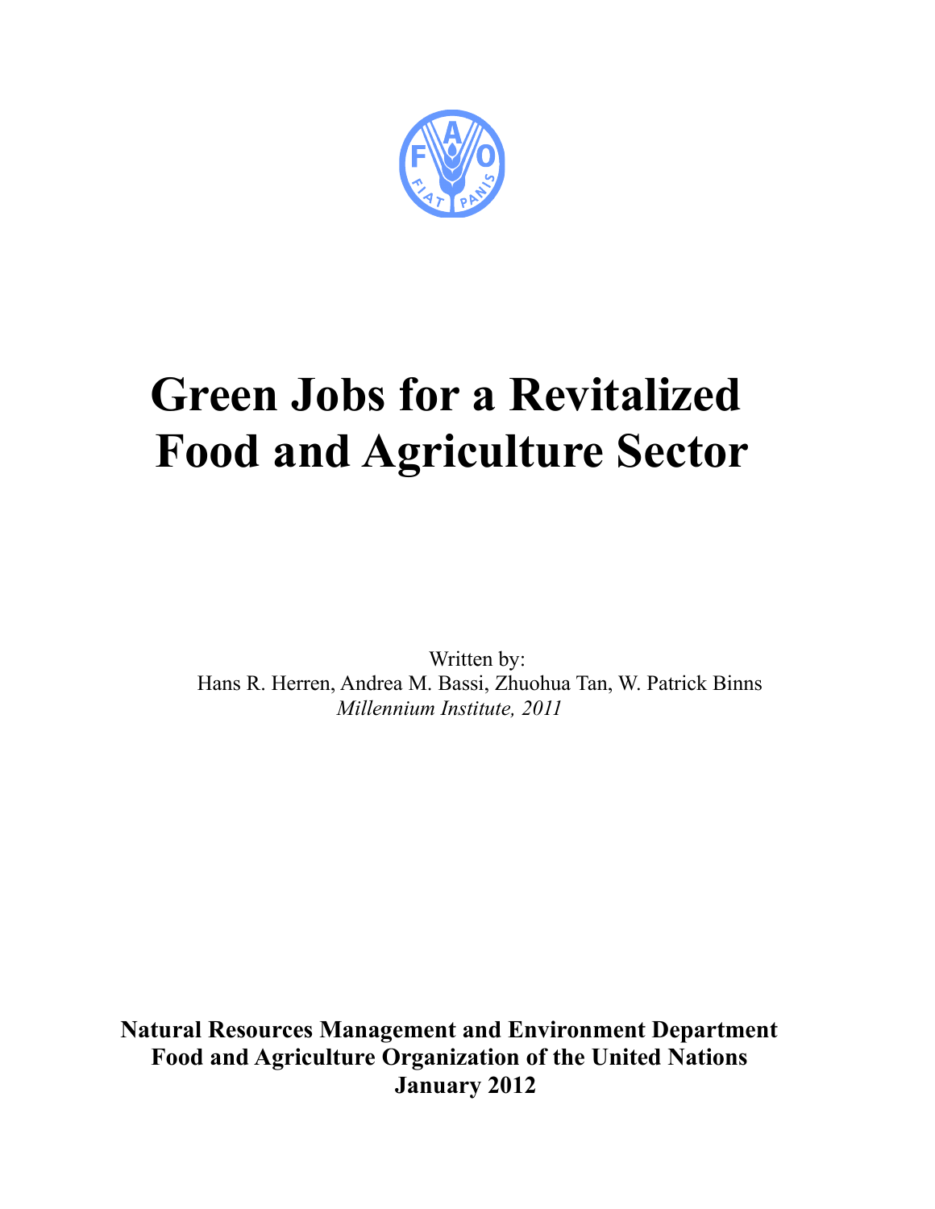# Green Jobs for a Revitalized Food and Agriculture Sector

Written by:
Hans R. Herren, Andrea M. Bassi, Zhuohua Tan, W. Patrick Binns
*Millennium Institute, 2011*

**Natural Resources Management and Environment Department**
**Food and Agriculture Organization of the United Nations**
**January 2012**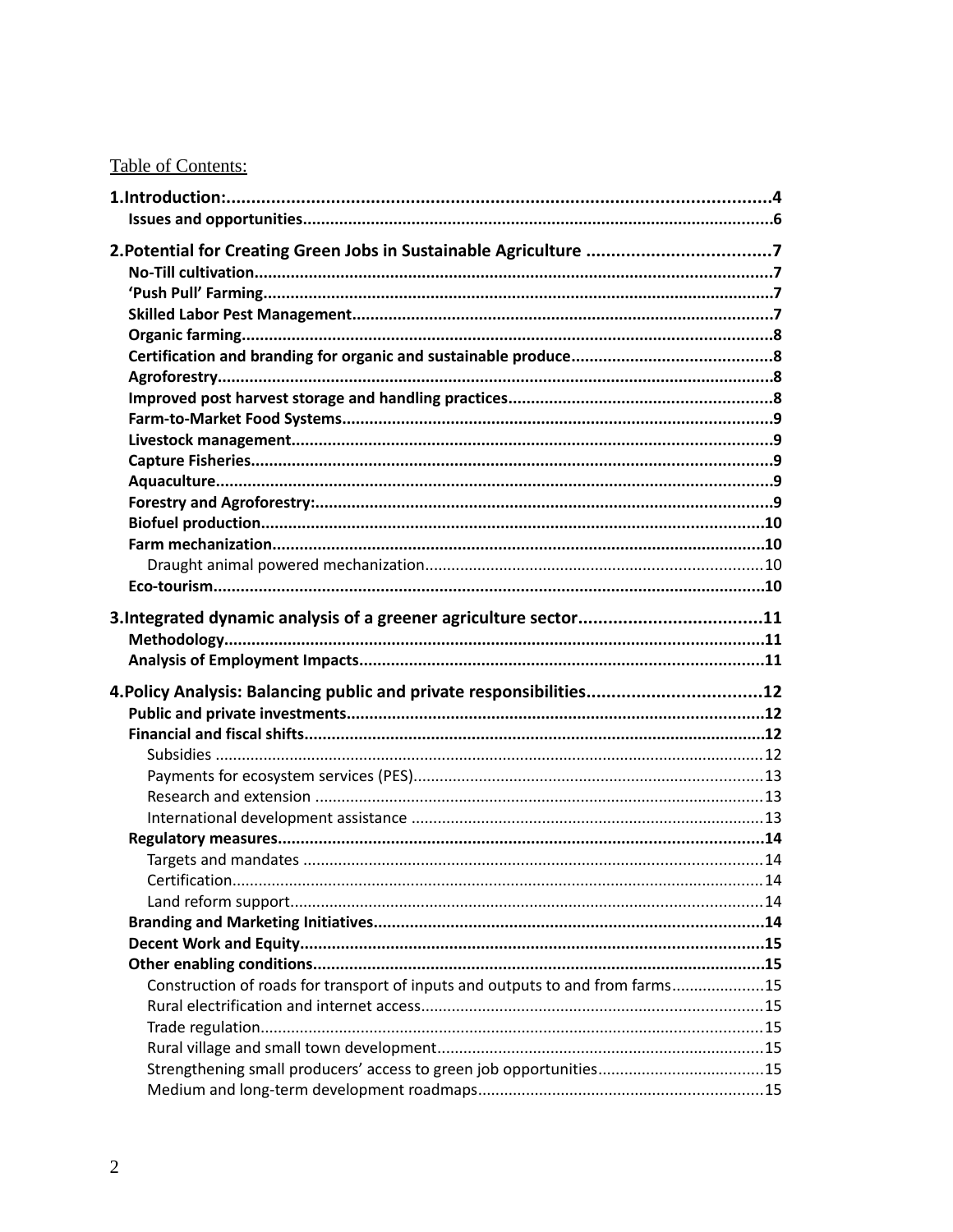Table of Contents:

**1.Introduction:** .... 4
- **Issues and opportunities** .... 6

**2.Potential for Creating Green Jobs in Sustainable Agriculture** .... 7
- **No-Till cultivation** .... 7
- **'Push Pull' Farming** .... 7
- **Skilled Labor Pest Management** .... 7
- **Organic farming** .... 8
- **Certification and branding for organic and sustainable produce** .... 8
- **Agroforestry** .... 8
- **Improved post harvest storage and handling practices** .... 8
- **Farm-to-Market Food Systems** .... 9
- **Livestock management** .... 9
- **Capture Fisheries** .... 9
- **Aquaculture** .... 9
- **Forestry and Agroforestry:** .... 9
- **Biofuel production** .... 10
- **Farm mechanization** .... 10
  - Draught animal powered mechanization .... 10
- **Eco-tourism** .... 10

**3.Integrated dynamic analysis of a greener agriculture sector** .... 11
- **Methodology** .... 11
- **Analysis of Employment Impacts** .... 11

**4.Policy Analysis: Balancing public and private responsibilities** .... 12
- **Public and private investments** .... 12
- **Financial and fiscal shifts** .... 12
  - Subsidies .... 12
  - Payments for ecosystem services (PES) .... 13
  - Research and extension .... 13
  - International development assistance .... 13
- **Regulatory measures** .... 14
  - Targets and mandates .... 14
  - Certification .... 14
  - Land reform support .... 14
- **Branding and Marketing Initiatives** .... 14
- **Decent Work and Equity** .... 15
- **Other enabling conditions** .... 15
  - Construction of roads for transport of inputs and outputs to and from farms .... 15
  - Rural electrification and internet access .... 15
  - Trade regulation .... 15
  - Rural village and small town development .... 15
  - Strengthening small producers' access to green job opportunities .... 15
  - Medium and long-term development roadmaps .... 15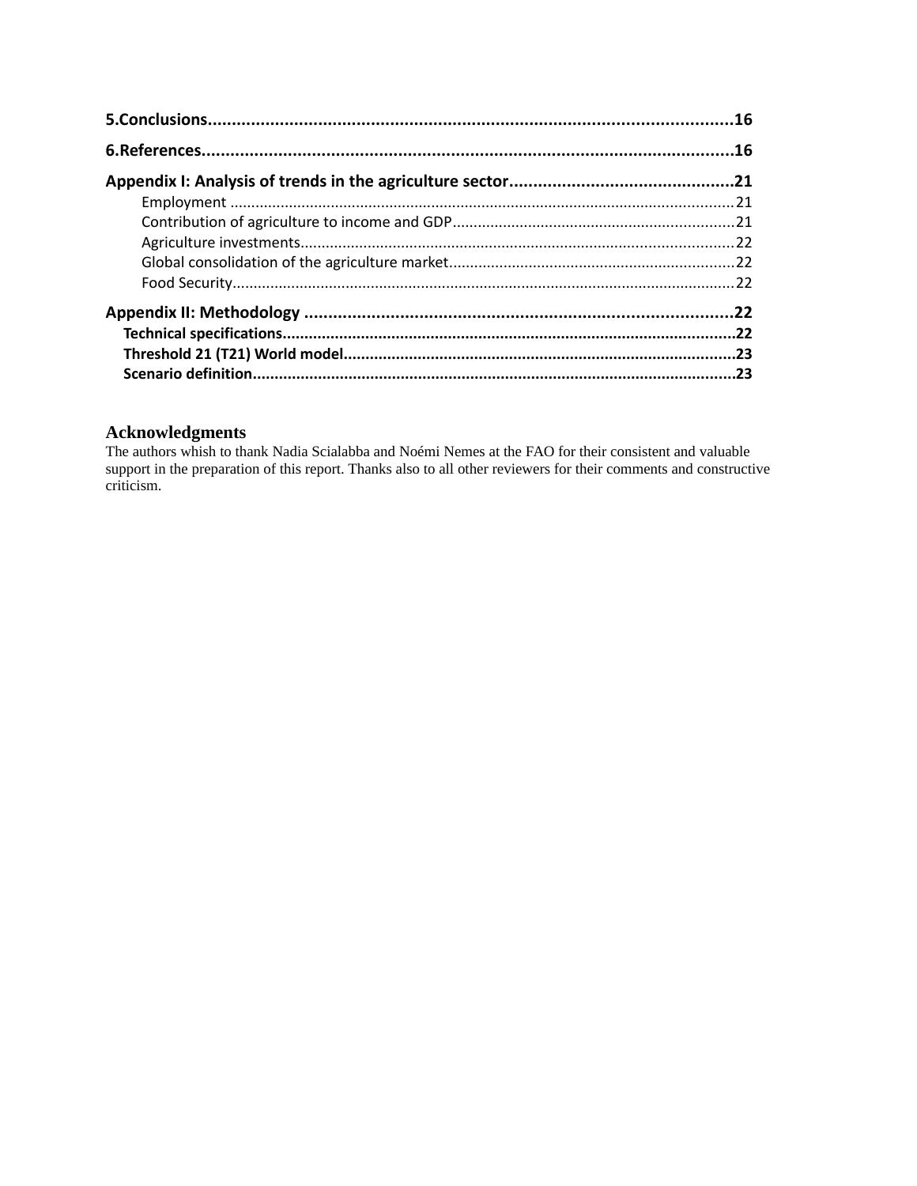5.Conclusions..............................................................................................................16

6.References................................................................................................................16

Appendix I: Analysis of trends in the agriculture sector...............................................21

- Employment .......................................................................................................................21
- Contribution of agriculture to income and GDP..................................................................21
- Agriculture investments......................................................................................................22
- Global consolidation of the agriculture market...................................................................22
- Food Security.......................................................................................................................22

Appendix II: Methodology ..........................................................................................22

- Technical specifications.......................................................................................................22
- Threshold 21 (T21) World model.........................................................................................23
- Scenario definition..............................................................................................................23

## Acknowledgments

The authors whish to thank Nadia Scialabba and Noémi Nemes at the FAO for their consistent and valuable support in the preparation of this report. Thanks also to all other reviewers for their comments and constructive criticism.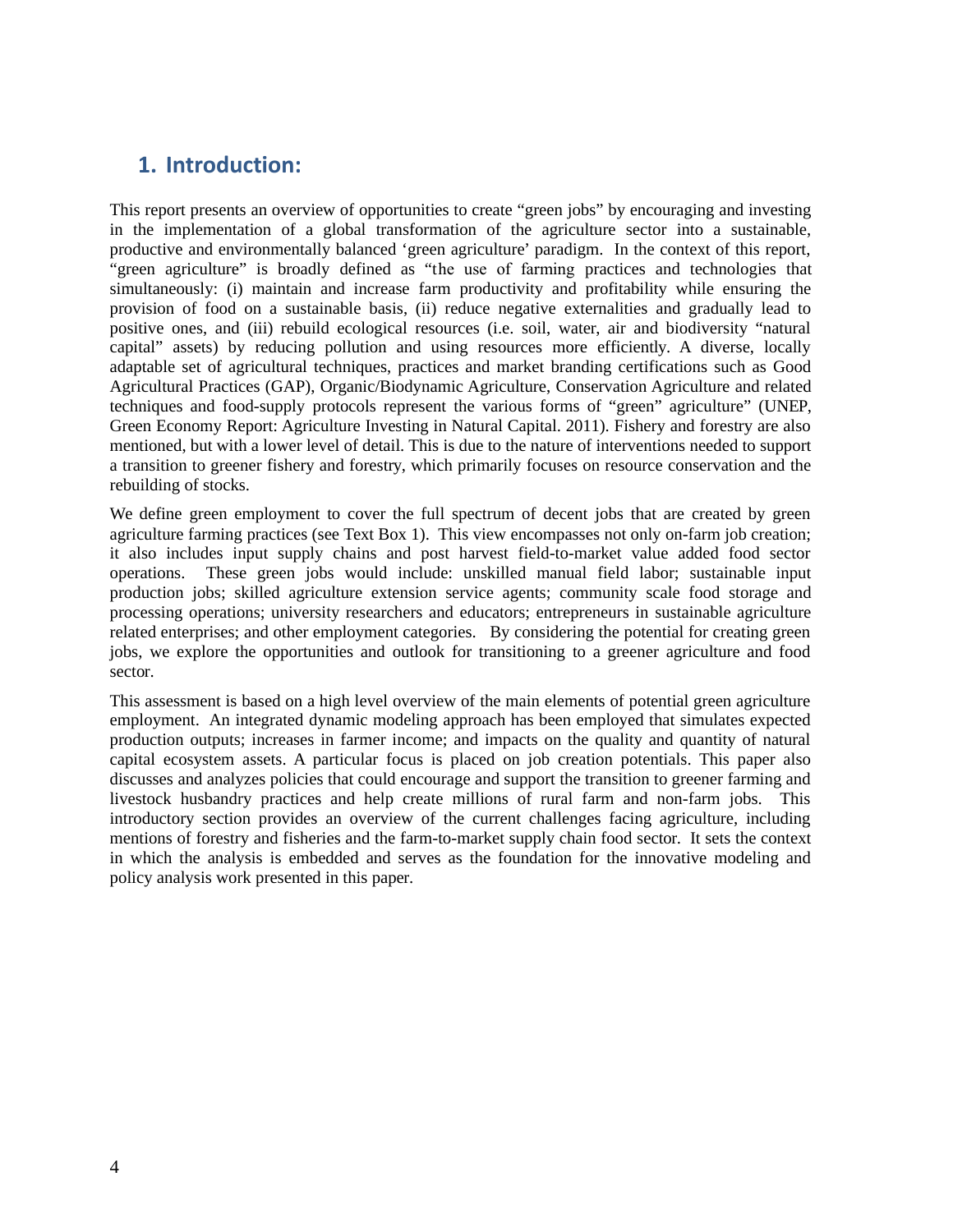# 1. Introduction:

This report presents an overview of opportunities to create "green jobs" by encouraging and investing in the implementation of a global transformation of the agriculture sector into a sustainable, productive and environmentally balanced 'green agriculture' paradigm. In the context of this report, "green agriculture" is broadly defined as "the use of farming practices and technologies that simultaneously: (i) maintain and increase farm productivity and profitability while ensuring the provision of food on a sustainable basis, (ii) reduce negative externalities and gradually lead to positive ones, and (iii) rebuild ecological resources (i.e. soil, water, air and biodiversity "natural capital" assets) by reducing pollution and using resources more efficiently. A diverse, locally adaptable set of agricultural techniques, practices and market branding certifications such as Good Agricultural Practices (GAP), Organic/Biodynamic Agriculture, Conservation Agriculture and related techniques and food-supply protocols represent the various forms of "green" agriculture" (UNEP, Green Economy Report: Agriculture Investing in Natural Capital. 2011). Fishery and forestry are also mentioned, but with a lower level of detail. This is due to the nature of interventions needed to support a transition to greener fishery and forestry, which primarily focuses on resource conservation and the rebuilding of stocks.

We define green employment to cover the full spectrum of decent jobs that are created by green agriculture farming practices (see Text Box 1). This view encompasses not only on-farm job creation; it also includes input supply chains and post harvest field-to-market value added food sector operations. These green jobs would include: unskilled manual field labor; sustainable input production jobs; skilled agriculture extension service agents; community scale food storage and processing operations; university researchers and educators; entrepreneurs in sustainable agriculture related enterprises; and other employment categories. By considering the potential for creating green jobs, we explore the opportunities and outlook for transitioning to a greener agriculture and food sector.

This assessment is based on a high level overview of the main elements of potential green agriculture employment. An integrated dynamic modeling approach has been employed that simulates expected production outputs; increases in farmer income; and impacts on the quality and quantity of natural capital ecosystem assets. A particular focus is placed on job creation potentials. This paper also discusses and analyzes policies that could encourage and support the transition to greener farming and livestock husbandry practices and help create millions of rural farm and non-farm jobs. This introductory section provides an overview of the current challenges facing agriculture, including mentions of forestry and fisheries and the farm-to-market supply chain food sector. It sets the context in which the analysis is embedded and serves as the foundation for the innovative modeling and policy analysis work presented in this paper.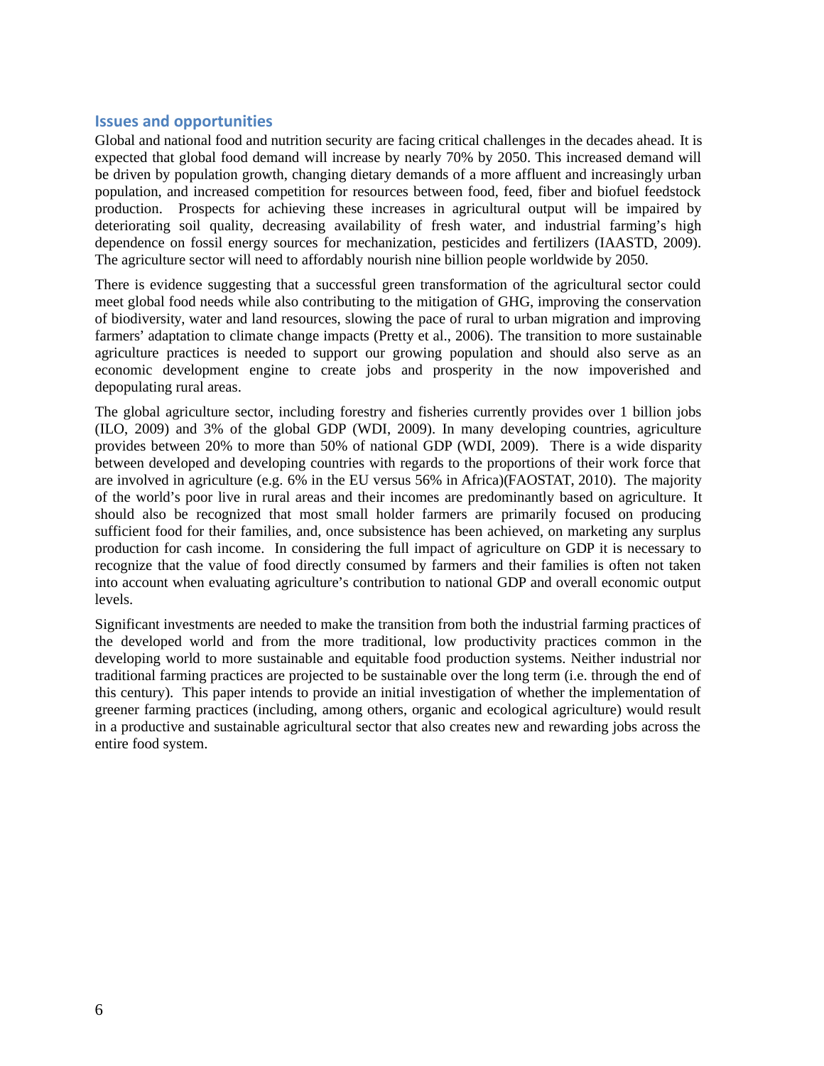## Issues and opportunities

Global and national food and nutrition security are facing critical challenges in the decades ahead. It is expected that global food demand will increase by nearly 70% by 2050. This increased demand will be driven by population growth, changing dietary demands of a more affluent and increasingly urban population, and increased competition for resources between food, feed, fiber and biofuel feedstock production. Prospects for achieving these increases in agricultural output will be impaired by deteriorating soil quality, decreasing availability of fresh water, and industrial farming's high dependence on fossil energy sources for mechanization, pesticides and fertilizers (IAASTD, 2009). The agriculture sector will need to affordably nourish nine billion people worldwide by 2050.

There is evidence suggesting that a successful green transformation of the agricultural sector could meet global food needs while also contributing to the mitigation of GHG, improving the conservation of biodiversity, water and land resources, slowing the pace of rural to urban migration and improving farmers' adaptation to climate change impacts (Pretty et al., 2006). The transition to more sustainable agriculture practices is needed to support our growing population and should also serve as an economic development engine to create jobs and prosperity in the now impoverished and depopulating rural areas.

The global agriculture sector, including forestry and fisheries currently provides over 1 billion jobs (ILO, 2009) and 3% of the global GDP (WDI, 2009). In many developing countries, agriculture provides between 20% to more than 50% of national GDP (WDI, 2009). There is a wide disparity between developed and developing countries with regards to the proportions of their work force that are involved in agriculture (e.g. 6% in the EU versus 56% in Africa)(FAOSTAT, 2010). The majority of the world's poor live in rural areas and their incomes are predominantly based on agriculture. It should also be recognized that most small holder farmers are primarily focused on producing sufficient food for their families, and, once subsistence has been achieved, on marketing any surplus production for cash income. In considering the full impact of agriculture on GDP it is necessary to recognize that the value of food directly consumed by farmers and their families is often not taken into account when evaluating agriculture's contribution to national GDP and overall economic output levels.

Significant investments are needed to make the transition from both the industrial farming practices of the developed world and from the more traditional, low productivity practices common in the developing world to more sustainable and equitable food production systems. Neither industrial nor traditional farming practices are projected to be sustainable over the long term (i.e. through the end of this century). This paper intends to provide an initial investigation of whether the implementation of greener farming practices (including, among others, organic and ecological agriculture) would result in a productive and sustainable agricultural sector that also creates new and rewarding jobs across the entire food system.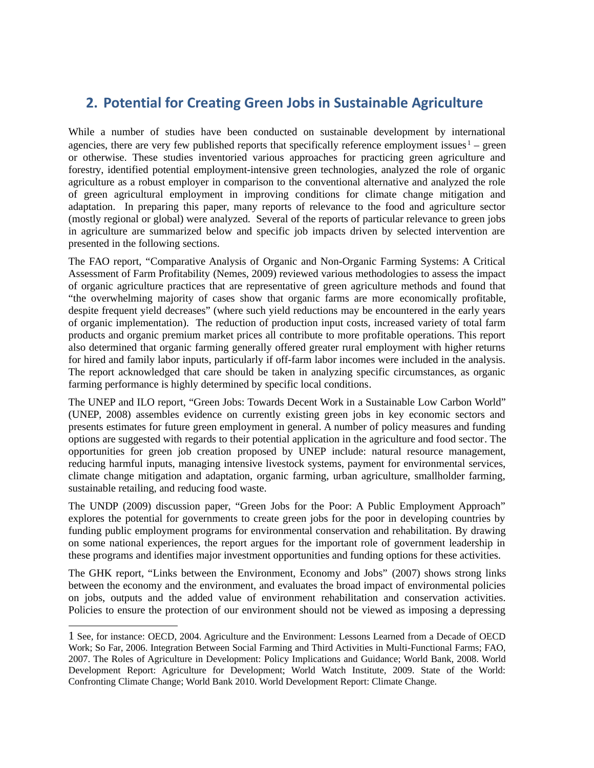## 2. Potential for Creating Green Jobs in Sustainable Agriculture

While a number of studies have been conducted on sustainable development by international agencies, there are very few published reports that specifically reference employment issues[1] – green or otherwise. These studies inventoried various approaches for practicing green agriculture and forestry, identified potential employment-intensive green technologies, analyzed the role of organic agriculture as a robust employer in comparison to the conventional alternative and analyzed the role of green agricultural employment in improving conditions for climate change mitigation and adaptation. In preparing this paper, many reports of relevance to the food and agriculture sector (mostly regional or global) were analyzed. Several of the reports of particular relevance to green jobs in agriculture are summarized below and specific job impacts driven by selected intervention are presented in the following sections.

The FAO report, "Comparative Analysis of Organic and Non-Organic Farming Systems: A Critical Assessment of Farm Profitability (Nemes, 2009) reviewed various methodologies to assess the impact of organic agriculture practices that are representative of green agriculture methods and found that "the overwhelming majority of cases show that organic farms are more economically profitable, despite frequent yield decreases" (where such yield reductions may be encountered in the early years of organic implementation). The reduction of production input costs, increased variety of total farm products and organic premium market prices all contribute to more profitable operations. This report also determined that organic farming generally offered greater rural employment with higher returns for hired and family labor inputs, particularly if off-farm labor incomes were included in the analysis. The report acknowledged that care should be taken in analyzing specific circumstances, as organic farming performance is highly determined by specific local conditions.

The UNEP and ILO report, "Green Jobs: Towards Decent Work in a Sustainable Low Carbon World" (UNEP, 2008) assembles evidence on currently existing green jobs in key economic sectors and presents estimates for future green employment in general. A number of policy measures and funding options are suggested with regards to their potential application in the agriculture and food sector. The opportunities for green job creation proposed by UNEP include: natural resource management, reducing harmful inputs, managing intensive livestock systems, payment for environmental services, climate change mitigation and adaptation, organic farming, urban agriculture, smallholder farming, sustainable retailing, and reducing food waste.

The UNDP (2009) discussion paper, "Green Jobs for the Poor: A Public Employment Approach" explores the potential for governments to create green jobs for the poor in developing countries by funding public employment programs for environmental conservation and rehabilitation. By drawing on some national experiences, the report argues for the important role of government leadership in these programs and identifies major investment opportunities and funding options for these activities.

The GHK report, "Links between the Environment, Economy and Jobs" (2007) shows strong links between the economy and the environment, and evaluates the broad impact of environmental policies on jobs, outputs and the added value of environment rehabilitation and conservation activities. Policies to ensure the protection of our environment should not be viewed as imposing a depressing

---

[1] See, for instance: OECD, 2004. Agriculture and the Environment: Lessons Learned from a Decade of OECD Work; So Far, 2006. Integration Between Social Farming and Third Activities in Multi-Functional Farms; FAO, 2007. The Roles of Agriculture in Development: Policy Implications and Guidance; World Bank, 2008. World Development Report: Agriculture for Development; World Watch Institute, 2009. State of the World: Confronting Climate Change; World Bank 2010. World Development Report: Climate Change.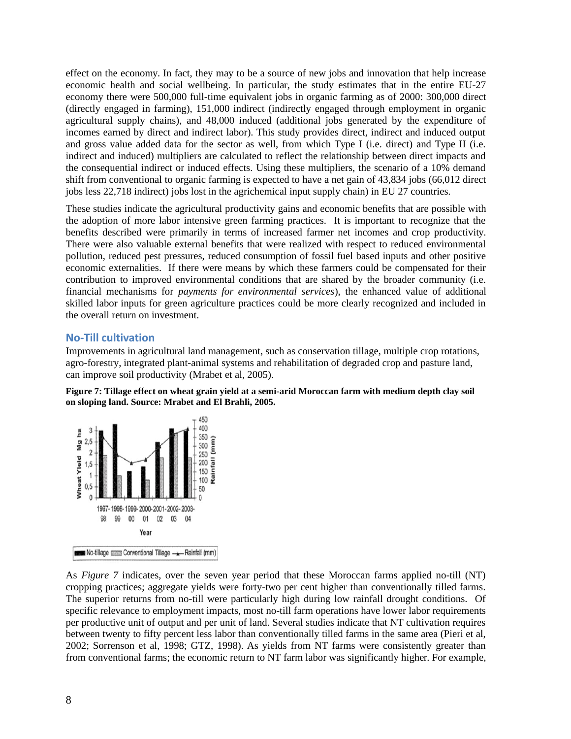effect on the economy. In fact, they may to be a source of new jobs and innovation that help increase economic health and social wellbeing. In particular, the study estimates that in the entire EU-27 economy there were 500,000 full-time equivalent jobs in organic farming as of 2000: 300,000 direct (directly engaged in farming), 151,000 indirect (indirectly engaged through employment in organic agricultural supply chains), and 48,000 induced (additional jobs generated by the expenditure of incomes earned by direct and indirect labor). This study provides direct, indirect and induced output and gross value added data for the sector as well, from which Type I (i.e. direct) and Type II (i.e. indirect and induced) multipliers are calculated to reflect the relationship between direct impacts and the consequential indirect or induced effects. Using these multipliers, the scenario of a 10% demand shift from conventional to organic farming is expected to have a net gain of 43,834 jobs (66,012 direct jobs less 22,718 indirect) jobs lost in the agrichemical input supply chain) in EU 27 countries.

These studies indicate the agricultural productivity gains and economic benefits that are possible with the adoption of more labor intensive green farming practices. It is important to recognize that the benefits described were primarily in terms of increased farmer net incomes and crop productivity. There were also valuable external benefits that were realized with respect to reduced environmental pollution, reduced pest pressures, reduced consumption of fossil fuel based inputs and other positive economic externalities. If there were means by which these farmers could be compensated for their contribution to improved environmental conditions that are shared by the broader community (i.e. financial mechanisms for *payments for environmental services*), the enhanced value of additional skilled labor inputs for green agriculture practices could be more clearly recognized and included in the overall return on investment.

## No-Till cultivation

Improvements in agricultural land management, such as conservation tillage, multiple crop rotations, agro-forestry, integrated plant-animal systems and rehabilitation of degraded crop and pasture land, can improve soil productivity (Mrabet et al, 2005).

**Figure 7: Tillage effect on wheat grain yield at a semi-arid Moroccan farm with medium depth clay soil on sloping land. Source: Mrabet and El Brahli, 2005.**

As *Figure 7* indicates, over the seven year period that these Moroccan farms applied no-till (NT) cropping practices; aggregate yields were forty-two per cent higher than conventionally tilled farms. The superior returns from no-till were particularly high during low rainfall drought conditions. Of specific relevance to employment impacts, most no-till farm operations have lower labor requirements per productive unit of output and per unit of land. Several studies indicate that NT cultivation requires between twenty to fifty percent less labor than conventionally tilled farms in the same area (Pieri et al, 2002; Sorrenson et al, 1998; GTZ, 1998). As yields from NT farms were consistently greater than from conventional farms; the economic return to NT farm labor was significantly higher. For example,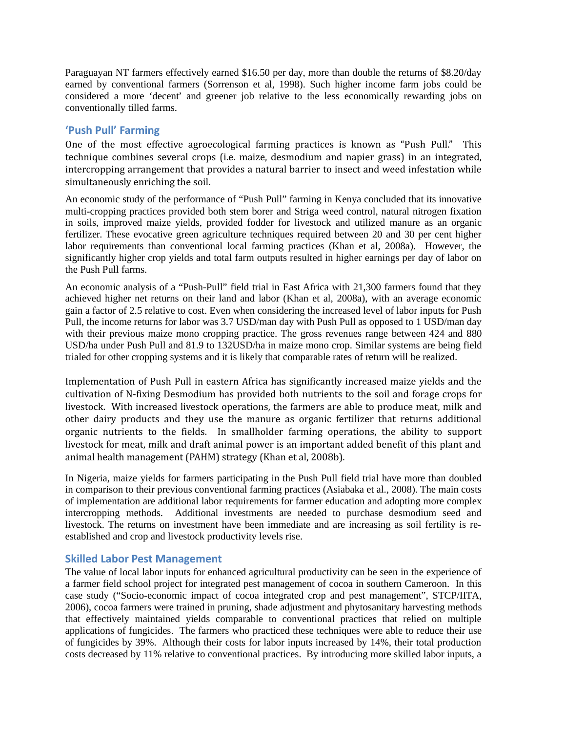Paraguayan NT farmers effectively earned $16.50 per day, more than double the returns of $8.20/day earned by conventional farmers (Sorrenson et al, 1998). Such higher income farm jobs could be considered a more 'decent' and greener job relative to the less economically rewarding jobs on conventionally tilled farms.

## 'Push Pull' Farming

One of the most effective agroecological farming practices is known as "Push Pull." This technique combines several crops (i.e. maize, desmodium and napier grass) in an integrated, intercropping arrangement that provides a natural barrier to insect and weed infestation while simultaneously enriching the soil.

An economic study of the performance of "Push Pull" farming in Kenya concluded that its innovative multi-cropping practices provided both stem borer and Striga weed control, natural nitrogen fixation in soils, improved maize yields, provided fodder for livestock and utilized manure as an organic fertilizer. These evocative green agriculture techniques required between 20 and 30 per cent higher labor requirements than conventional local farming practices (Khan et al, 2008a). However, the significantly higher crop yields and total farm outputs resulted in higher earnings per day of labor on the Push Pull farms.

An economic analysis of a "Push-Pull" field trial in East Africa with 21,300 farmers found that they achieved higher net returns on their land and labor (Khan et al, 2008a), with an average economic gain a factor of 2.5 relative to cost. Even when considering the increased level of labor inputs for Push Pull, the income returns for labor was 3.7 USD/man day with Push Pull as opposed to 1 USD/man day with their previous maize mono cropping practice. The gross revenues range between 424 and 880 USD/ha under Push Pull and 81.9 to 132USD/ha in maize mono crop. Similar systems are being field trialed for other cropping systems and it is likely that comparable rates of return will be realized.

Implementation of Push Pull in eastern Africa has significantly increased maize yields and the cultivation of N-fixing Desmodium has provided both nutrients to the soil and forage crops for livestock. With increased livestock operations, the farmers are able to produce meat, milk and other dairy products and they use the manure as organic fertilizer that returns additional organic nutrients to the fields. In smallholder farming operations, the ability to support livestock for meat, milk and draft animal power is an important added benefit of this plant and animal health management (PAHM) strategy (Khan et al, 2008b).

In Nigeria, maize yields for farmers participating in the Push Pull field trial have more than doubled in comparison to their previous conventional farming practices (Asiabaka et al., 2008). The main costs of implementation are additional labor requirements for farmer education and adopting more complex intercropping methods. Additional investments are needed to purchase desmodium seed and livestock. The returns on investment have been immediate and are increasing as soil fertility is re-established and crop and livestock productivity levels rise.

## Skilled Labor Pest Management

The value of local labor inputs for enhanced agricultural productivity can be seen in the experience of a farmer field school project for integrated pest management of cocoa in southern Cameroon. In this case study ("Socio-economic impact of cocoa integrated crop and pest management", STCP/IITA, 2006), cocoa farmers were trained in pruning, shade adjustment and phytosanitary harvesting methods that effectively maintained yields comparable to conventional practices that relied on multiple applications of fungicides. The farmers who practiced these techniques were able to reduce their use of fungicides by 39%. Although their costs for labor inputs increased by 14%, their total production costs decreased by 11% relative to conventional practices. By introducing more skilled labor inputs, a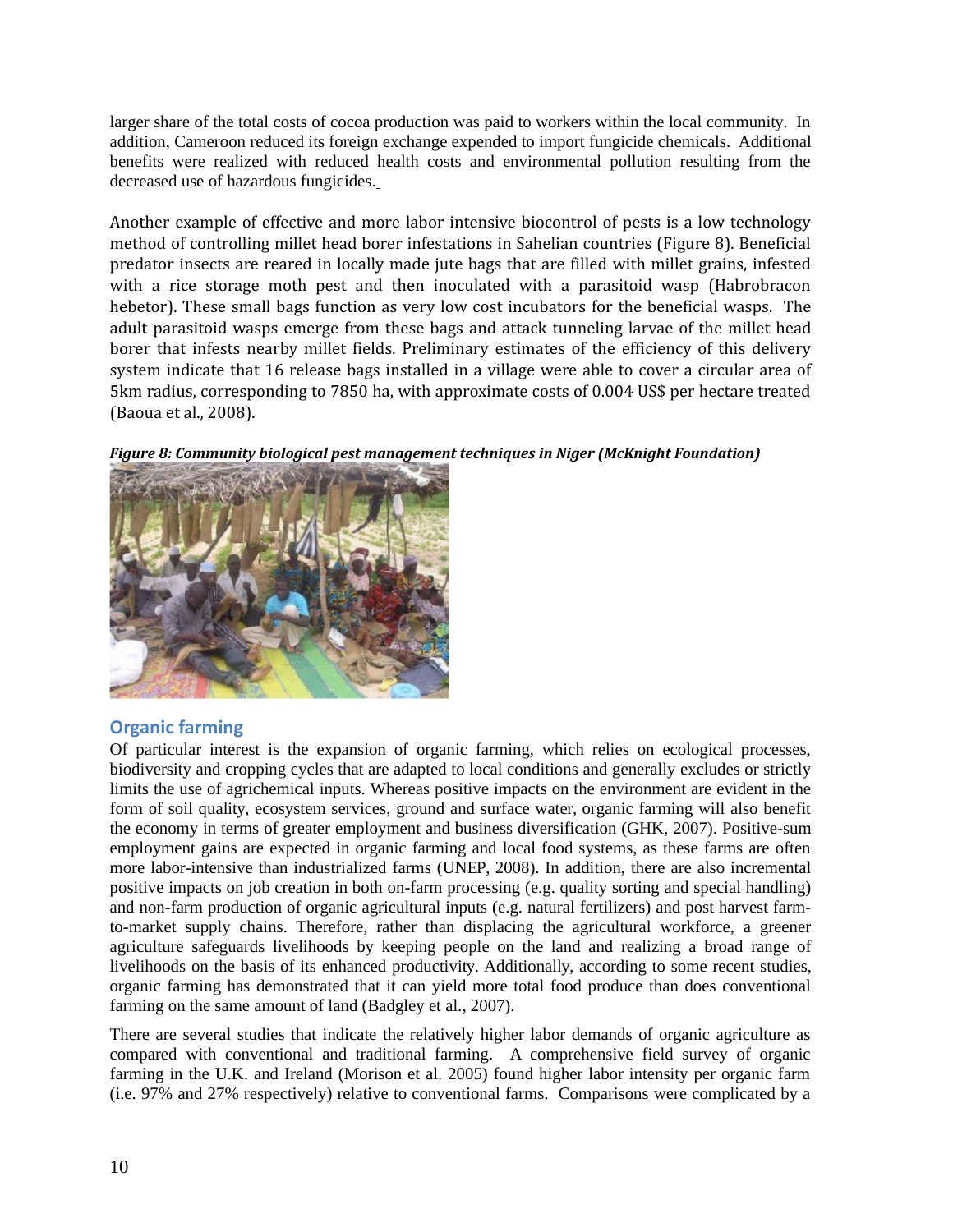larger share of the total costs of cocoa production was paid to workers within the local community. In addition, Cameroon reduced its foreign exchange expended to import fungicide chemicals. Additional benefits were realized with reduced health costs and environmental pollution resulting from the decreased use of hazardous fungicides.

Another example of effective and more labor intensive biocontrol of pests is a low technology method of controlling millet head borer infestations in Sahelian countries (Figure 8). Beneficial predator insects are reared in locally made jute bags that are filled with millet grains, infested with a rice storage moth pest and then inoculated with a parasitoid wasp (Habrobracon hebetor). These small bags function as very low cost incubators for the beneficial wasps. The adult parasitoid wasps emerge from these bags and attack tunneling larvae of the millet head borer that infests nearby millet fields. Preliminary estimates of the efficiency of this delivery system indicate that 16 release bags installed in a village were able to cover a circular area of 5km radius, corresponding to 7850 ha, with approximate costs of 0.004 US$ per hectare treated (Baoua et al., 2008).

***Figure 8: Community biological pest management techniques in Niger (McKnight Foundation)***

## Organic farming

Of particular interest is the expansion of organic farming, which relies on ecological processes, biodiversity and cropping cycles that are adapted to local conditions and generally excludes or strictly limits the use of agrichemical inputs. Whereas positive impacts on the environment are evident in the form of soil quality, ecosystem services, ground and surface water, organic farming will also benefit the economy in terms of greater employment and business diversification (GHK, 2007). Positive-sum employment gains are expected in organic farming and local food systems, as these farms are often more labor-intensive than industrialized farms (UNEP, 2008). In addition, there are also incremental positive impacts on job creation in both on-farm processing (e.g. quality sorting and special handling) and non-farm production of organic agricultural inputs (e.g. natural fertilizers) and post harvest farm-to-market supply chains. Therefore, rather than displacing the agricultural workforce, a greener agriculture safeguards livelihoods by keeping people on the land and realizing a broad range of livelihoods on the basis of its enhanced productivity. Additionally, according to some recent studies, organic farming has demonstrated that it can yield more total food produce than does conventional farming on the same amount of land (Badgley et al., 2007).

There are several studies that indicate the relatively higher labor demands of organic agriculture as compared with conventional and traditional farming. A comprehensive field survey of organic farming in the U.K. and Ireland (Morison et al. 2005) found higher labor intensity per organic farm (i.e. 97% and 27% respectively) relative to conventional farms. Comparisons were complicated by a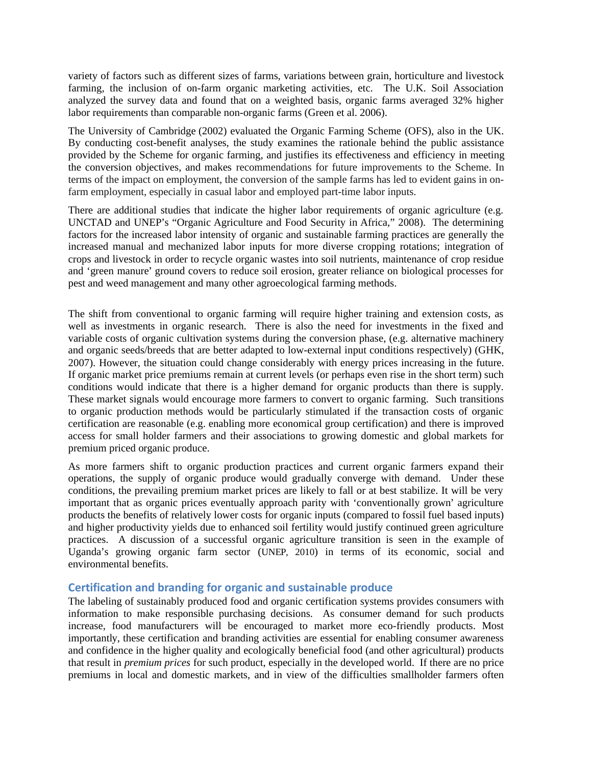variety of factors such as different sizes of farms, variations between grain, horticulture and livestock farming, the inclusion of on-farm organic marketing activities, etc. The U.K. Soil Association analyzed the survey data and found that on a weighted basis, organic farms averaged 32% higher labor requirements than comparable non-organic farms (Green et al. 2006).

The University of Cambridge (2002) evaluated the Organic Farming Scheme (OFS), also in the UK. By conducting cost-benefit analyses, the study examines the rationale behind the public assistance provided by the Scheme for organic farming, and justifies its effectiveness and efficiency in meeting the conversion objectives, and makes recommendations for future improvements to the Scheme. In terms of the impact on employment, the conversion of the sample farms has led to evident gains in on-farm employment, especially in casual labor and employed part-time labor inputs.

There are additional studies that indicate the higher labor requirements of organic agriculture (e.g. UNCTAD and UNEP's "Organic Agriculture and Food Security in Africa," 2008). The determining factors for the increased labor intensity of organic and sustainable farming practices are generally the increased manual and mechanized labor inputs for more diverse cropping rotations; integration of crops and livestock in order to recycle organic wastes into soil nutrients, maintenance of crop residue and 'green manure' ground covers to reduce soil erosion, greater reliance on biological processes for pest and weed management and many other agroecological farming methods.

The shift from conventional to organic farming will require higher training and extension costs, as well as investments in organic research. There is also the need for investments in the fixed and variable costs of organic cultivation systems during the conversion phase, (e.g. alternative machinery and organic seeds/breeds that are better adapted to low-external input conditions respectively) (GHK, 2007). However, the situation could change considerably with energy prices increasing in the future. If organic market price premiums remain at current levels (or perhaps even rise in the short term) such conditions would indicate that there is a higher demand for organic products than there is supply. These market signals would encourage more farmers to convert to organic farming. Such transitions to organic production methods would be particularly stimulated if the transaction costs of organic certification are reasonable (e.g. enabling more economical group certification) and there is improved access for small holder farmers and their associations to growing domestic and global markets for premium priced organic produce.

As more farmers shift to organic production practices and current organic farmers expand their operations, the supply of organic produce would gradually converge with demand. Under these conditions, the prevailing premium market prices are likely to fall or at best stabilize. It will be very important that as organic prices eventually approach parity with 'conventionally grown' agriculture products the benefits of relatively lower costs for organic inputs (compared to fossil fuel based inputs) and higher productivity yields due to enhanced soil fertility would justify continued green agriculture practices. A discussion of a successful organic agriculture transition is seen in the example of Uganda's growing organic farm sector (UNEP, 2010) in terms of its economic, social and environmental benefits.

## Certification and branding for organic and sustainable produce

The labeling of sustainably produced food and organic certification systems provides consumers with information to make responsible purchasing decisions. As consumer demand for such products increase, food manufacturers will be encouraged to market more eco-friendly products. Most importantly, these certification and branding activities are essential for enabling consumer awareness and confidence in the higher quality and ecologically beneficial food (and other agricultural) products that result in *premium prices* for such product, especially in the developed world. If there are no price premiums in local and domestic markets, and in view of the difficulties smallholder farmers often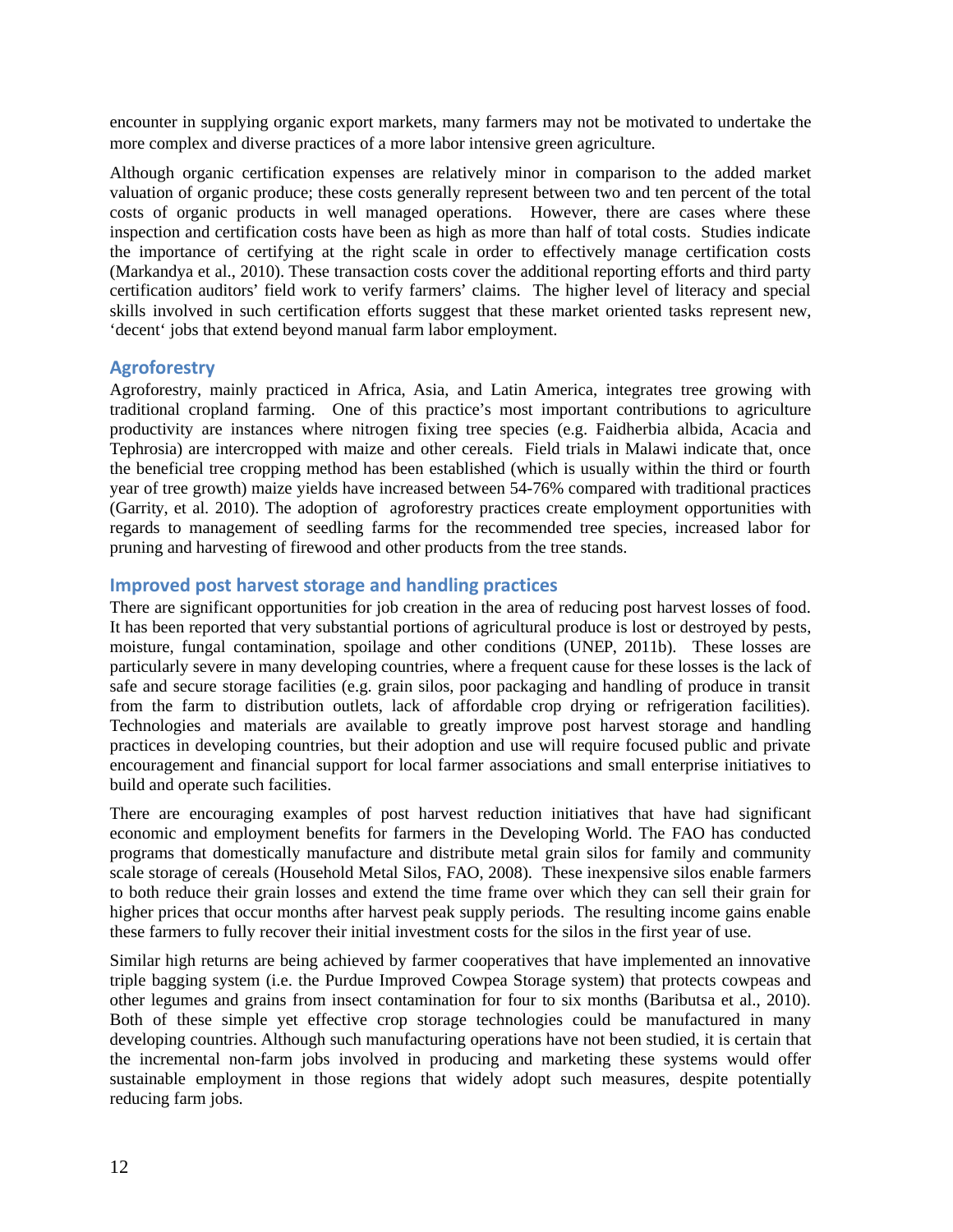encounter in supplying organic export markets, many farmers may not be motivated to undertake the more complex and diverse practices of a more labor intensive green agriculture.

Although organic certification expenses are relatively minor in comparison to the added market valuation of organic produce; these costs generally represent between two and ten percent of the total costs of organic products in well managed operations. However, there are cases where these inspection and certification costs have been as high as more than half of total costs. Studies indicate the importance of certifying at the right scale in order to effectively manage certification costs (Markandya et al., 2010). These transaction costs cover the additional reporting efforts and third party certification auditors' field work to verify farmers' claims. The higher level of literacy and special skills involved in such certification efforts suggest that these market oriented tasks represent new, 'decent' jobs that extend beyond manual farm labor employment.

## Agroforestry

Agroforestry, mainly practiced in Africa, Asia, and Latin America, integrates tree growing with traditional cropland farming. One of this practice's most important contributions to agriculture productivity are instances where nitrogen fixing tree species (e.g. Faidherbia albida, Acacia and Tephrosia) are intercropped with maize and other cereals. Field trials in Malawi indicate that, once the beneficial tree cropping method has been established (which is usually within the third or fourth year of tree growth) maize yields have increased between 54-76% compared with traditional practices (Garrity, et al. 2010). The adoption of agroforestry practices create employment opportunities with regards to management of seedling farms for the recommended tree species, increased labor for pruning and harvesting of firewood and other products from the tree stands.

## Improved post harvest storage and handling practices

There are significant opportunities for job creation in the area of reducing post harvest losses of food. It has been reported that very substantial portions of agricultural produce is lost or destroyed by pests, moisture, fungal contamination, spoilage and other conditions (UNEP, 2011b). These losses are particularly severe in many developing countries, where a frequent cause for these losses is the lack of safe and secure storage facilities (e.g. grain silos, poor packaging and handling of produce in transit from the farm to distribution outlets, lack of affordable crop drying or refrigeration facilities). Technologies and materials are available to greatly improve post harvest storage and handling practices in developing countries, but their adoption and use will require focused public and private encouragement and financial support for local farmer associations and small enterprise initiatives to build and operate such facilities.

There are encouraging examples of post harvest reduction initiatives that have had significant economic and employment benefits for farmers in the Developing World. The FAO has conducted programs that domestically manufacture and distribute metal grain silos for family and community scale storage of cereals (Household Metal Silos, FAO, 2008). These inexpensive silos enable farmers to both reduce their grain losses and extend the time frame over which they can sell their grain for higher prices that occur months after harvest peak supply periods. The resulting income gains enable these farmers to fully recover their initial investment costs for the silos in the first year of use.

Similar high returns are being achieved by farmer cooperatives that have implemented an innovative triple bagging system (i.e. the Purdue Improved Cowpea Storage system) that protects cowpeas and other legumes and grains from insect contamination for four to six months (Baributsa et al., 2010). Both of these simple yet effective crop storage technologies could be manufactured in many developing countries. Although such manufacturing operations have not been studied, it is certain that the incremental non-farm jobs involved in producing and marketing these systems would offer sustainable employment in those regions that widely adopt such measures, despite potentially reducing farm jobs.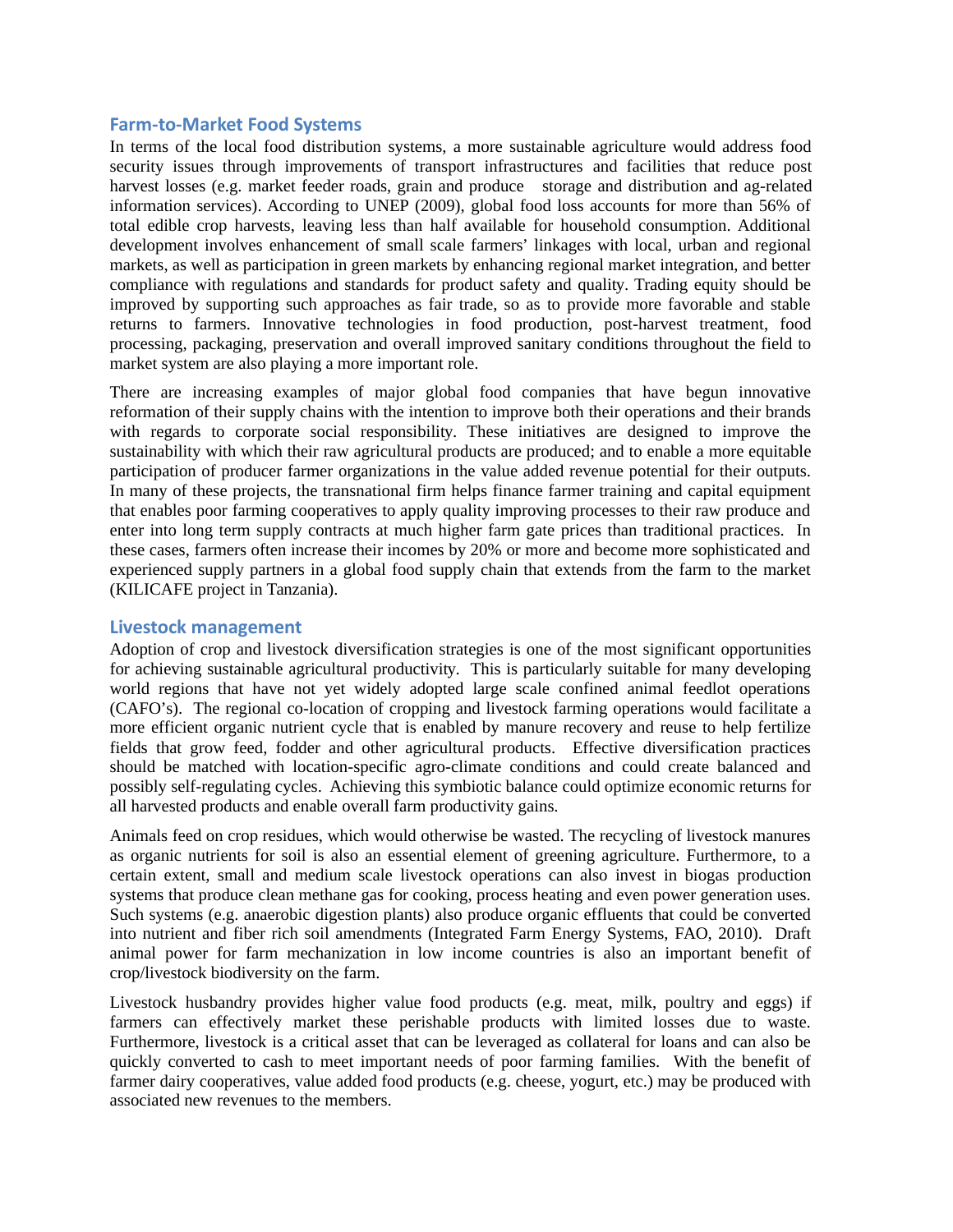## Farm-to-Market Food Systems

In terms of the local food distribution systems, a more sustainable agriculture would address food security issues through improvements of transport infrastructures and facilities that reduce post harvest losses (e.g. market feeder roads, grain and produce storage and distribution and ag-related information services). According to UNEP (2009), global food loss accounts for more than 56% of total edible crop harvests, leaving less than half available for household consumption. Additional development involves enhancement of small scale farmers' linkages with local, urban and regional markets, as well as participation in green markets by enhancing regional market integration, and better compliance with regulations and standards for product safety and quality. Trading equity should be improved by supporting such approaches as fair trade, so as to provide more favorable and stable returns to farmers. Innovative technologies in food production, post-harvest treatment, food processing, packaging, preservation and overall improved sanitary conditions throughout the field to market system are also playing a more important role.

There are increasing examples of major global food companies that have begun innovative reformation of their supply chains with the intention to improve both their operations and their brands with regards to corporate social responsibility. These initiatives are designed to improve the sustainability with which their raw agricultural products are produced; and to enable a more equitable participation of producer farmer organizations in the value added revenue potential for their outputs. In many of these projects, the transnational firm helps finance farmer training and capital equipment that enables poor farming cooperatives to apply quality improving processes to their raw produce and enter into long term supply contracts at much higher farm gate prices than traditional practices. In these cases, farmers often increase their incomes by 20% or more and become more sophisticated and experienced supply partners in a global food supply chain that extends from the farm to the market (KILICAFE project in Tanzania).

## Livestock management

Adoption of crop and livestock diversification strategies is one of the most significant opportunities for achieving sustainable agricultural productivity. This is particularly suitable for many developing world regions that have not yet widely adopted large scale confined animal feedlot operations (CAFO's). The regional co-location of cropping and livestock farming operations would facilitate a more efficient organic nutrient cycle that is enabled by manure recovery and reuse to help fertilize fields that grow feed, fodder and other agricultural products. Effective diversification practices should be matched with location-specific agro-climate conditions and could create balanced and possibly self-regulating cycles. Achieving this symbiotic balance could optimize economic returns for all harvested products and enable overall farm productivity gains.

Animals feed on crop residues, which would otherwise be wasted. The recycling of livestock manures as organic nutrients for soil is also an essential element of greening agriculture. Furthermore, to a certain extent, small and medium scale livestock operations can also invest in biogas production systems that produce clean methane gas for cooking, process heating and even power generation uses. Such systems (e.g. anaerobic digestion plants) also produce organic effluents that could be converted into nutrient and fiber rich soil amendments (Integrated Farm Energy Systems, FAO, 2010). Draft animal power for farm mechanization in low income countries is also an important benefit of crop/livestock biodiversity on the farm.

Livestock husbandry provides higher value food products (e.g. meat, milk, poultry and eggs) if farmers can effectively market these perishable products with limited losses due to waste. Furthermore, livestock is a critical asset that can be leveraged as collateral for loans and can also be quickly converted to cash to meet important needs of poor farming families. With the benefit of farmer dairy cooperatives, value added food products (e.g. cheese, yogurt, etc.) may be produced with associated new revenues to the members.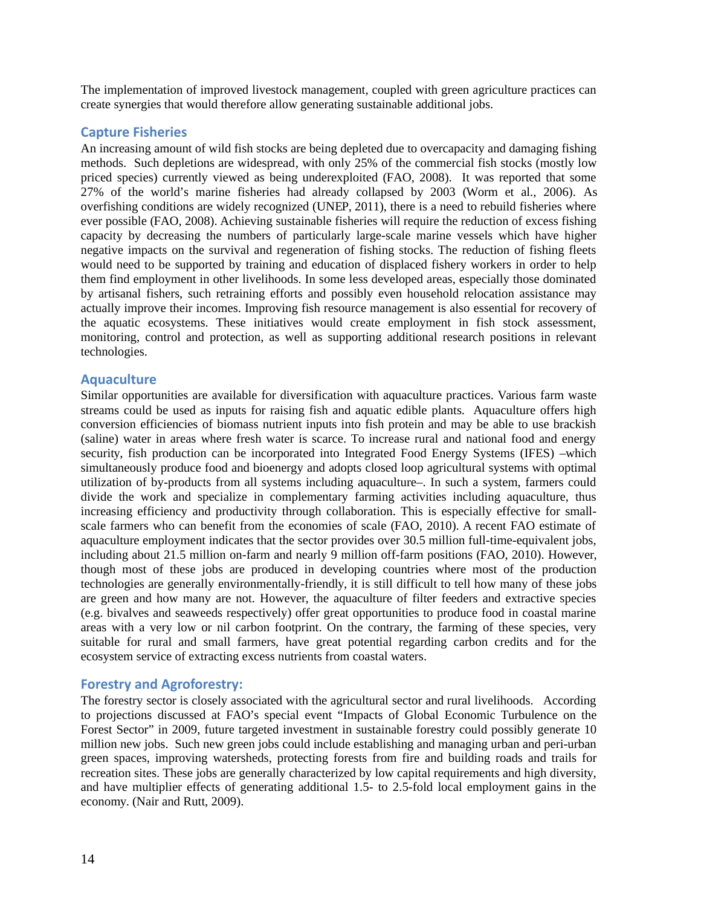The implementation of improved livestock management, coupled with green agriculture practices can create synergies that would therefore allow generating sustainable additional jobs.

## Capture Fisheries

An increasing amount of wild fish stocks are being depleted due to overcapacity and damaging fishing methods. Such depletions are widespread, with only 25% of the commercial fish stocks (mostly low priced species) currently viewed as being underexploited (FAO, 2008). It was reported that some 27% of the world's marine fisheries had already collapsed by 2003 (Worm et al., 2006). As overfishing conditions are widely recognized (UNEP, 2011), there is a need to rebuild fisheries where ever possible (FAO, 2008). Achieving sustainable fisheries will require the reduction of excess fishing capacity by decreasing the numbers of particularly large-scale marine vessels which have higher negative impacts on the survival and regeneration of fishing stocks. The reduction of fishing fleets would need to be supported by training and education of displaced fishery workers in order to help them find employment in other livelihoods. In some less developed areas, especially those dominated by artisanal fishers, such retraining efforts and possibly even household relocation assistance may actually improve their incomes. Improving fish resource management is also essential for recovery of the aquatic ecosystems. These initiatives would create employment in fish stock assessment, monitoring, control and protection, as well as supporting additional research positions in relevant technologies.

## Aquaculture

Similar opportunities are available for diversification with aquaculture practices. Various farm waste streams could be used as inputs for raising fish and aquatic edible plants. Aquaculture offers high conversion efficiencies of biomass nutrient inputs into fish protein and may be able to use brackish (saline) water in areas where fresh water is scarce. To increase rural and national food and energy security, fish production can be incorporated into Integrated Food Energy Systems (IFES) –which simultaneously produce food and bioenergy and adopts closed loop agricultural systems with optimal utilization of by-products from all systems including aquaculture–. In such a system, farmers could divide the work and specialize in complementary farming activities including aquaculture, thus increasing efficiency and productivity through collaboration. This is especially effective for small-scale farmers who can benefit from the economies of scale (FAO, 2010). A recent FAO estimate of aquaculture employment indicates that the sector provides over 30.5 million full-time-equivalent jobs, including about 21.5 million on-farm and nearly 9 million off-farm positions (FAO, 2010). However, though most of these jobs are produced in developing countries where most of the production technologies are generally environmentally-friendly, it is still difficult to tell how many of these jobs are green and how many are not. However, the aquaculture of filter feeders and extractive species (e.g. bivalves and seaweeds respectively) offer great opportunities to produce food in coastal marine areas with a very low or nil carbon footprint. On the contrary, the farming of these species, very suitable for rural and small farmers, have great potential regarding carbon credits and for the ecosystem service of extracting excess nutrients from coastal waters.

## Forestry and Agroforestry:

The forestry sector is closely associated with the agricultural sector and rural livelihoods. According to projections discussed at FAO's special event "Impacts of Global Economic Turbulence on the Forest Sector" in 2009, future targeted investment in sustainable forestry could possibly generate 10 million new jobs. Such new green jobs could include establishing and managing urban and peri-urban green spaces, improving watersheds, protecting forests from fire and building roads and trails for recreation sites. These jobs are generally characterized by low capital requirements and high diversity, and have multiplier effects of generating additional 1.5- to 2.5-fold local employment gains in the economy. (Nair and Rutt, 2009).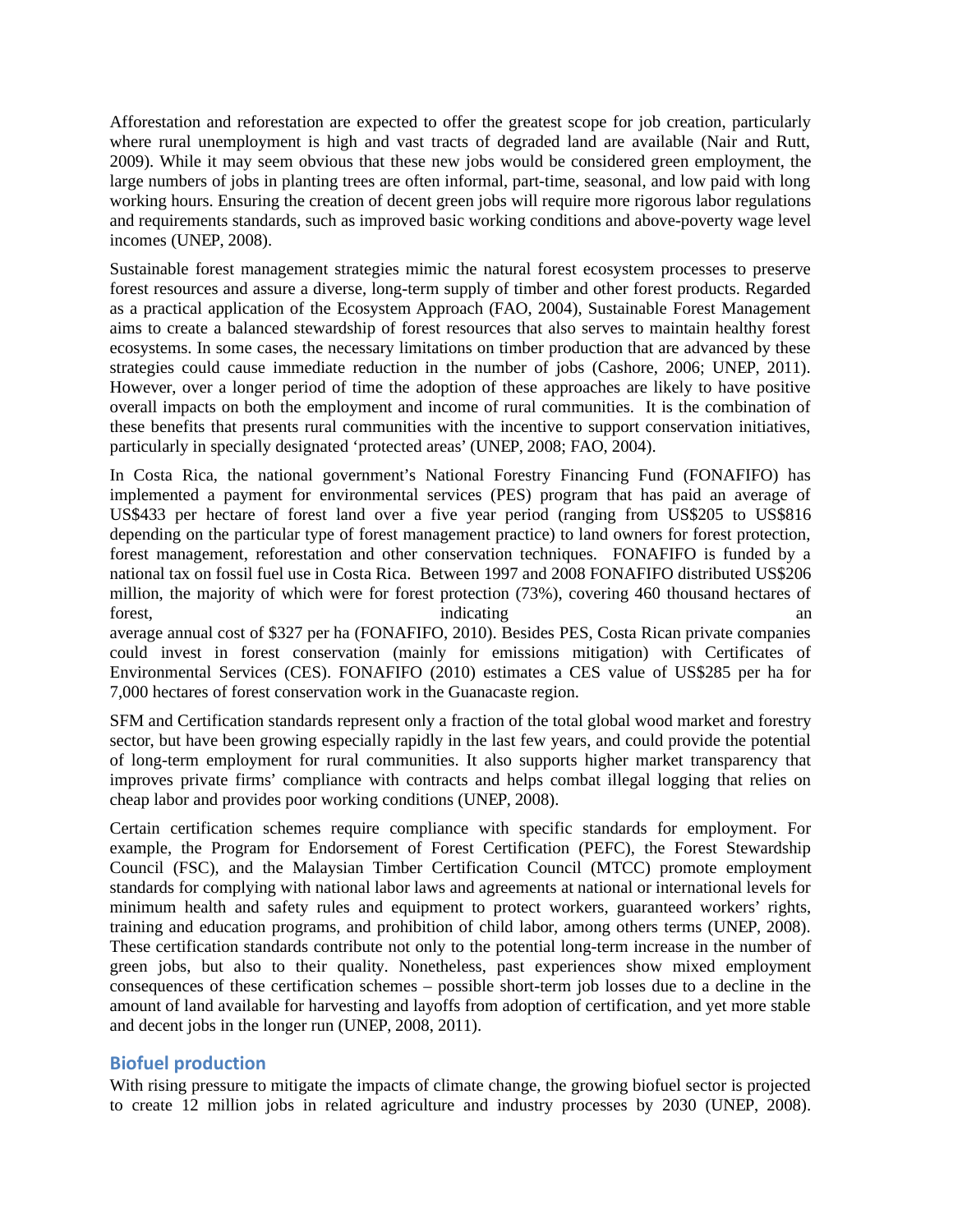Afforestation and reforestation are expected to offer the greatest scope for job creation, particularly where rural unemployment is high and vast tracts of degraded land are available (Nair and Rutt, 2009). While it may seem obvious that these new jobs would be considered green employment, the large numbers of jobs in planting trees are often informal, part-time, seasonal, and low paid with long working hours. Ensuring the creation of decent green jobs will require more rigorous labor regulations and requirements standards, such as improved basic working conditions and above-poverty wage level incomes (UNEP, 2008).

Sustainable forest management strategies mimic the natural forest ecosystem processes to preserve forest resources and assure a diverse, long-term supply of timber and other forest products. Regarded as a practical application of the Ecosystem Approach (FAO, 2004), Sustainable Forest Management aims to create a balanced stewardship of forest resources that also serves to maintain healthy forest ecosystems. In some cases, the necessary limitations on timber production that are advanced by these strategies could cause immediate reduction in the number of jobs (Cashore, 2006; UNEP, 2011). However, over a longer period of time the adoption of these approaches are likely to have positive overall impacts on both the employment and income of rural communities. It is the combination of these benefits that presents rural communities with the incentive to support conservation initiatives, particularly in specially designated 'protected areas' (UNEP, 2008; FAO, 2004).

In Costa Rica, the national government's National Forestry Financing Fund (FONAFIFO) has implemented a payment for environmental services (PES) program that has paid an average of US$433 per hectare of forest land over a five year period (ranging from US$205 to US$816 depending on the particular type of forest management practice) to land owners for forest protection, forest management, reforestation and other conservation techniques. FONAFIFO is funded by a national tax on fossil fuel use in Costa Rica. Between 1997 and 2008 FONAFIFO distributed US$206 million, the majority of which were for forest protection (73%), covering 460 thousand hectares of forest, indicating an average annual cost of $327 per ha (FONAFIFO, 2010). Besides PES, Costa Rican private companies could invest in forest conservation (mainly for emissions mitigation) with Certificates of Environmental Services (CES). FONAFIFO (2010) estimates a CES value of US$285 per ha for 7,000 hectares of forest conservation work in the Guanacaste region.

SFM and Certification standards represent only a fraction of the total global wood market and forestry sector, but have been growing especially rapidly in the last few years, and could provide the potential of long-term employment for rural communities. It also supports higher market transparency that improves private firms' compliance with contracts and helps combat illegal logging that relies on cheap labor and provides poor working conditions (UNEP, 2008).

Certain certification schemes require compliance with specific standards for employment. For example, the Program for Endorsement of Forest Certification (PEFC), the Forest Stewardship Council (FSC), and the Malaysian Timber Certification Council (MTCC) promote employment standards for complying with national labor laws and agreements at national or international levels for minimum health and safety rules and equipment to protect workers, guaranteed workers' rights, training and education programs, and prohibition of child labor, among others terms (UNEP, 2008). These certification standards contribute not only to the potential long-term increase in the number of green jobs, but also to their quality. Nonetheless, past experiences show mixed employment consequences of these certification schemes – possible short-term job losses due to a decline in the amount of land available for harvesting and layoffs from adoption of certification, and yet more stable and decent jobs in the longer run (UNEP, 2008, 2011).

### Biofuel production

With rising pressure to mitigate the impacts of climate change, the growing biofuel sector is projected to create 12 million jobs in related agriculture and industry processes by 2030 (UNEP, 2008).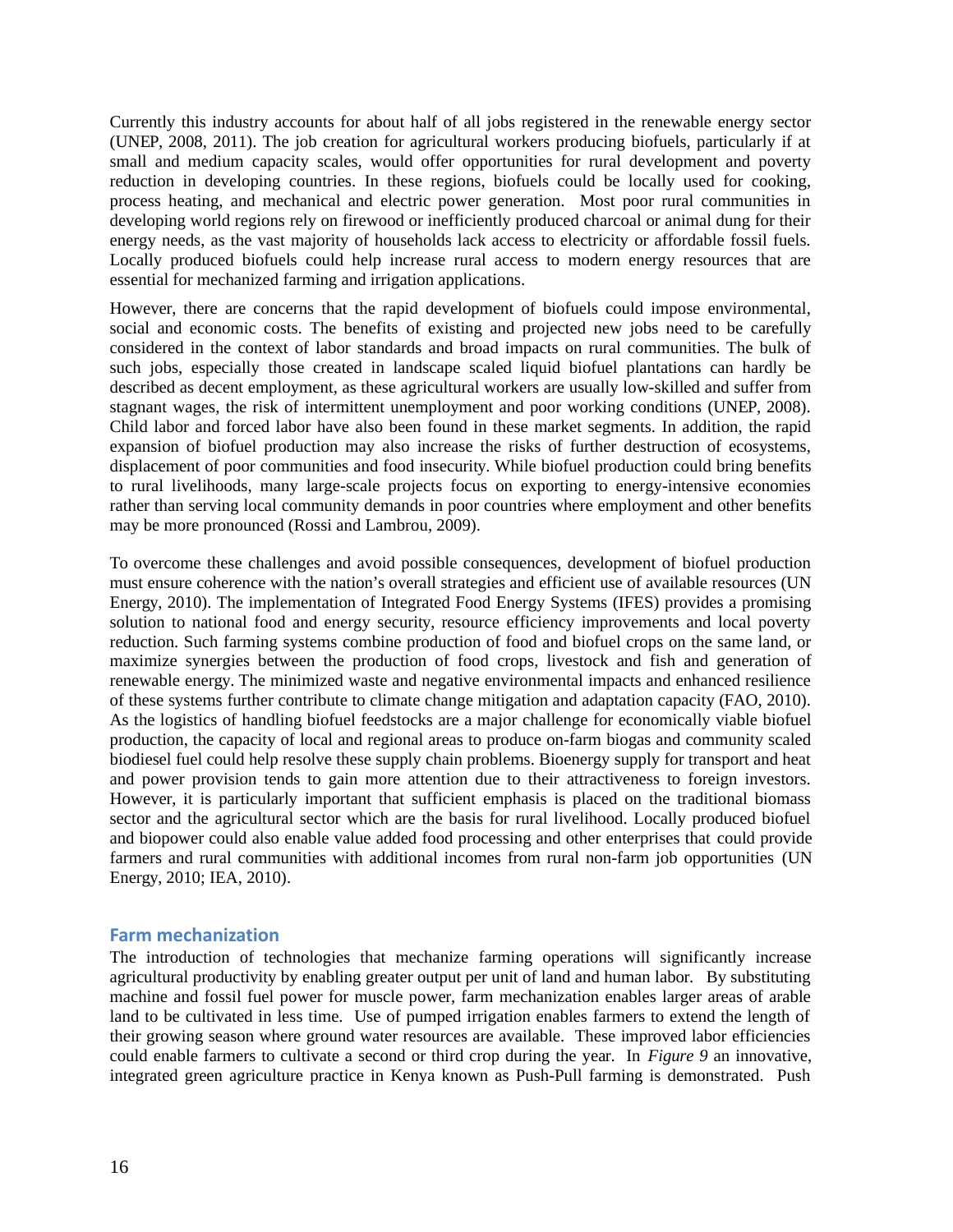Currently this industry accounts for about half of all jobs registered in the renewable energy sector (UNEP, 2008, 2011). The job creation for agricultural workers producing biofuels, particularly if at small and medium capacity scales, would offer opportunities for rural development and poverty reduction in developing countries. In these regions, biofuels could be locally used for cooking, process heating, and mechanical and electric power generation. Most poor rural communities in developing world regions rely on firewood or inefficiently produced charcoal or animal dung for their energy needs, as the vast majority of households lack access to electricity or affordable fossil fuels. Locally produced biofuels could help increase rural access to modern energy resources that are essential for mechanized farming and irrigation applications.

However, there are concerns that the rapid development of biofuels could impose environmental, social and economic costs. The benefits of existing and projected new jobs need to be carefully considered in the context of labor standards and broad impacts on rural communities. The bulk of such jobs, especially those created in landscape scaled liquid biofuel plantations can hardly be described as decent employment, as these agricultural workers are usually low-skilled and suffer from stagnant wages, the risk of intermittent unemployment and poor working conditions (UNEP, 2008). Child labor and forced labor have also been found in these market segments. In addition, the rapid expansion of biofuel production may also increase the risks of further destruction of ecosystems, displacement of poor communities and food insecurity. While biofuel production could bring benefits to rural livelihoods, many large-scale projects focus on exporting to energy-intensive economies rather than serving local community demands in poor countries where employment and other benefits may be more pronounced (Rossi and Lambrou, 2009).

To overcome these challenges and avoid possible consequences, development of biofuel production must ensure coherence with the nation's overall strategies and efficient use of available resources (UN Energy, 2010). The implementation of Integrated Food Energy Systems (IFES) provides a promising solution to national food and energy security, resource efficiency improvements and local poverty reduction. Such farming systems combine production of food and biofuel crops on the same land, or maximize synergies between the production of food crops, livestock and fish and generation of renewable energy. The minimized waste and negative environmental impacts and enhanced resilience of these systems further contribute to climate change mitigation and adaptation capacity (FAO, 2010). As the logistics of handling biofuel feedstocks are a major challenge for economically viable biofuel production, the capacity of local and regional areas to produce on-farm biogas and community scaled biodiesel fuel could help resolve these supply chain problems. Bioenergy supply for transport and heat and power provision tends to gain more attention due to their attractiveness to foreign investors. However, it is particularly important that sufficient emphasis is placed on the traditional biomass sector and the agricultural sector which are the basis for rural livelihood. Locally produced biofuel and biopower could also enable value added food processing and other enterprises that could provide farmers and rural communities with additional incomes from rural non-farm job opportunities (UN Energy, 2010; IEA, 2010).

## Farm mechanization

The introduction of technologies that mechanize farming operations will significantly increase agricultural productivity by enabling greater output per unit of land and human labor. By substituting machine and fossil fuel power for muscle power, farm mechanization enables larger areas of arable land to be cultivated in less time. Use of pumped irrigation enables farmers to extend the length of their growing season where ground water resources are available. These improved labor efficiencies could enable farmers to cultivate a second or third crop during the year. In *Figure 9* an innovative, integrated green agriculture practice in Kenya known as Push-Pull farming is demonstrated. Push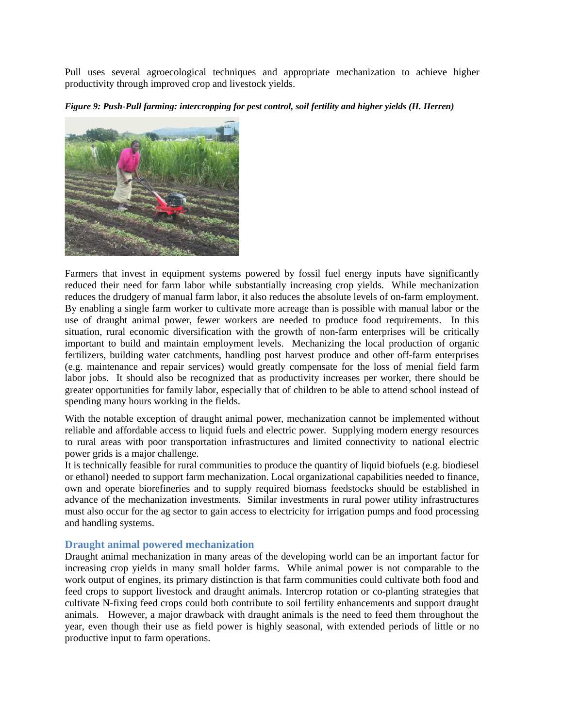Pull uses several agroecological techniques and appropriate mechanization to achieve higher productivity through improved crop and livestock yields.

***Figure 9: Push-Pull farming: intercropping for pest control, soil fertility and higher yields (H. Herren)***

Farmers that invest in equipment systems powered by fossil fuel energy inputs have significantly reduced their need for farm labor while substantially increasing crop yields. While mechanization reduces the drudgery of manual farm labor, it also reduces the absolute levels of on-farm employment. By enabling a single farm worker to cultivate more acreage than is possible with manual labor or the use of draught animal power, fewer workers are needed to produce food requirements. In this situation, rural economic diversification with the growth of non-farm enterprises will be critically important to build and maintain employment levels. Mechanizing the local production of organic fertilizers, building water catchments, handling post harvest produce and other off-farm enterprises (e.g. maintenance and repair services) would greatly compensate for the loss of menial field farm labor jobs. It should also be recognized that as productivity increases per worker, there should be greater opportunities for family labor, especially that of children to be able to attend school instead of spending many hours working in the fields.

With the notable exception of draught animal power, mechanization cannot be implemented without reliable and affordable access to liquid fuels and electric power. Supplying modern energy resources to rural areas with poor transportation infrastructures and limited connectivity to national electric power grids is a major challenge.

It is technically feasible for rural communities to produce the quantity of liquid biofuels (e.g. biodiesel or ethanol) needed to support farm mechanization. Local organizational capabilities needed to finance, own and operate biorefineries and to supply required biomass feedstocks should be established in advance of the mechanization investments. Similar investments in rural power utility infrastructures must also occur for the ag sector to gain access to electricity for irrigation pumps and food processing and handling systems.

### Draught animal powered mechanization

Draught animal mechanization in many areas of the developing world can be an important factor for increasing crop yields in many small holder farms. While animal power is not comparable to the work output of engines, its primary distinction is that farm communities could cultivate both food and feed crops to support livestock and draught animals. Intercrop rotation or co-planting strategies that cultivate N-fixing feed crops could both contribute to soil fertility enhancements and support draught animals. However, a major drawback with draught animals is the need to feed them throughout the year, even though their use as field power is highly seasonal, with extended periods of little or no productive input to farm operations.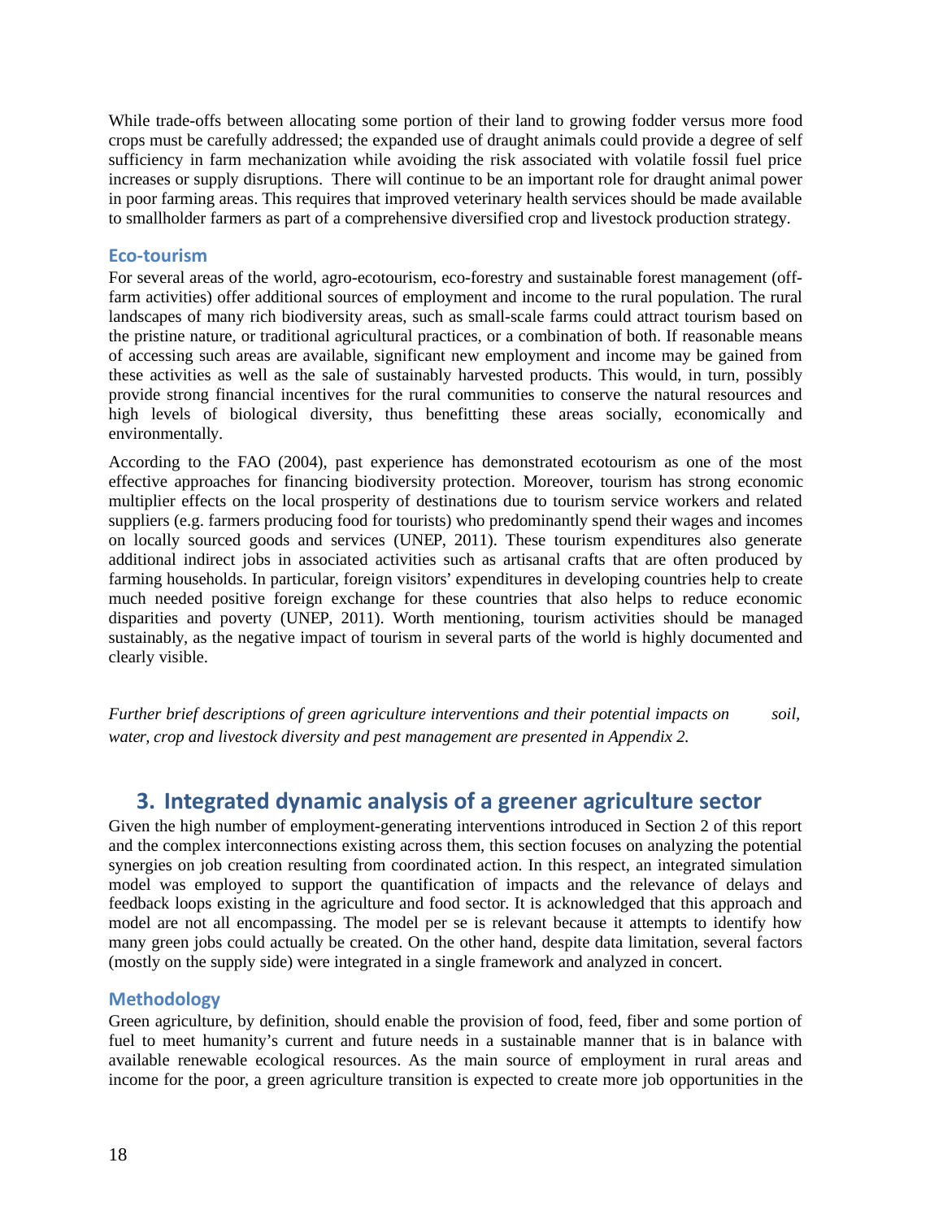While trade-offs between allocating some portion of their land to growing fodder versus more food crops must be carefully addressed; the expanded use of draught animals could provide a degree of self sufficiency in farm mechanization while avoiding the risk associated with volatile fossil fuel price increases or supply disruptions. There will continue to be an important role for draught animal power in poor farming areas. This requires that improved veterinary health services should be made available to smallholder farmers as part of a comprehensive diversified crop and livestock production strategy.

### Eco-tourism

For several areas of the world, agro-ecotourism, eco-forestry and sustainable forest management (off-farm activities) offer additional sources of employment and income to the rural population. The rural landscapes of many rich biodiversity areas, such as small-scale farms could attract tourism based on the pristine nature, or traditional agricultural practices, or a combination of both. If reasonable means of accessing such areas are available, significant new employment and income may be gained from these activities as well as the sale of sustainably harvested products. This would, in turn, possibly provide strong financial incentives for the rural communities to conserve the natural resources and high levels of biological diversity, thus benefitting these areas socially, economically and environmentally.

According to the FAO (2004), past experience has demonstrated ecotourism as one of the most effective approaches for financing biodiversity protection. Moreover, tourism has strong economic multiplier effects on the local prosperity of destinations due to tourism service workers and related suppliers (e.g. farmers producing food for tourists) who predominantly spend their wages and incomes on locally sourced goods and services (UNEP, 2011). These tourism expenditures also generate additional indirect jobs in associated activities such as artisanal crafts that are often produced by farming households. In particular, foreign visitors' expenditures in developing countries help to create much needed positive foreign exchange for these countries that also helps to reduce economic disparities and poverty (UNEP, 2011). Worth mentioning, tourism activities should be managed sustainably, as the negative impact of tourism in several parts of the world is highly documented and clearly visible.

*Further brief descriptions of green agriculture interventions and their potential impacts on soil, water, crop and livestock diversity and pest management are presented in Appendix 2.*

## 3. Integrated dynamic analysis of a greener agriculture sector

Given the high number of employment-generating interventions introduced in Section 2 of this report and the complex interconnections existing across them, this section focuses on analyzing the potential synergies on job creation resulting from coordinated action. In this respect, an integrated simulation model was employed to support the quantification of impacts and the relevance of delays and feedback loops existing in the agriculture and food sector. It is acknowledged that this approach and model are not all encompassing. The model per se is relevant because it attempts to identify how many green jobs could actually be created. On the other hand, despite data limitation, several factors (mostly on the supply side) were integrated in a single framework and analyzed in concert.

### Methodology

Green agriculture, by definition, should enable the provision of food, feed, fiber and some portion of fuel to meet humanity's current and future needs in a sustainable manner that is in balance with available renewable ecological resources. As the main source of employment in rural areas and income for the poor, a green agriculture transition is expected to create more job opportunities in the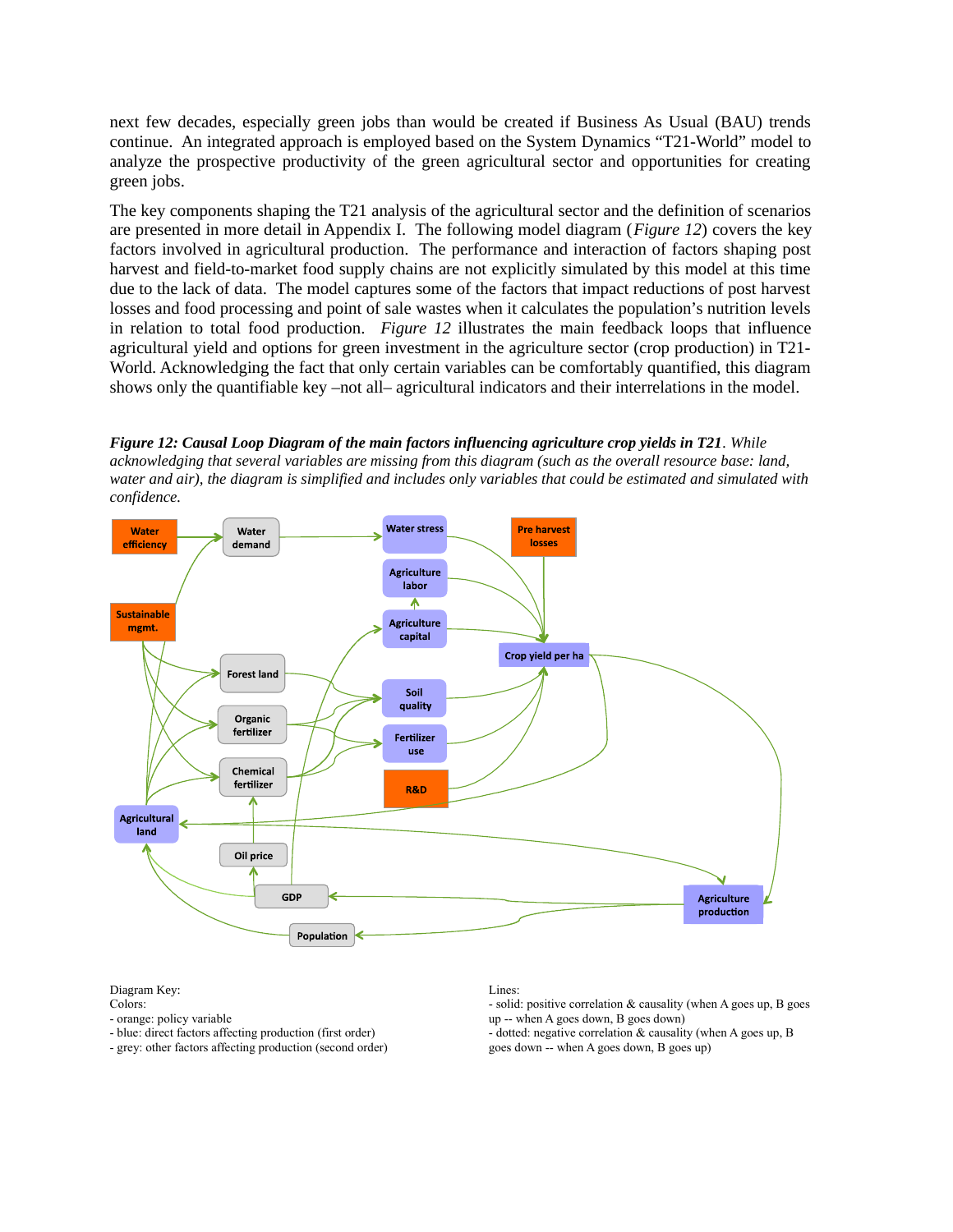next few decades, especially green jobs than would be created if Business As Usual (BAU) trends continue. An integrated approach is employed based on the System Dynamics "T21-World" model to analyze the prospective productivity of the green agricultural sector and opportunities for creating green jobs.

The key components shaping the T21 analysis of the agricultural sector and the definition of scenarios are presented in more detail in Appendix I. The following model diagram (*Figure 12*) covers the key factors involved in agricultural production. The performance and interaction of factors shaping post harvest and field-to-market food supply chains are not explicitly simulated by this model at this time due to the lack of data. The model captures some of the factors that impact reductions of post harvest losses and food processing and point of sale wastes when it calculates the population's nutrition levels in relation to total food production. *Figure 12* illustrates the main feedback loops that influence agricultural yield and options for green investment in the agriculture sector (crop production) in T21-World. Acknowledging the fact that only certain variables can be comfortably quantified, this diagram shows only the quantifiable key –not all– agricultural indicators and their interrelations in the model.

***Figure 12: Causal Loop Diagram of the main factors influencing agriculture crop yields in T21****. While acknowledging that several variables are missing from this diagram (such as the overall resource base: land, water and air), the diagram is simplified and includes only variables that could be estimated and simulated with confidence.*

Diagram Key:
Colors:
- orange: policy variable
- blue: direct factors affecting production (first order)
- grey: other factors affecting production (second order)

Lines:
- solid: positive correlation & causality (when A goes up, B goes up -- when A goes down, B goes down)
- dotted: negative correlation & causality (when A goes up, B goes down -- when A goes down, B goes up)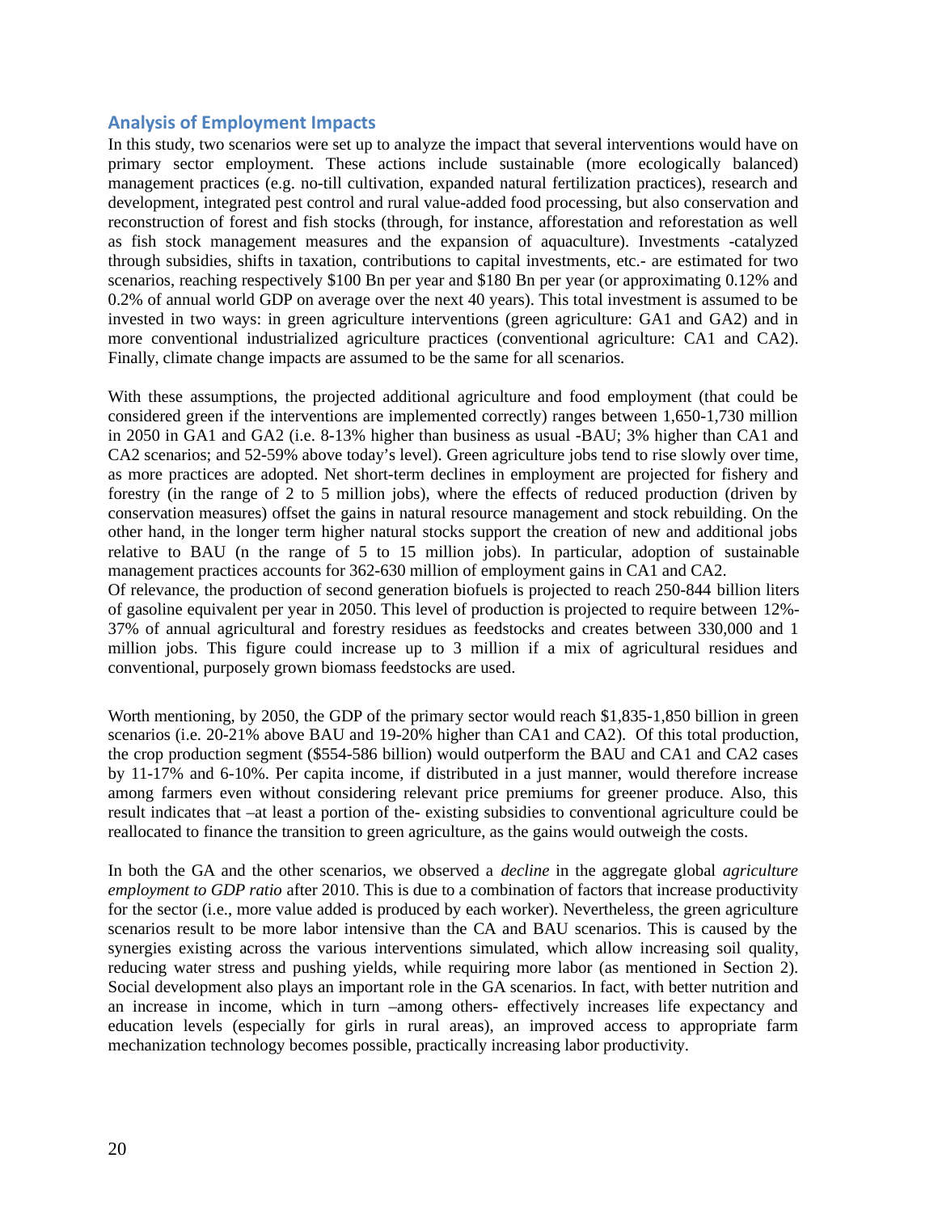## Analysis of Employment Impacts

In this study, two scenarios were set up to analyze the impact that several interventions would have on primary sector employment. These actions include sustainable (more ecologically balanced) management practices (e.g. no-till cultivation, expanded natural fertilization practices), research and development, integrated pest control and rural value-added food processing, but also conservation and reconstruction of forest and fish stocks (through, for instance, afforestation and reforestation as well as fish stock management measures and the expansion of aquaculture). Investments -catalyzed through subsidies, shifts in taxation, contributions to capital investments, etc.- are estimated for two scenarios, reaching respectively \$100 Bn per year and \$180 Bn per year (or approximating 0.12% and 0.2% of annual world GDP on average over the next 40 years). This total investment is assumed to be invested in two ways: in green agriculture interventions (green agriculture: GA1 and GA2) and in more conventional industrialized agriculture practices (conventional agriculture: CA1 and CA2). Finally, climate change impacts are assumed to be the same for all scenarios.

With these assumptions, the projected additional agriculture and food employment (that could be considered green if the interventions are implemented correctly) ranges between 1,650-1,730 million in 2050 in GA1 and GA2 (i.e. 8-13% higher than business as usual -BAU; 3% higher than CA1 and CA2 scenarios; and 52-59% above today's level). Green agriculture jobs tend to rise slowly over time, as more practices are adopted. Net short-term declines in employment are projected for fishery and forestry (in the range of 2 to 5 million jobs), where the effects of reduced production (driven by conservation measures) offset the gains in natural resource management and stock rebuilding. On the other hand, in the longer term higher natural stocks support the creation of new and additional jobs relative to BAU (n the range of 5 to 15 million jobs). In particular, adoption of sustainable management practices accounts for 362-630 million of employment gains in CA1 and CA2.

Of relevance, the production of second generation biofuels is projected to reach 250-844 billion liters of gasoline equivalent per year in 2050. This level of production is projected to require between 12%-37% of annual agricultural and forestry residues as feedstocks and creates between 330,000 and 1 million jobs. This figure could increase up to 3 million if a mix of agricultural residues and conventional, purposely grown biomass feedstocks are used.

Worth mentioning, by 2050, the GDP of the primary sector would reach \$1,835-1,850 billion in green scenarios (i.e. 20-21% above BAU and 19-20% higher than CA1 and CA2). Of this total production, the crop production segment (\$554-586 billion) would outperform the BAU and CA1 and CA2 cases by 11-17% and 6-10%. Per capita income, if distributed in a just manner, would therefore increase among farmers even without considering relevant price premiums for greener produce. Also, this result indicates that –at least a portion of the- existing subsidies to conventional agriculture could be reallocated to finance the transition to green agriculture, as the gains would outweigh the costs.

In both the GA and the other scenarios, we observed a *decline* in the aggregate global *agriculture employment to GDP ratio* after 2010. This is due to a combination of factors that increase productivity for the sector (i.e., more value added is produced by each worker). Nevertheless, the green agriculture scenarios result to be more labor intensive than the CA and BAU scenarios. This is caused by the synergies existing across the various interventions simulated, which allow increasing soil quality, reducing water stress and pushing yields, while requiring more labor (as mentioned in Section 2). Social development also plays an important role in the GA scenarios. In fact, with better nutrition and an increase in income, which in turn –among others- effectively increases life expectancy and education levels (especially for girls in rural areas), an improved access to appropriate farm mechanization technology becomes possible, practically increasing labor productivity.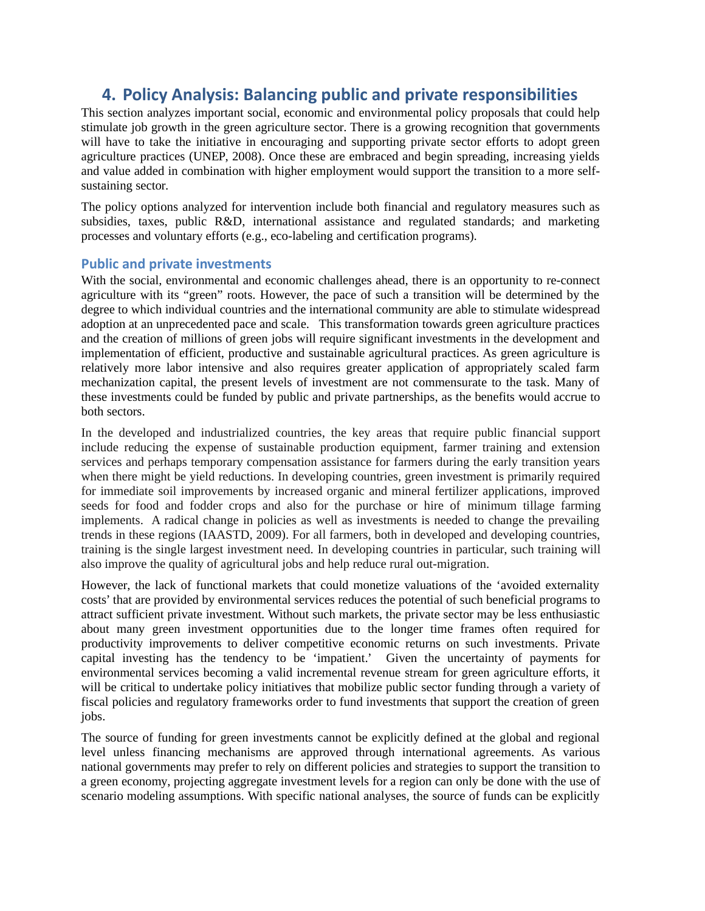# 4. Policy Analysis: Balancing public and private responsibilities

This section analyzes important social, economic and environmental policy proposals that could help stimulate job growth in the green agriculture sector. There is a growing recognition that governments will have to take the initiative in encouraging and supporting private sector efforts to adopt green agriculture practices (UNEP, 2008). Once these are embraced and begin spreading, increasing yields and value added in combination with higher employment would support the transition to a more self-sustaining sector.

The policy options analyzed for intervention include both financial and regulatory measures such as subsidies, taxes, public R&D, international assistance and regulated standards; and marketing processes and voluntary efforts (e.g., eco-labeling and certification programs).

## Public and private investments

With the social, environmental and economic challenges ahead, there is an opportunity to re-connect agriculture with its "green" roots. However, the pace of such a transition will be determined by the degree to which individual countries and the international community are able to stimulate widespread adoption at an unprecedented pace and scale. This transformation towards green agriculture practices and the creation of millions of green jobs will require significant investments in the development and implementation of efficient, productive and sustainable agricultural practices. As green agriculture is relatively more labor intensive and also requires greater application of appropriately scaled farm mechanization capital, the present levels of investment are not commensurate to the task. Many of these investments could be funded by public and private partnerships, as the benefits would accrue to both sectors.

In the developed and industrialized countries, the key areas that require public financial support include reducing the expense of sustainable production equipment, farmer training and extension services and perhaps temporary compensation assistance for farmers during the early transition years when there might be yield reductions. In developing countries, green investment is primarily required for immediate soil improvements by increased organic and mineral fertilizer applications, improved seeds for food and fodder crops and also for the purchase or hire of minimum tillage farming implements. A radical change in policies as well as investments is needed to change the prevailing trends in these regions (IAASTD, 2009). For all farmers, both in developed and developing countries, training is the single largest investment need. In developing countries in particular, such training will also improve the quality of agricultural jobs and help reduce rural out-migration.

However, the lack of functional markets that could monetize valuations of the 'avoided externality costs' that are provided by environmental services reduces the potential of such beneficial programs to attract sufficient private investment. Without such markets, the private sector may be less enthusiastic about many green investment opportunities due to the longer time frames often required for productivity improvements to deliver competitive economic returns on such investments. Private capital investing has the tendency to be 'impatient.' Given the uncertainty of payments for environmental services becoming a valid incremental revenue stream for green agriculture efforts, it will be critical to undertake policy initiatives that mobilize public sector funding through a variety of fiscal policies and regulatory frameworks order to fund investments that support the creation of green jobs.

The source of funding for green investments cannot be explicitly defined at the global and regional level unless financing mechanisms are approved through international agreements. As various national governments may prefer to rely on different policies and strategies to support the transition to a green economy, projecting aggregate investment levels for a region can only be done with the use of scenario modeling assumptions. With specific national analyses, the source of funds can be explicitly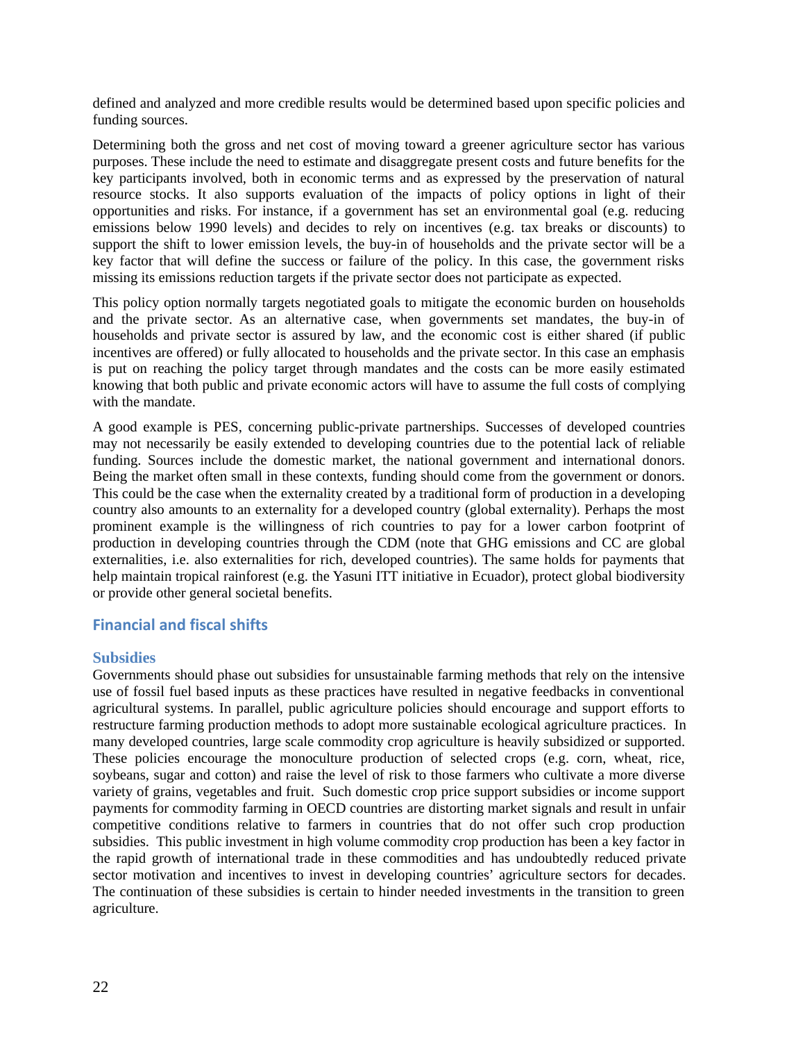defined and analyzed and more credible results would be determined based upon specific policies and funding sources.

Determining both the gross and net cost of moving toward a greener agriculture sector has various purposes. These include the need to estimate and disaggregate present costs and future benefits for the key participants involved, both in economic terms and as expressed by the preservation of natural resource stocks. It also supports evaluation of the impacts of policy options in light of their opportunities and risks. For instance, if a government has set an environmental goal (e.g. reducing emissions below 1990 levels) and decides to rely on incentives (e.g. tax breaks or discounts) to support the shift to lower emission levels, the buy-in of households and the private sector will be a key factor that will define the success or failure of the policy. In this case, the government risks missing its emissions reduction targets if the private sector does not participate as expected.

This policy option normally targets negotiated goals to mitigate the economic burden on households and the private sector. As an alternative case, when governments set mandates, the buy-in of households and private sector is assured by law, and the economic cost is either shared (if public incentives are offered) or fully allocated to households and the private sector. In this case an emphasis is put on reaching the policy target through mandates and the costs can be more easily estimated knowing that both public and private economic actors will have to assume the full costs of complying with the mandate.

A good example is PES, concerning public-private partnerships. Successes of developed countries may not necessarily be easily extended to developing countries due to the potential lack of reliable funding. Sources include the domestic market, the national government and international donors. Being the market often small in these contexts, funding should come from the government or donors. This could be the case when the externality created by a traditional form of production in a developing country also amounts to an externality for a developed country (global externality). Perhaps the most prominent example is the willingness of rich countries to pay for a lower carbon footprint of production in developing countries through the CDM (note that GHG emissions and CC are global externalities, i.e. also externalities for rich, developed countries). The same holds for payments that help maintain tropical rainforest (e.g. the Yasuni ITT initiative in Ecuador), protect global biodiversity or provide other general societal benefits.

## Financial and fiscal shifts

### Subsidies

Governments should phase out subsidies for unsustainable farming methods that rely on the intensive use of fossil fuel based inputs as these practices have resulted in negative feedbacks in conventional agricultural systems. In parallel, public agriculture policies should encourage and support efforts to restructure farming production methods to adopt more sustainable ecological agriculture practices. In many developed countries, large scale commodity crop agriculture is heavily subsidized or supported. These policies encourage the monoculture production of selected crops (e.g. corn, wheat, rice, soybeans, sugar and cotton) and raise the level of risk to those farmers who cultivate a more diverse variety of grains, vegetables and fruit. Such domestic crop price support subsidies or income support payments for commodity farming in OECD countries are distorting market signals and result in unfair competitive conditions relative to farmers in countries that do not offer such crop production subsidies. This public investment in high volume commodity crop production has been a key factor in the rapid growth of international trade in these commodities and has undoubtedly reduced private sector motivation and incentives to invest in developing countries' agriculture sectors for decades. The continuation of these subsidies is certain to hinder needed investments in the transition to green agriculture.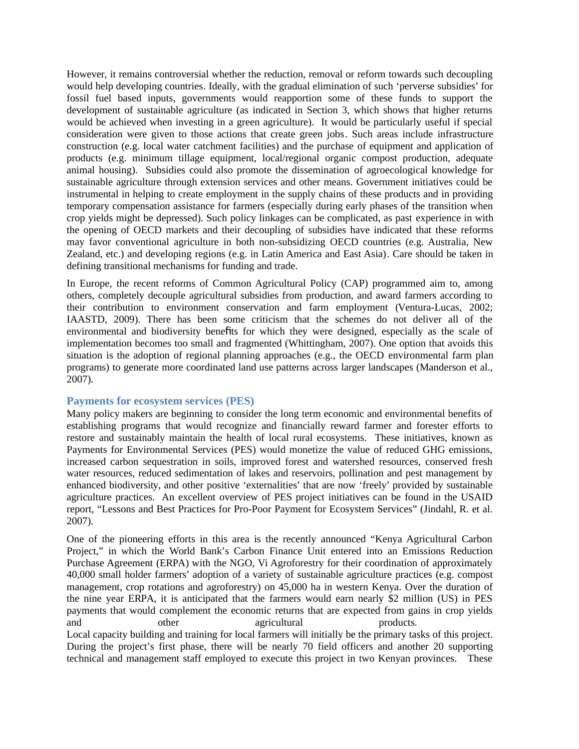However, it remains controversial whether the reduction, removal or reform towards such decoupling would help developing countries. Ideally, with the gradual elimination of such 'perverse subsidies' for fossil fuel based inputs, governments would reapportion some of these funds to support the development of sustainable agriculture (as indicated in Section 3, which shows that higher returns would be achieved when investing in a green agriculture). It would be particularly useful if special consideration were given to those actions that create green jobs. Such areas include infrastructure construction (e.g. local water catchment facilities) and the purchase of equipment and application of products (e.g. minimum tillage equipment, local/regional organic compost production, adequate animal housing). Subsidies could also promote the dissemination of agroecological knowledge for sustainable agriculture through extension services and other means. Government initiatives could be instrumental in helping to create employment in the supply chains of these products and in providing temporary compensation assistance for farmers (especially during early phases of the transition when crop yields might be depressed). Such policy linkages can be complicated, as past experience in with the opening of OECD markets and their decoupling of subsidies have indicated that these reforms may favor conventional agriculture in both non-subsidizing OECD countries (e.g. Australia, New Zealand, etc.) and developing regions (e.g. in Latin America and East Asia). Care should be taken in defining transitional mechanisms for funding and trade.

In Europe, the recent reforms of Common Agricultural Policy (CAP) programmed aim to, among others, completely decouple agricultural subsidies from production, and award farmers according to their contribution to environment conservation and farm employment (Ventura-Lucas, 2002; IAASTD, 2009). There has been some criticism that the schemes do not deliver all of the environmental and biodiversity benefits for which they were designed, especially as the scale of implementation becomes too small and fragmented (Whittingham, 2007). One option that avoids this situation is the adoption of regional planning approaches (e.g., the OECD environmental farm plan programs) to generate more coordinated land use patterns across larger landscapes (Manderson et al., 2007).

### Payments for ecosystem services (PES)

Many policy makers are beginning to consider the long term economic and environmental benefits of establishing programs that would recognize and financially reward farmer and forester efforts to restore and sustainably maintain the health of local rural ecosystems. These initiatives, known as Payments for Environmental Services (PES) would monetize the value of reduced GHG emissions, increased carbon sequestration in soils, improved forest and watershed resources, conserved fresh water resources, reduced sedimentation of lakes and reservoirs, pollination and pest management by enhanced biodiversity, and other positive 'externalities' that are now 'freely' provided by sustainable agriculture practices. An excellent overview of PES project initiatives can be found in the USAID report, "Lessons and Best Practices for Pro-Poor Payment for Ecosystem Services" (Jindahl, R. et al. 2007).

One of the pioneering efforts in this area is the recently announced "Kenya Agricultural Carbon Project," in which the World Bank's Carbon Finance Unit entered into an Emissions Reduction Purchase Agreement (ERPA) with the NGO, Vi Agroforestry for their coordination of approximately 40,000 small holder farmers' adoption of a variety of sustainable agriculture practices (e.g. compost management, crop rotations and agroforestry) on 45,000 ha in western Kenya. Over the duration of the nine year ERPA, it is anticipated that the farmers would earn nearly $2 million (US) in PES payments that would complement the economic returns that are expected from gains in crop yields and other agricultural products.

Local capacity building and training for local farmers will initially be the primary tasks of this project. During the project's first phase, there will be nearly 70 field officers and another 20 supporting technical and management staff employed to execute this project in two Kenyan provinces. These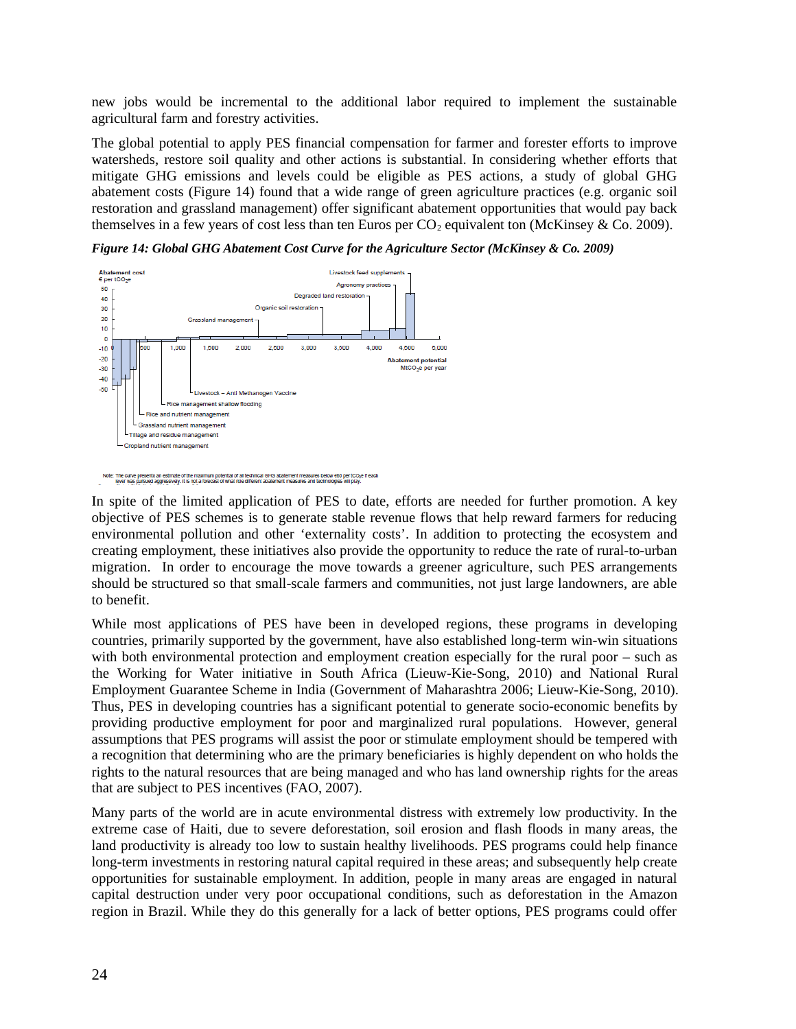new jobs would be incremental to the additional labor required to implement the sustainable agricultural farm and forestry activities.

The global potential to apply PES financial compensation for farmer and forester efforts to improve watersheds, restore soil quality and other actions is substantial. In considering whether efforts that mitigate GHG emissions and levels could be eligible as PES actions, a study of global GHG abatement costs (Figure 14) found that a wide range of green agriculture practices (e.g. organic soil restoration and grassland management) offer significant abatement opportunities that would pay back themselves in a few years of cost less than ten Euros per $CO_2$ equivalent ton (McKinsey & Co. 2009).

***Figure 14: Global GHG Abatement Cost Curve for the Agriculture Sector (McKinsey & Co. 2009)***

Note: The curve presents an estimate of the maximum potential of all technical GHG abatement measures below €60 per $tCO_2e$ if each lever was pursued aggressively. It is not a forecast of what role different abatement measures and technologies will play.

In spite of the limited application of PES to date, efforts are needed for further promotion. A key objective of PES schemes is to generate stable revenue flows that help reward farmers for reducing environmental pollution and other 'externality costs'. In addition to protecting the ecosystem and creating employment, these initiatives also provide the opportunity to reduce the rate of rural-to-urban migration. In order to encourage the move towards a greener agriculture, such PES arrangements should be structured so that small-scale farmers and communities, not just large landowners, are able to benefit.

While most applications of PES have been in developed regions, these programs in developing countries, primarily supported by the government, have also established long-term win-win situations with both environmental protection and employment creation especially for the rural poor – such as the Working for Water initiative in South Africa (Lieuw-Kie-Song, 2010) and National Rural Employment Guarantee Scheme in India (Government of Maharashtra 2006; Lieuw-Kie-Song, 2010). Thus, PES in developing countries has a significant potential to generate socio-economic benefits by providing productive employment for poor and marginalized rural populations. However, general assumptions that PES programs will assist the poor or stimulate employment should be tempered with a recognition that determining who are the primary beneficiaries is highly dependent on who holds the rights to the natural resources that are being managed and who has land ownership rights for the areas that are subject to PES incentives (FAO, 2007).

Many parts of the world are in acute environmental distress with extremely low productivity. In the extreme case of Haiti, due to severe deforestation, soil erosion and flash floods in many areas, the land productivity is already too low to sustain healthy livelihoods. PES programs could help finance long-term investments in restoring natural capital required in these areas; and subsequently help create opportunities for sustainable employment. In addition, people in many areas are engaged in natural capital destruction under very poor occupational conditions, such as deforestation in the Amazon region in Brazil. While they do this generally for a lack of better options, PES programs could offer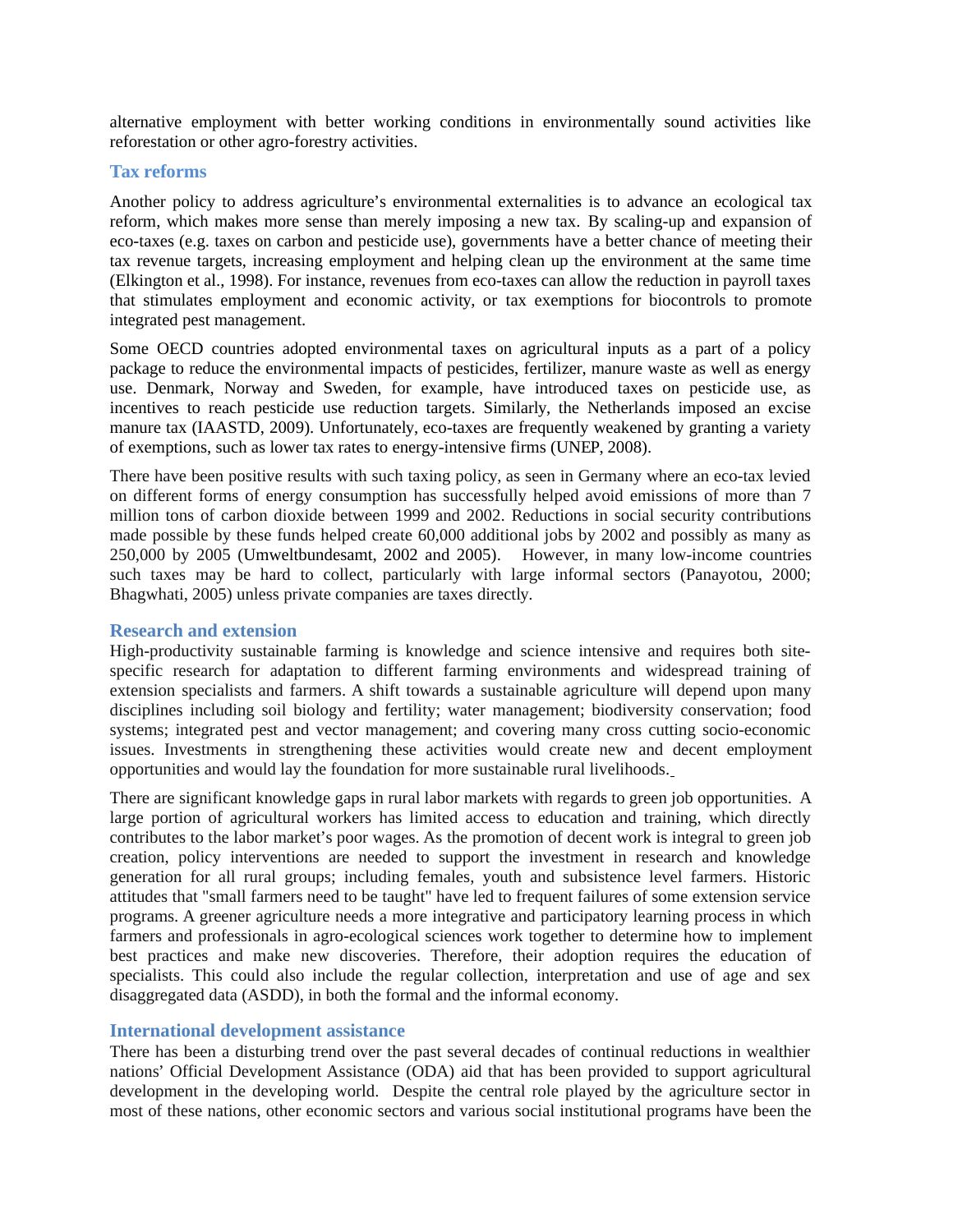alternative employment with better working conditions in environmentally sound activities like reforestation or other agro-forestry activities.

### Tax reforms

Another policy to address agriculture's environmental externalities is to advance an ecological tax reform, which makes more sense than merely imposing a new tax. By scaling-up and expansion of eco-taxes (e.g. taxes on carbon and pesticide use), governments have a better chance of meeting their tax revenue targets, increasing employment and helping clean up the environment at the same time (Elkington et al., 1998). For instance, revenues from eco-taxes can allow the reduction in payroll taxes that stimulates employment and economic activity, or tax exemptions for biocontrols to promote integrated pest management.

Some OECD countries adopted environmental taxes on agricultural inputs as a part of a policy package to reduce the environmental impacts of pesticides, fertilizer, manure waste as well as energy use. Denmark, Norway and Sweden, for example, have introduced taxes on pesticide use, as incentives to reach pesticide use reduction targets. Similarly, the Netherlands imposed an excise manure tax (IAASTD, 2009). Unfortunately, eco-taxes are frequently weakened by granting a variety of exemptions, such as lower tax rates to energy-intensive firms (UNEP, 2008).

There have been positive results with such taxing policy, as seen in Germany where an eco-tax levied on different forms of energy consumption has successfully helped avoid emissions of more than 7 million tons of carbon dioxide between 1999 and 2002. Reductions in social security contributions made possible by these funds helped create 60,000 additional jobs by 2002 and possibly as many as 250,000 by 2005 (Umweltbundesamt, 2002 and 2005). However, in many low-income countries such taxes may be hard to collect, particularly with large informal sectors (Panayotou, 2000; Bhagwhati, 2005) unless private companies are taxes directly.

### Research and extension

High-productivity sustainable farming is knowledge and science intensive and requires both site-specific research for adaptation to different farming environments and widespread training of extension specialists and farmers. A shift towards a sustainable agriculture will depend upon many disciplines including soil biology and fertility; water management; biodiversity conservation; food systems; integrated pest and vector management; and covering many cross cutting socio-economic issues. Investments in strengthening these activities would create new and decent employment opportunities and would lay the foundation for more sustainable rural livelihoods.

There are significant knowledge gaps in rural labor markets with regards to green job opportunities. A large portion of agricultural workers has limited access to education and training, which directly contributes to the labor market's poor wages. As the promotion of decent work is integral to green job creation, policy interventions are needed to support the investment in research and knowledge generation for all rural groups; including females, youth and subsistence level farmers. Historic attitudes that "small farmers need to be taught" have led to frequent failures of some extension service programs. A greener agriculture needs a more integrative and participatory learning process in which farmers and professionals in agro-ecological sciences work together to determine how to implement best practices and make new discoveries. Therefore, their adoption requires the education of specialists. This could also include the regular collection, interpretation and use of age and sex disaggregated data (ASDD), in both the formal and the informal economy.

### International development assistance

There has been a disturbing trend over the past several decades of continual reductions in wealthier nations' Official Development Assistance (ODA) aid that has been provided to support agricultural development in the developing world. Despite the central role played by the agriculture sector in most of these nations, other economic sectors and various social institutional programs have been the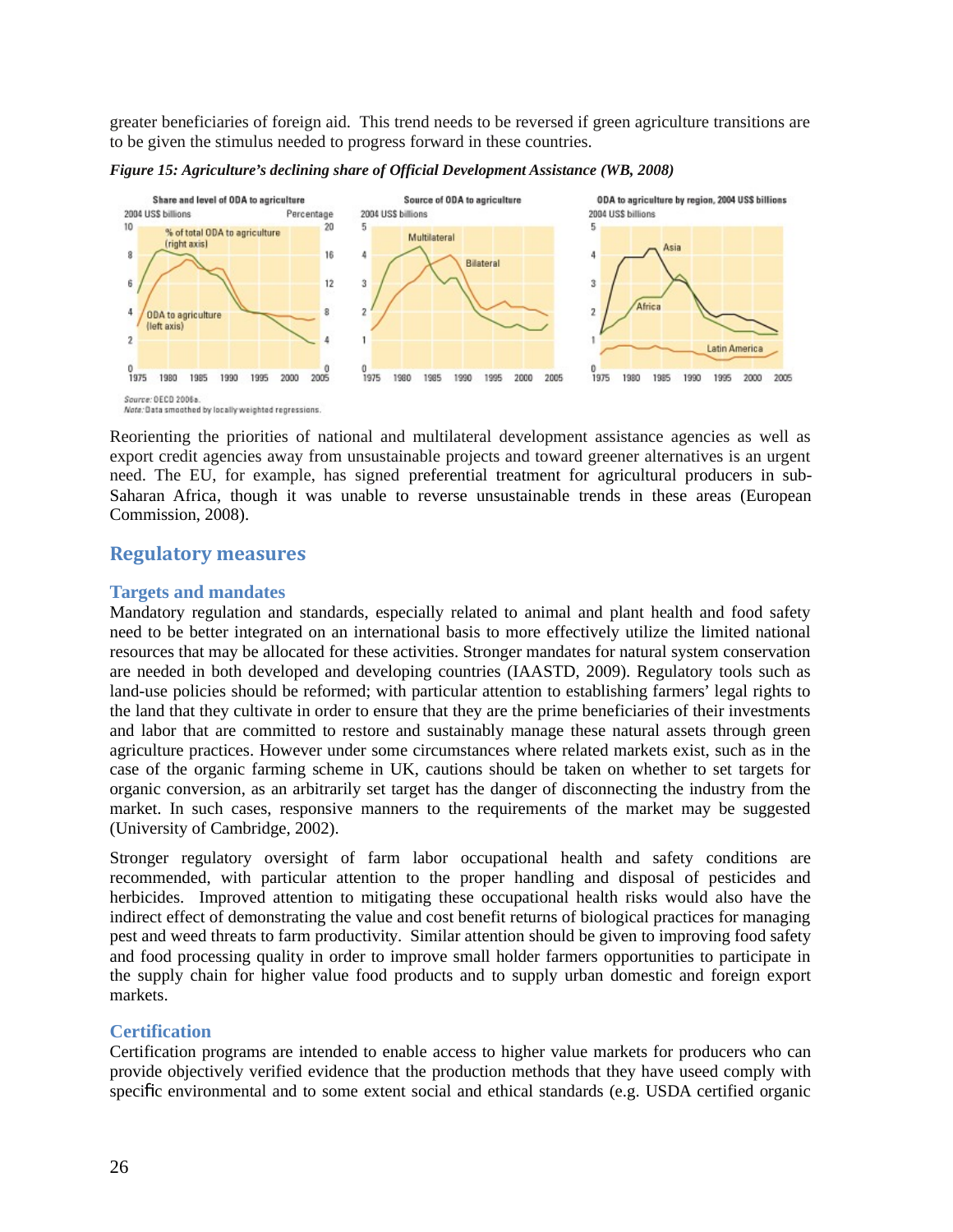greater beneficiaries of foreign aid. This trend needs to be reversed if green agriculture transitions are to be given the stimulus needed to progress forward in these countries.

***Figure 15: Agriculture's declining share of Official Development Assistance (WB, 2008)***

Source: OECD 2006a.
Note: Data smoothed by locally weighted regressions.

Reorienting the priorities of national and multilateral development assistance agencies as well as export credit agencies away from unsustainable projects and toward greener alternatives is an urgent need. The EU, for example, has signed preferential treatment for agricultural producers in sub-Saharan Africa, though it was unable to reverse unsustainable trends in these areas (European Commission, 2008).

## Regulatory measures

### Targets and mandates

Mandatory regulation and standards, especially related to animal and plant health and food safety need to be better integrated on an international basis to more effectively utilize the limited national resources that may be allocated for these activities. Stronger mandates for natural system conservation are needed in both developed and developing countries (IAASTD, 2009). Regulatory tools such as land-use policies should be reformed; with particular attention to establishing farmers' legal rights to the land that they cultivate in order to ensure that they are the prime beneficiaries of their investments and labor that are committed to restore and sustainably manage these natural assets through green agriculture practices. However under some circumstances where related markets exist, such as in the case of the organic farming scheme in UK, cautions should be taken on whether to set targets for organic conversion, as an arbitrarily set target has the danger of disconnecting the industry from the market. In such cases, responsive manners to the requirements of the market may be suggested (University of Cambridge, 2002).

Stronger regulatory oversight of farm labor occupational health and safety conditions are recommended, with particular attention to the proper handling and disposal of pesticides and herbicides. Improved attention to mitigating these occupational health risks would also have the indirect effect of demonstrating the value and cost benefit returns of biological practices for managing pest and weed threats to farm productivity. Similar attention should be given to improving food safety and food processing quality in order to improve small holder farmers opportunities to participate in the supply chain for higher value food products and to supply urban domestic and foreign export markets.

### Certification

Certification programs are intended to enable access to higher value markets for producers who can provide objectively verified evidence that the production methods that they have useed comply with specific environmental and to some extent social and ethical standards (e.g. USDA certified organic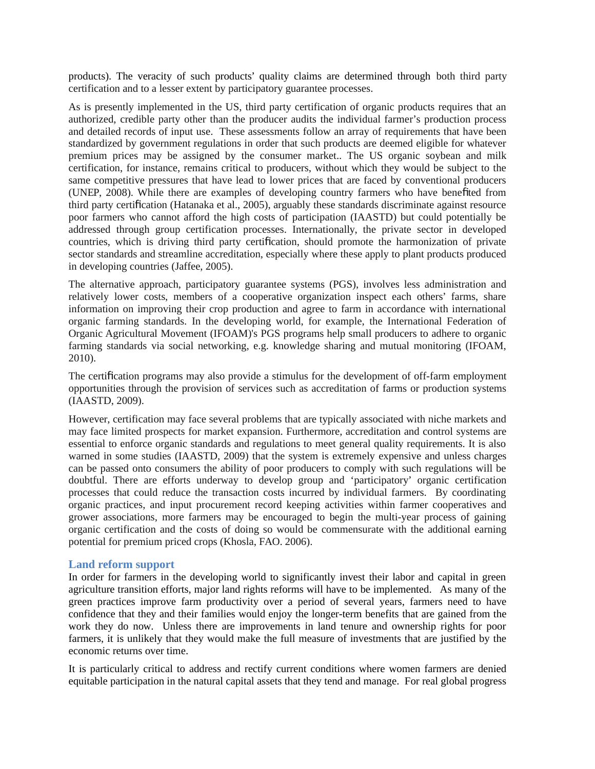products). The veracity of such products' quality claims are determined through both third party certification and to a lesser extent by participatory guarantee processes.

As is presently implemented in the US, third party certification of organic products requires that an authorized, credible party other than the producer audits the individual farmer's production process and detailed records of input use. These assessments follow an array of requirements that have been standardized by government regulations in order that such products are deemed eligible for whatever premium prices may be assigned by the consumer market.. The US organic soybean and milk certification, for instance, remains critical to producers, without which they would be subject to the same competitive pressures that have lead to lower prices that are faced by conventional producers (UNEP, 2008). While there are examples of developing country farmers who have benefited from third party certification (Hatanaka et al., 2005), arguably these standards discriminate against resource poor farmers who cannot afford the high costs of participation (IAASTD) but could potentially be addressed through group certification processes. Internationally, the private sector in developed countries, which is driving third party certification, should promote the harmonization of private sector standards and streamline accreditation, especially where these apply to plant products produced in developing countries (Jaffee, 2005).

The alternative approach, participatory guarantee systems (PGS), involves less administration and relatively lower costs, members of a cooperative organization inspect each others' farms, share information on improving their crop production and agree to farm in accordance with international organic farming standards. In the developing world, for example, the International Federation of Organic Agricultural Movement (IFOAM)'s PGS programs help small producers to adhere to organic farming standards via social networking, e.g. knowledge sharing and mutual monitoring (IFOAM, 2010).

The certification programs may also provide a stimulus for the development of off-farm employment opportunities through the provision of services such as accreditation of farms or production systems (IAASTD, 2009).

However, certification may face several problems that are typically associated with niche markets and may face limited prospects for market expansion. Furthermore, accreditation and control systems are essential to enforce organic standards and regulations to meet general quality requirements. It is also warned in some studies (IAASTD, 2009) that the system is extremely expensive and unless charges can be passed onto consumers the ability of poor producers to comply with such regulations will be doubtful. There are efforts underway to develop group and 'participatory' organic certification processes that could reduce the transaction costs incurred by individual farmers. By coordinating organic practices, and input procurement record keeping activities within farmer cooperatives and grower associations, more farmers may be encouraged to begin the multi-year process of gaining organic certification and the costs of doing so would be commensurate with the additional earning potential for premium priced crops (Khosla, FAO. 2006).

### Land reform support

In order for farmers in the developing world to significantly invest their labor and capital in green agriculture transition efforts, major land rights reforms will have to be implemented. As many of the green practices improve farm productivity over a period of several years, farmers need to have confidence that they and their families would enjoy the longer-term benefits that are gained from the work they do now. Unless there are improvements in land tenure and ownership rights for poor farmers, it is unlikely that they would make the full measure of investments that are justified by the economic returns over time.

It is particularly critical to address and rectify current conditions where women farmers are denied equitable participation in the natural capital assets that they tend and manage. For real global progress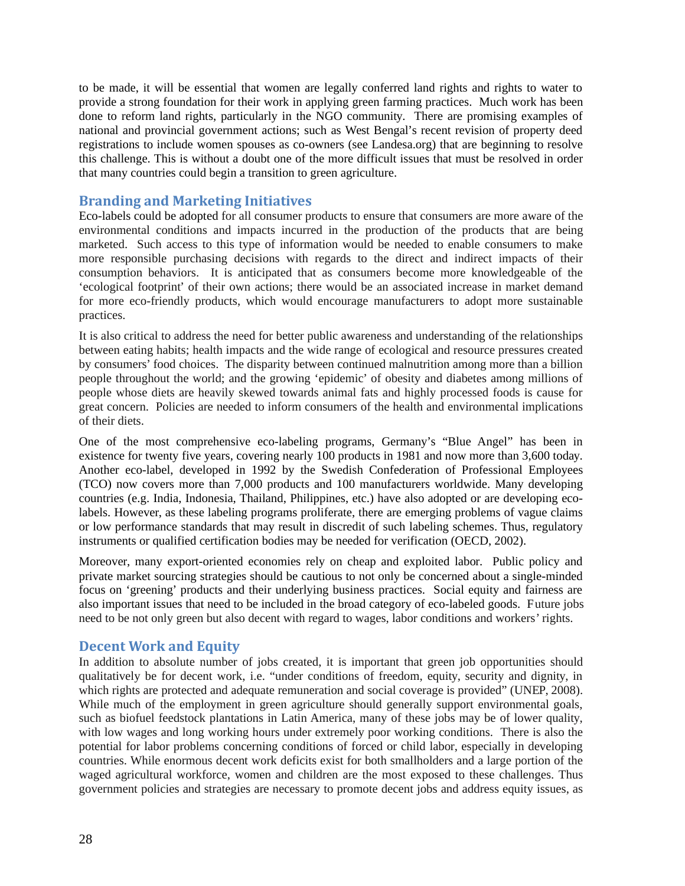to be made, it will be essential that women are legally conferred land rights and rights to water to provide a strong foundation for their work in applying green farming practices. Much work has been done to reform land rights, particularly in the NGO community. There are promising examples of national and provincial government actions; such as West Bengal's recent revision of property deed registrations to include women spouses as co-owners (see Landesa.org) that are beginning to resolve this challenge. This is without a doubt one of the more difficult issues that must be resolved in order that many countries could begin a transition to green agriculture.

## Branding and Marketing Initiatives

Eco-labels could be adopted for all consumer products to ensure that consumers are more aware of the environmental conditions and impacts incurred in the production of the products that are being marketed. Such access to this type of information would be needed to enable consumers to make more responsible purchasing decisions with regards to the direct and indirect impacts of their consumption behaviors. It is anticipated that as consumers become more knowledgeable of the 'ecological footprint' of their own actions; there would be an associated increase in market demand for more eco-friendly products, which would encourage manufacturers to adopt more sustainable practices.

It is also critical to address the need for better public awareness and understanding of the relationships between eating habits; health impacts and the wide range of ecological and resource pressures created by consumers' food choices. The disparity between continued malnutrition among more than a billion people throughout the world; and the growing 'epidemic' of obesity and diabetes among millions of people whose diets are heavily skewed towards animal fats and highly processed foods is cause for great concern. Policies are needed to inform consumers of the health and environmental implications of their diets.

One of the most comprehensive eco-labeling programs, Germany's "Blue Angel" has been in existence for twenty five years, covering nearly 100 products in 1981 and now more than 3,600 today. Another eco-label, developed in 1992 by the Swedish Confederation of Professional Employees (TCO) now covers more than 7,000 products and 100 manufacturers worldwide. Many developing countries (e.g. India, Indonesia, Thailand, Philippines, etc.) have also adopted or are developing eco-labels. However, as these labeling programs proliferate, there are emerging problems of vague claims or low performance standards that may result in discredit of such labeling schemes. Thus, regulatory instruments or qualified certification bodies may be needed for verification (OECD, 2002).

Moreover, many export-oriented economies rely on cheap and exploited labor. Public policy and private market sourcing strategies should be cautious to not only be concerned about a single-minded focus on 'greening' products and their underlying business practices. Social equity and fairness are also important issues that need to be included in the broad category of eco-labeled goods. Future jobs need to be not only green but also decent with regard to wages, labor conditions and workers' rights.

## Decent Work and Equity

In addition to absolute number of jobs created, it is important that green job opportunities should qualitatively be for decent work, i.e. "under conditions of freedom, equity, security and dignity, in which rights are protected and adequate remuneration and social coverage is provided" (UNEP, 2008). While much of the employment in green agriculture should generally support environmental goals, such as biofuel feedstock plantations in Latin America, many of these jobs may be of lower quality, with low wages and long working hours under extremely poor working conditions. There is also the potential for labor problems concerning conditions of forced or child labor, especially in developing countries. While enormous decent work deficits exist for both smallholders and a large portion of the waged agricultural workforce, women and children are the most exposed to these challenges. Thus government policies and strategies are necessary to promote decent jobs and address equity issues, as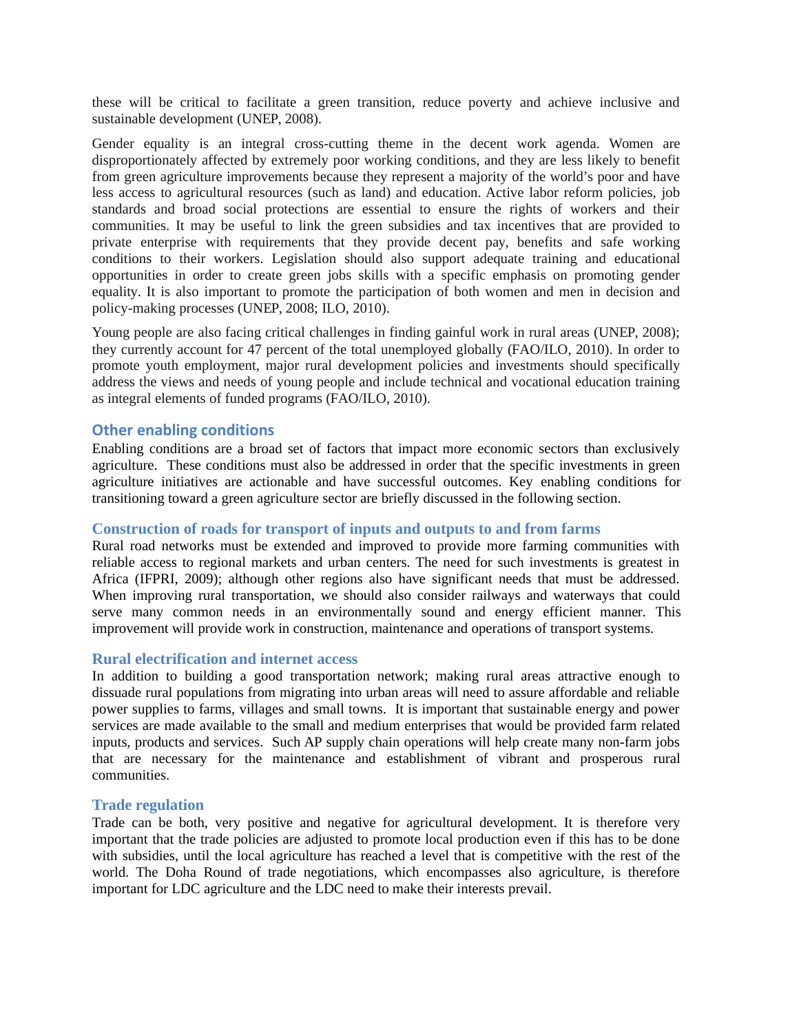these will be critical to facilitate a green transition, reduce poverty and achieve inclusive and sustainable development (UNEP, 2008).

Gender equality is an integral cross-cutting theme in the decent work agenda. Women are disproportionately affected by extremely poor working conditions, and they are less likely to benefit from green agriculture improvements because they represent a majority of the world's poor and have less access to agricultural resources (such as land) and education. Active labor reform policies, job standards and broad social protections are essential to ensure the rights of workers and their communities. It may be useful to link the green subsidies and tax incentives that are provided to private enterprise with requirements that they provide decent pay, benefits and safe working conditions to their workers. Legislation should also support adequate training and educational opportunities in order to create green jobs skills with a specific emphasis on promoting gender equality. It is also important to promote the participation of both women and men in decision and policy-making processes (UNEP, 2008; ILO, 2010).

Young people are also facing critical challenges in finding gainful work in rural areas (UNEP, 2008); they currently account for 47 percent of the total unemployed globally (FAO/ILO, 2010). In order to promote youth employment, major rural development policies and investments should specifically address the views and needs of young people and include technical and vocational education training as integral elements of funded programs (FAO/ILO, 2010).

## Other enabling conditions

Enabling conditions are a broad set of factors that impact more economic sectors than exclusively agriculture. These conditions must also be addressed in order that the specific investments in green agriculture initiatives are actionable and have successful outcomes. Key enabling conditions for transitioning toward a green agriculture sector are briefly discussed in the following section.

### Construction of roads for transport of inputs and outputs to and from farms

Rural road networks must be extended and improved to provide more farming communities with reliable access to regional markets and urban centers. The need for such investments is greatest in Africa (IFPRI, 2009); although other regions also have significant needs that must be addressed. When improving rural transportation, we should also consider railways and waterways that could serve many common needs in an environmentally sound and energy efficient manner. This improvement will provide work in construction, maintenance and operations of transport systems.

### Rural electrification and internet access

In addition to building a good transportation network; making rural areas attractive enough to dissuade rural populations from migrating into urban areas will need to assure affordable and reliable power supplies to farms, villages and small towns. It is important that sustainable energy and power services are made available to the small and medium enterprises that would be provided farm related inputs, products and services. Such AP supply chain operations will help create many non-farm jobs that are necessary for the maintenance and establishment of vibrant and prosperous rural communities.

### Trade regulation

Trade can be both, very positive and negative for agricultural development. It is therefore very important that the trade policies are adjusted to promote local production even if this has to be done with subsidies, until the local agriculture has reached a level that is competitive with the rest of the world. The Doha Round of trade negotiations, which encompasses also agriculture, is therefore important for LDC agriculture and the LDC need to make their interests prevail.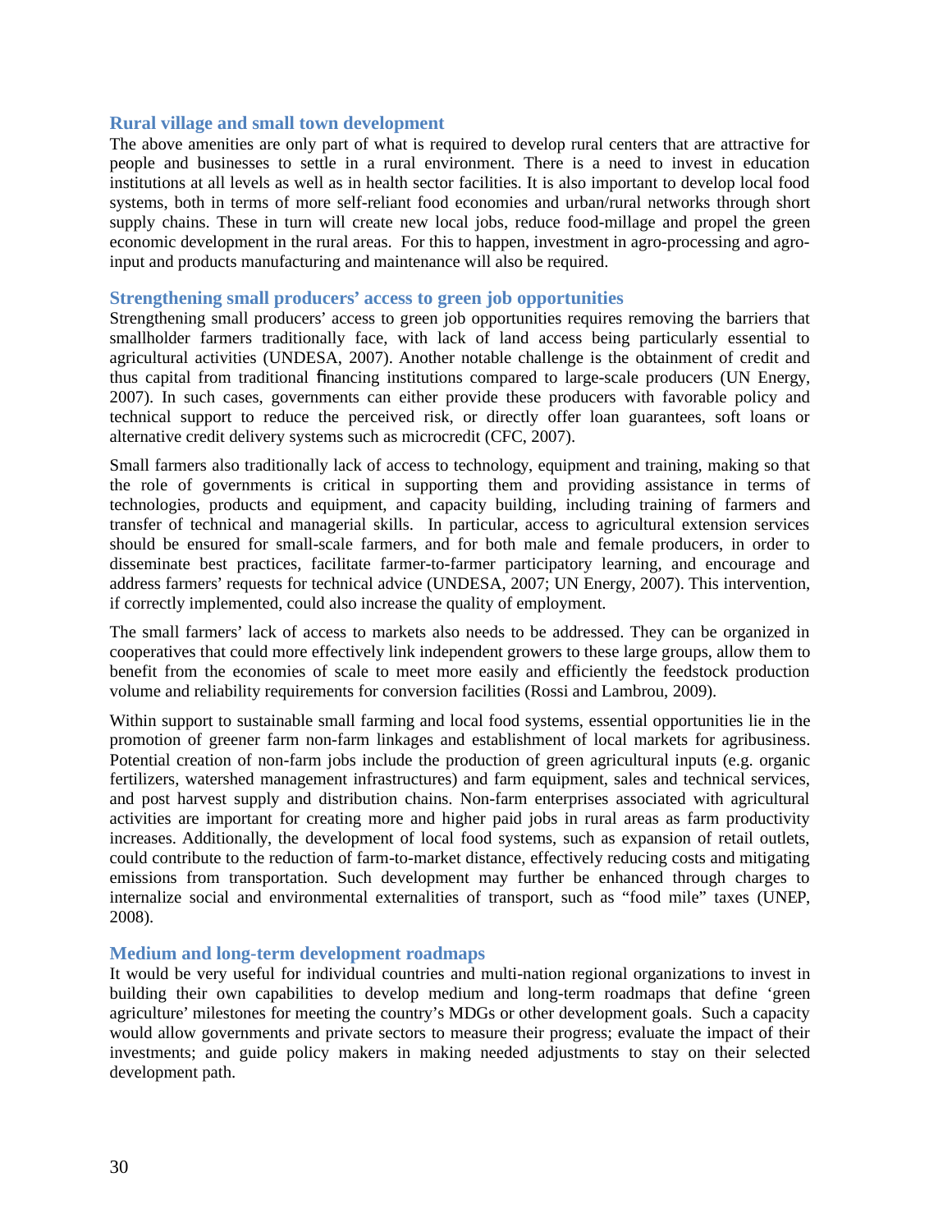### Rural village and small town development

The above amenities are only part of what is required to develop rural centers that are attractive for people and businesses to settle in a rural environment. There is a need to invest in education institutions at all levels as well as in health sector facilities. It is also important to develop local food systems, both in terms of more self-reliant food economies and urban/rural networks through short supply chains. These in turn will create new local jobs, reduce food-millage and propel the green economic development in the rural areas. For this to happen, investment in agro-processing and agro-input and products manufacturing and maintenance will also be required.

### Strengthening small producers' access to green job opportunities

Strengthening small producers' access to green job opportunities requires removing the barriers that smallholder farmers traditionally face, with lack of land access being particularly essential to agricultural activities (UNDESA, 2007). Another notable challenge is the obtainment of credit and thus capital from traditional financing institutions compared to large-scale producers (UN Energy, 2007). In such cases, governments can either provide these producers with favorable policy and technical support to reduce the perceived risk, or directly offer loan guarantees, soft loans or alternative credit delivery systems such as microcredit (CFC, 2007).

Small farmers also traditionally lack of access to technology, equipment and training, making so that the role of governments is critical in supporting them and providing assistance in terms of technologies, products and equipment, and capacity building, including training of farmers and transfer of technical and managerial skills. In particular, access to agricultural extension services should be ensured for small-scale farmers, and for both male and female producers, in order to disseminate best practices, facilitate farmer-to-farmer participatory learning, and encourage and address farmers' requests for technical advice (UNDESA, 2007; UN Energy, 2007). This intervention, if correctly implemented, could also increase the quality of employment.

The small farmers' lack of access to markets also needs to be addressed. They can be organized in cooperatives that could more effectively link independent growers to these large groups, allow them to benefit from the economies of scale to meet more easily and efficiently the feedstock production volume and reliability requirements for conversion facilities (Rossi and Lambrou, 2009).

Within support to sustainable small farming and local food systems, essential opportunities lie in the promotion of greener farm non-farm linkages and establishment of local markets for agribusiness. Potential creation of non-farm jobs include the production of green agricultural inputs (e.g. organic fertilizers, watershed management infrastructures) and farm equipment, sales and technical services, and post harvest supply and distribution chains. Non-farm enterprises associated with agricultural activities are important for creating more and higher paid jobs in rural areas as farm productivity increases. Additionally, the development of local food systems, such as expansion of retail outlets, could contribute to the reduction of farm-to-market distance, effectively reducing costs and mitigating emissions from transportation. Such development may further be enhanced through charges to internalize social and environmental externalities of transport, such as "food mile" taxes (UNEP, 2008).

### Medium and long-term development roadmaps

It would be very useful for individual countries and multi-nation regional organizations to invest in building their own capabilities to develop medium and long-term roadmaps that define 'green agriculture' milestones for meeting the country's MDGs or other development goals. Such a capacity would allow governments and private sectors to measure their progress; evaluate the impact of their investments; and guide policy makers in making needed adjustments to stay on their selected development path.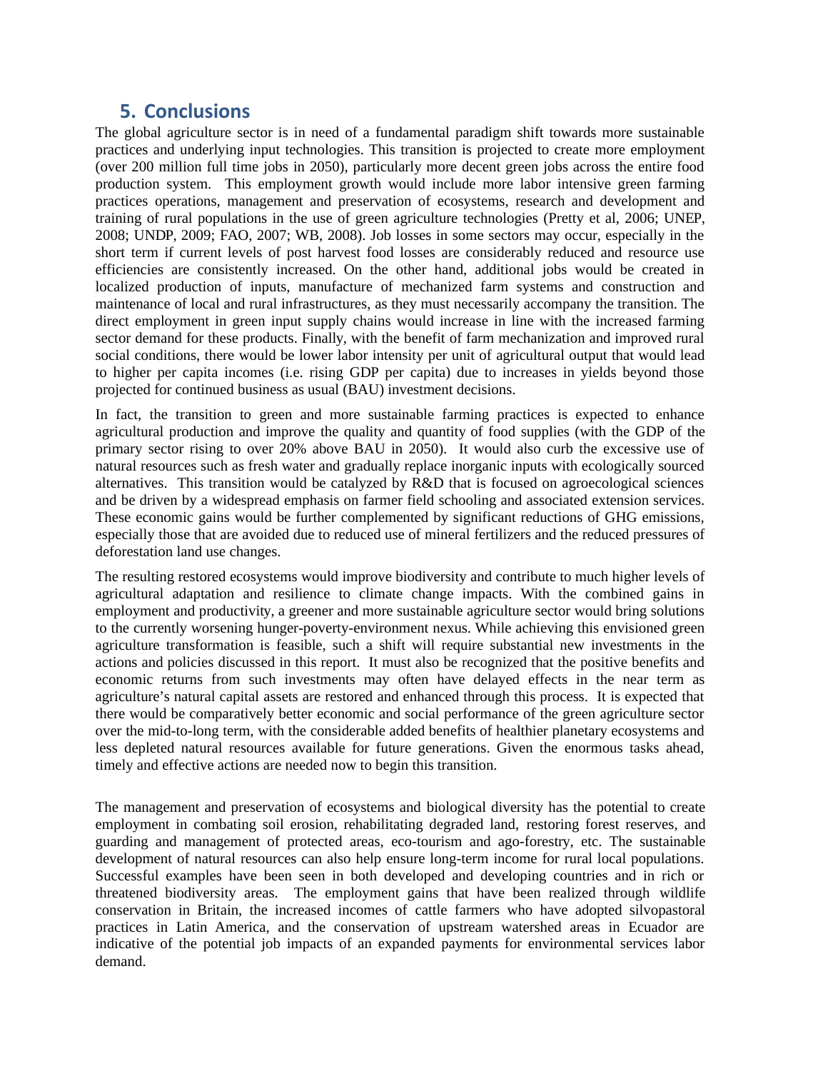## 5. Conclusions

The global agriculture sector is in need of a fundamental paradigm shift towards more sustainable practices and underlying input technologies. This transition is projected to create more employment (over 200 million full time jobs in 2050), particularly more decent green jobs across the entire food production system. This employment growth would include more labor intensive green farming practices operations, management and preservation of ecosystems, research and development and training of rural populations in the use of green agriculture technologies (Pretty et al, 2006; UNEP, 2008; UNDP, 2009; FAO, 2007; WB, 2008). Job losses in some sectors may occur, especially in the short term if current levels of post harvest food losses are considerably reduced and resource use efficiencies are consistently increased. On the other hand, additional jobs would be created in localized production of inputs, manufacture of mechanized farm systems and construction and maintenance of local and rural infrastructures, as they must necessarily accompany the transition. The direct employment in green input supply chains would increase in line with the increased farming sector demand for these products. Finally, with the benefit of farm mechanization and improved rural social conditions, there would be lower labor intensity per unit of agricultural output that would lead to higher per capita incomes (i.e. rising GDP per capita) due to increases in yields beyond those projected for continued business as usual (BAU) investment decisions.

In fact, the transition to green and more sustainable farming practices is expected to enhance agricultural production and improve the quality and quantity of food supplies (with the GDP of the primary sector rising to over 20% above BAU in 2050). It would also curb the excessive use of natural resources such as fresh water and gradually replace inorganic inputs with ecologically sourced alternatives. This transition would be catalyzed by R&D that is focused on agroecological sciences and be driven by a widespread emphasis on farmer field schooling and associated extension services. These economic gains would be further complemented by significant reductions of GHG emissions, especially those that are avoided due to reduced use of mineral fertilizers and the reduced pressures of deforestation land use changes.

The resulting restored ecosystems would improve biodiversity and contribute to much higher levels of agricultural adaptation and resilience to climate change impacts. With the combined gains in employment and productivity, a greener and more sustainable agriculture sector would bring solutions to the currently worsening hunger-poverty-environment nexus. While achieving this envisioned green agriculture transformation is feasible, such a shift will require substantial new investments in the actions and policies discussed in this report. It must also be recognized that the positive benefits and economic returns from such investments may often have delayed effects in the near term as agriculture's natural capital assets are restored and enhanced through this process. It is expected that there would be comparatively better economic and social performance of the green agriculture sector over the mid-to-long term, with the considerable added benefits of healthier planetary ecosystems and less depleted natural resources available for future generations. Given the enormous tasks ahead, timely and effective actions are needed now to begin this transition.

The management and preservation of ecosystems and biological diversity has the potential to create employment in combating soil erosion, rehabilitating degraded land, restoring forest reserves, and guarding and management of protected areas, eco-tourism and ago-forestry, etc. The sustainable development of natural resources can also help ensure long-term income for rural local populations. Successful examples have been seen in both developed and developing countries and in rich or threatened biodiversity areas. The employment gains that have been realized through wildlife conservation in Britain, the increased incomes of cattle farmers who have adopted silvopastoral practices in Latin America, and the conservation of upstream watershed areas in Ecuador are indicative of the potential job impacts of an expanded payments for environmental services labor demand.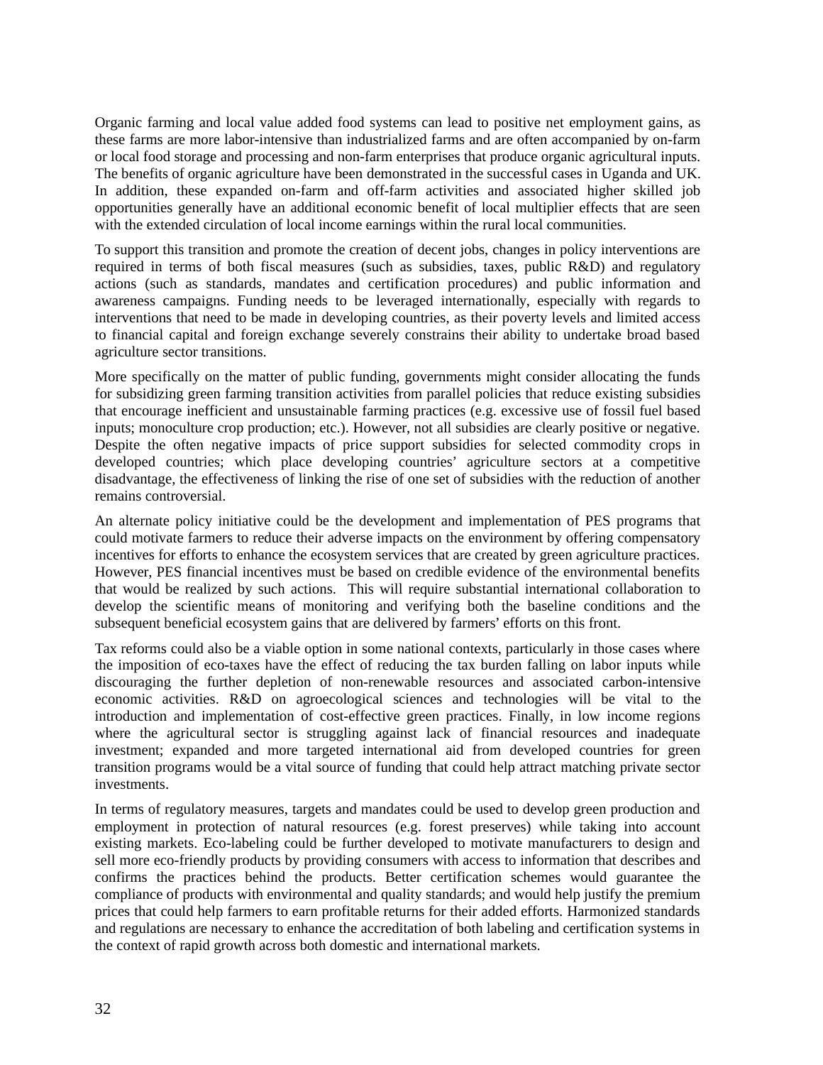Organic farming and local value added food systems can lead to positive net employment gains, as these farms are more labor-intensive than industrialized farms and are often accompanied by on-farm or local food storage and processing and non-farm enterprises that produce organic agricultural inputs. The benefits of organic agriculture have been demonstrated in the successful cases in Uganda and UK. In addition, these expanded on-farm and off-farm activities and associated higher skilled job opportunities generally have an additional economic benefit of local multiplier effects that are seen with the extended circulation of local income earnings within the rural local communities.

To support this transition and promote the creation of decent jobs, changes in policy interventions are required in terms of both fiscal measures (such as subsidies, taxes, public R&D) and regulatory actions (such as standards, mandates and certification procedures) and public information and awareness campaigns. Funding needs to be leveraged internationally, especially with regards to interventions that need to be made in developing countries, as their poverty levels and limited access to financial capital and foreign exchange severely constrains their ability to undertake broad based agriculture sector transitions.

More specifically on the matter of public funding, governments might consider allocating the funds for subsidizing green farming transition activities from parallel policies that reduce existing subsidies that encourage inefficient and unsustainable farming practices (e.g. excessive use of fossil fuel based inputs; monoculture crop production; etc.). However, not all subsidies are clearly positive or negative. Despite the often negative impacts of price support subsidies for selected commodity crops in developed countries; which place developing countries' agriculture sectors at a competitive disadvantage, the effectiveness of linking the rise of one set of subsidies with the reduction of another remains controversial.

An alternate policy initiative could be the development and implementation of PES programs that could motivate farmers to reduce their adverse impacts on the environment by offering compensatory incentives for efforts to enhance the ecosystem services that are created by green agriculture practices. However, PES financial incentives must be based on credible evidence of the environmental benefits that would be realized by such actions. This will require substantial international collaboration to develop the scientific means of monitoring and verifying both the baseline conditions and the subsequent beneficial ecosystem gains that are delivered by farmers' efforts on this front.

Tax reforms could also be a viable option in some national contexts, particularly in those cases where the imposition of eco-taxes have the effect of reducing the tax burden falling on labor inputs while discouraging the further depletion of non-renewable resources and associated carbon-intensive economic activities. R&D on agroecological sciences and technologies will be vital to the introduction and implementation of cost-effective green practices. Finally, in low income regions where the agricultural sector is struggling against lack of financial resources and inadequate investment; expanded and more targeted international aid from developed countries for green transition programs would be a vital source of funding that could help attract matching private sector investments.

In terms of regulatory measures, targets and mandates could be used to develop green production and employment in protection of natural resources (e.g. forest preserves) while taking into account existing markets. Eco-labeling could be further developed to motivate manufacturers to design and sell more eco-friendly products by providing consumers with access to information that describes and confirms the practices behind the products. Better certification schemes would guarantee the compliance of products with environmental and quality standards; and would help justify the premium prices that could help farmers to earn profitable returns for their added efforts. Harmonized standards and regulations are necessary to enhance the accreditation of both labeling and certification systems in the context of rapid growth across both domestic and international markets.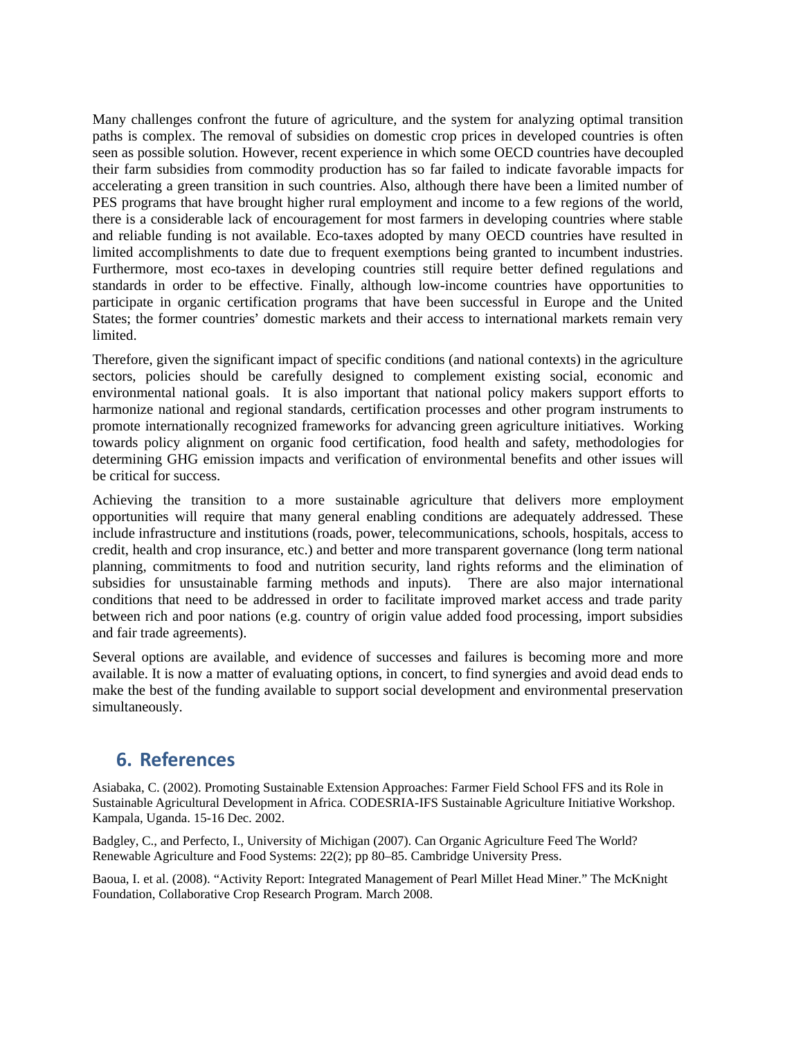Many challenges confront the future of agriculture, and the system for analyzing optimal transition paths is complex. The removal of subsidies on domestic crop prices in developed countries is often seen as possible solution. However, recent experience in which some OECD countries have decoupled their farm subsidies from commodity production has so far failed to indicate favorable impacts for accelerating a green transition in such countries. Also, although there have been a limited number of PES programs that have brought higher rural employment and income to a few regions of the world, there is a considerable lack of encouragement for most farmers in developing countries where stable and reliable funding is not available. Eco-taxes adopted by many OECD countries have resulted in limited accomplishments to date due to frequent exemptions being granted to incumbent industries. Furthermore, most eco-taxes in developing countries still require better defined regulations and standards in order to be effective. Finally, although low-income countries have opportunities to participate in organic certification programs that have been successful in Europe and the United States; the former countries' domestic markets and their access to international markets remain very limited.

Therefore, given the significant impact of specific conditions (and national contexts) in the agriculture sectors, policies should be carefully designed to complement existing social, economic and environmental national goals. It is also important that national policy makers support efforts to harmonize national and regional standards, certification processes and other program instruments to promote internationally recognized frameworks for advancing green agriculture initiatives. Working towards policy alignment on organic food certification, food health and safety, methodologies for determining GHG emission impacts and verification of environmental benefits and other issues will be critical for success.

Achieving the transition to a more sustainable agriculture that delivers more employment opportunities will require that many general enabling conditions are adequately addressed. These include infrastructure and institutions (roads, power, telecommunications, schools, hospitals, access to credit, health and crop insurance, etc.) and better and more transparent governance (long term national planning, commitments to food and nutrition security, land rights reforms and the elimination of subsidies for unsustainable farming methods and inputs). There are also major international conditions that need to be addressed in order to facilitate improved market access and trade parity between rich and poor nations (e.g. country of origin value added food processing, import subsidies and fair trade agreements).

Several options are available, and evidence of successes and failures is becoming more and more available. It is now a matter of evaluating options, in concert, to find synergies and avoid dead ends to make the best of the funding available to support social development and environmental preservation simultaneously.

## 6. References

Asiabaka, C. (2002). Promoting Sustainable Extension Approaches: Farmer Field School FFS and its Role in Sustainable Agricultural Development in Africa. CODESRIA-IFS Sustainable Agriculture Initiative Workshop. Kampala, Uganda. 15-16 Dec. 2002.

Badgley, C., and Perfecto, I., University of Michigan (2007). Can Organic Agriculture Feed The World? Renewable Agriculture and Food Systems: 22(2); pp 80–85. Cambridge University Press.

Baoua, I. et al. (2008). "Activity Report: Integrated Management of Pearl Millet Head Miner." The McKnight Foundation, Collaborative Crop Research Program. March 2008.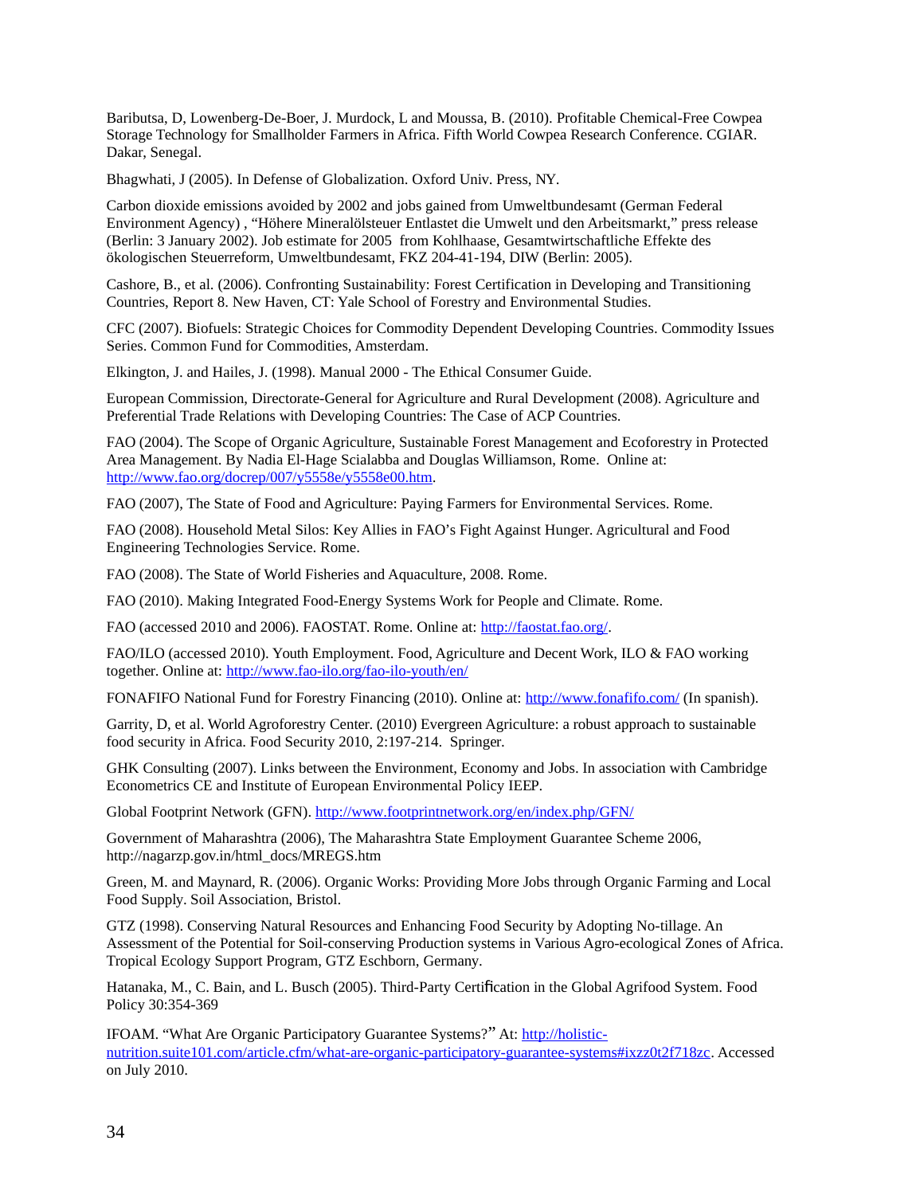Baributsa, D, Lowenberg-De-Boer, J. Murdock, L and Moussa, B. (2010). Profitable Chemical-Free Cowpea Storage Technology for Smallholder Farmers in Africa. Fifth World Cowpea Research Conference. CGIAR. Dakar, Senegal.

Bhagwhati, J (2005). In Defense of Globalization. Oxford Univ. Press, NY.

Carbon dioxide emissions avoided by 2002 and jobs gained from Umweltbundesamt (German Federal Environment Agency) , "Höhere Mineralölsteuer Entlastet die Umwelt und den Arbeitsmarkt," press release (Berlin: 3 January 2002). Job estimate for 2005 from Kohlhaase, Gesamtwirtschaftliche Effekte des ökologischen Steuerreform, Umweltbundesamt, FKZ 204-41-194, DIW (Berlin: 2005).

Cashore, B., et al. (2006). Confronting Sustainability: Forest Certification in Developing and Transitioning Countries, Report 8. New Haven, CT: Yale School of Forestry and Environmental Studies.

CFC (2007). Biofuels: Strategic Choices for Commodity Dependent Developing Countries. Commodity Issues Series. Common Fund for Commodities, Amsterdam.

Elkington, J. and Hailes, J. (1998). Manual 2000 - The Ethical Consumer Guide.

European Commission, Directorate-General for Agriculture and Rural Development (2008). Agriculture and Preferential Trade Relations with Developing Countries: The Case of ACP Countries.

FAO (2004). The Scope of Organic Agriculture, Sustainable Forest Management and Ecoforestry in Protected Area Management. By Nadia El-Hage Scialabba and Douglas Williamson, Rome. Online at: http://www.fao.org/docrep/007/y5558e/y5558e00.htm.

FAO (2007), The State of Food and Agriculture: Paying Farmers for Environmental Services. Rome.

FAO (2008). Household Metal Silos: Key Allies in FAO's Fight Against Hunger. Agricultural and Food Engineering Technologies Service. Rome.

FAO (2008). The State of World Fisheries and Aquaculture, 2008. Rome.

FAO (2010). Making Integrated Food-Energy Systems Work for People and Climate. Rome.

FAO (accessed 2010 and 2006). FAOSTAT. Rome. Online at: http://faostat.fao.org/.

FAO/ILO (accessed 2010). Youth Employment. Food, Agriculture and Decent Work, ILO & FAO working together. Online at: http://www.fao-ilo.org/fao-ilo-youth/en/

FONAFIFO National Fund for Forestry Financing (2010). Online at: http://www.fonafifo.com/ (In spanish).

Garrity, D, et al. World Agroforestry Center. (2010) Evergreen Agriculture: a robust approach to sustainable food security in Africa. Food Security 2010, 2:197-214. Springer.

GHK Consulting (2007). Links between the Environment, Economy and Jobs. In association with Cambridge Econometrics CE and Institute of European Environmental Policy IEEP.

Global Footprint Network (GFN). http://www.footprintnetwork.org/en/index.php/GFN/

Government of Maharashtra (2006), The Maharashtra State Employment Guarantee Scheme 2006, http://nagarzp.gov.in/html_docs/MREGS.htm

Green, M. and Maynard, R. (2006). Organic Works: Providing More Jobs through Organic Farming and Local Food Supply. Soil Association, Bristol.

GTZ (1998). Conserving Natural Resources and Enhancing Food Security by Adopting No-tillage. An Assessment of the Potential for Soil-conserving Production systems in Various Agro-ecological Zones of Africa. Tropical Ecology Support Program, GTZ Eschborn, Germany.

Hatanaka, M., C. Bain, and L. Busch (2005). Third-Party Certification in the Global Agrifood System. Food Policy 30:354-369

IFOAM. "What Are Organic Participatory Guarantee Systems?" At: http://holistic-nutrition.suite101.com/article.cfm/what-are-organic-participatory-guarantee-systems#ixzz0t2f718zc. Accessed on July 2010.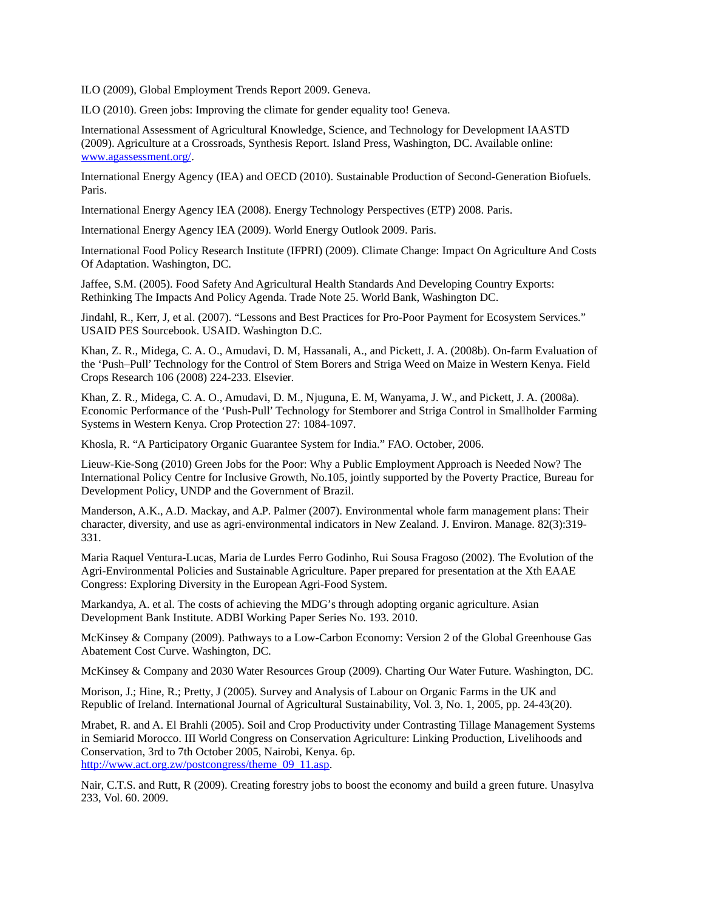ILO (2009), Global Employment Trends Report 2009. Geneva.

ILO (2010). Green jobs: Improving the climate for gender equality too! Geneva.

International Assessment of Agricultural Knowledge, Science, and Technology for Development IAASTD (2009). Agriculture at a Crossroads, Synthesis Report. Island Press, Washington, DC. Available online: [www.agassessment.org/](http://www.agassessment.org/).

International Energy Agency (IEA) and OECD (2010). Sustainable Production of Second-Generation Biofuels. Paris.

International Energy Agency IEA (2008). Energy Technology Perspectives (ETP) 2008. Paris.

International Energy Agency IEA (2009). World Energy Outlook 2009. Paris.

International Food Policy Research Institute (IFPRI) (2009). Climate Change: Impact On Agriculture And Costs Of Adaptation. Washington, DC.

Jaffee, S.M. (2005). Food Safety And Agricultural Health Standards And Developing Country Exports: Rethinking The Impacts And Policy Agenda. Trade Note 25. World Bank, Washington DC.

Jindahl, R., Kerr, J, et al. (2007). "Lessons and Best Practices for Pro-Poor Payment for Ecosystem Services." USAID PES Sourcebook. USAID. Washington D.C.

Khan, Z. R., Midega, C. A. O., Amudavi, D. M, Hassanali, A., and Pickett, J. A. (2008b). On-farm Evaluation of the 'Push–Pull' Technology for the Control of Stem Borers and Striga Weed on Maize in Western Kenya. Field Crops Research 106 (2008) 224-233. Elsevier.

Khan, Z. R., Midega, C. A. O., Amudavi, D. M., Njuguna, E. M, Wanyama, J. W., and Pickett, J. A. (2008a). Economic Performance of the 'Push-Pull' Technology for Stemborer and Striga Control in Smallholder Farming Systems in Western Kenya. Crop Protection 27: 1084-1097.

Khosla, R. "A Participatory Organic Guarantee System for India." FAO. October, 2006.

Lieuw-Kie-Song (2010) Green Jobs for the Poor: Why a Public Employment Approach is Needed Now? The International Policy Centre for Inclusive Growth, No.105, jointly supported by the Poverty Practice, Bureau for Development Policy, UNDP and the Government of Brazil.

Manderson, A.K., A.D. Mackay, and A.P. Palmer (2007). Environmental whole farm management plans: Their character, diversity, and use as agri-environmental indicators in New Zealand. J. Environ. Manage. 82(3):319-331.

Maria Raquel Ventura-Lucas, Maria de Lurdes Ferro Godinho, Rui Sousa Fragoso (2002). The Evolution of the Agri-Environmental Policies and Sustainable Agriculture. Paper prepared for presentation at the Xth EAAE Congress: Exploring Diversity in the European Agri-Food System.

Markandya, A. et al. The costs of achieving the MDG's through adopting organic agriculture. Asian Development Bank Institute. ADBI Working Paper Series No. 193. 2010.

McKinsey & Company (2009). Pathways to a Low-Carbon Economy: Version 2 of the Global Greenhouse Gas Abatement Cost Curve. Washington, DC.

McKinsey & Company and 2030 Water Resources Group (2009). Charting Our Water Future. Washington, DC.

Morison, J.; Hine, R.; Pretty, J (2005). Survey and Analysis of Labour on Organic Farms in the UK and Republic of Ireland. International Journal of Agricultural Sustainability, Vol. 3, No. 1, 2005, pp. 24-43(20).

Mrabet, R. and A. El Brahli (2005). Soil and Crop Productivity under Contrasting Tillage Management Systems in Semiarid Morocco. III World Congress on Conservation Agriculture: Linking Production, Livelihoods and Conservation, 3rd to 7th October 2005, Nairobi, Kenya. 6p. [http://www.act.org.zw/postcongress/theme_09_11.asp](http://www.act.org.zw/postcongress/theme_09_11.asp).

Nair, C.T.S. and Rutt, R (2009). Creating forestry jobs to boost the economy and build a green future. Unasylva 233, Vol. 60. 2009.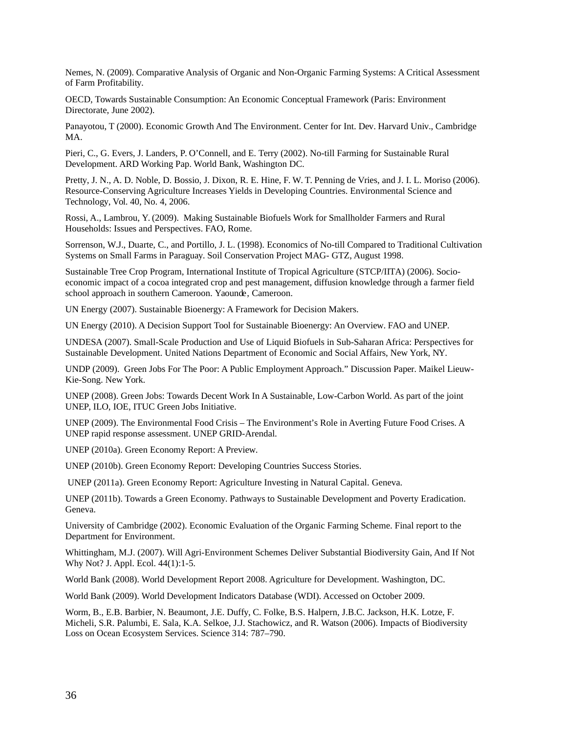Nemes, N. (2009). Comparative Analysis of Organic and Non-Organic Farming Systems: A Critical Assessment of Farm Profitability.

OECD, Towards Sustainable Consumption: An Economic Conceptual Framework (Paris: Environment Directorate, June 2002).

Panayotou, T (2000). Economic Growth And The Environment. Center for Int. Dev. Harvard Univ., Cambridge MA.

Pieri, C., G. Evers, J. Landers, P. O'Connell, and E. Terry (2002). No-till Farming for Sustainable Rural Development. ARD Working Pap. World Bank, Washington DC.

Pretty, J. N., A. D. Noble, D. Bossio, J. Dixon, R. E. Hine, F. W. T. Penning de Vries, and J. I. L. Moriso (2006). Resource-Conserving Agriculture Increases Yields in Developing Countries. Environmental Science and Technology, Vol. 40, No. 4, 2006.

Rossi, A., Lambrou, Y. (2009). Making Sustainable Biofuels Work for Smallholder Farmers and Rural Households: Issues and Perspectives. FAO, Rome.

Sorrenson, W.J., Duarte, C., and Portillo, J. L. (1998). Economics of No-till Compared to Traditional Cultivation Systems on Small Farms in Paraguay. Soil Conservation Project MAG- GTZ, August 1998.

Sustainable Tree Crop Program, International Institute of Tropical Agriculture (STCP/IITA) (2006). Socio-economic impact of a cocoa integrated crop and pest management, diffusion knowledge through a farmer field school approach in southern Cameroon. Yaounde, Cameroon.

UN Energy (2007). Sustainable Bioenergy: A Framework for Decision Makers.

UN Energy (2010). A Decision Support Tool for Sustainable Bioenergy: An Overview. FAO and UNEP.

UNDESA (2007). Small-Scale Production and Use of Liquid Biofuels in Sub-Saharan Africa: Perspectives for Sustainable Development. United Nations Department of Economic and Social Affairs, New York, NY.

UNDP (2009). Green Jobs For The Poor: A Public Employment Approach." Discussion Paper. Maikel Lieuw-Kie-Song. New York.

UNEP (2008). Green Jobs: Towards Decent Work In A Sustainable, Low-Carbon World. As part of the joint UNEP, ILO, IOE, ITUC Green Jobs Initiative.

UNEP (2009). The Environmental Food Crisis – The Environment's Role in Averting Future Food Crises. A UNEP rapid response assessment. UNEP GRID-Arendal.

UNEP (2010a). Green Economy Report: A Preview.

UNEP (2010b). Green Economy Report: Developing Countries Success Stories.

UNEP (2011a). Green Economy Report: Agriculture Investing in Natural Capital. Geneva.

UNEP (2011b). Towards a Green Economy. Pathways to Sustainable Development and Poverty Eradication. Geneva.

University of Cambridge (2002). Economic Evaluation of the Organic Farming Scheme. Final report to the Department for Environment.

Whittingham, M.J. (2007). Will Agri-Environment Schemes Deliver Substantial Biodiversity Gain, And If Not Why Not? J. Appl. Ecol. 44(1):1-5.

World Bank (2008). World Development Report 2008. Agriculture for Development. Washington, DC.

World Bank (2009). World Development Indicators Database (WDI). Accessed on October 2009.

Worm, B., E.B. Barbier, N. Beaumont, J.E. Duffy, C. Folke, B.S. Halpern, J.B.C. Jackson, H.K. Lotze, F. Micheli, S.R. Palumbi, E. Sala, K.A. Selkoe, J.J. Stachowicz, and R. Watson (2006). Impacts of Biodiversity Loss on Ocean Ecosystem Services. Science 314: 787–790.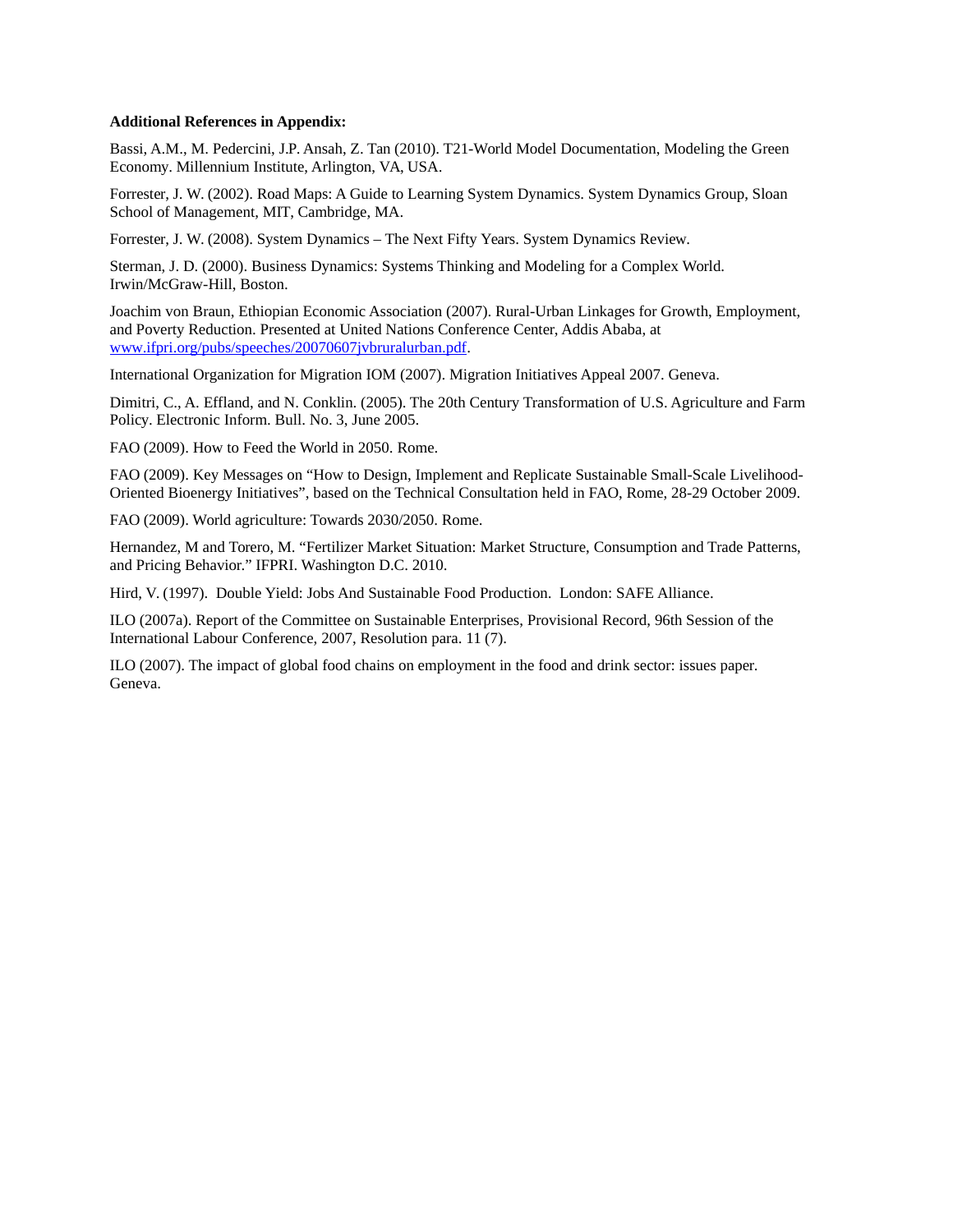**Additional References in Appendix:**

Bassi, A.M., M. Pedercini, J.P. Ansah, Z. Tan (2010). T21-World Model Documentation, Modeling the Green Economy. Millennium Institute, Arlington, VA, USA.

Forrester, J. W. (2002). Road Maps: A Guide to Learning System Dynamics. System Dynamics Group, Sloan School of Management, MIT, Cambridge, MA.

Forrester, J. W. (2008). System Dynamics – The Next Fifty Years. System Dynamics Review.

Sterman, J. D. (2000). Business Dynamics: Systems Thinking and Modeling for a Complex World. Irwin/McGraw-Hill, Boston.

Joachim von Braun, Ethiopian Economic Association (2007). Rural-Urban Linkages for Growth, Employment, and Poverty Reduction. Presented at United Nations Conference Center, Addis Ababa, at www.ifpri.org/pubs/speeches/20070607jvbruralurban.pdf.

International Organization for Migration IOM (2007). Migration Initiatives Appeal 2007. Geneva.

Dimitri, C., A. Effland, and N. Conklin. (2005). The 20th Century Transformation of U.S. Agriculture and Farm Policy. Electronic Inform. Bull. No. 3, June 2005.

FAO (2009). How to Feed the World in 2050. Rome.

FAO (2009). Key Messages on "How to Design, Implement and Replicate Sustainable Small-Scale Livelihood-Oriented Bioenergy Initiatives", based on the Technical Consultation held in FAO, Rome, 28-29 October 2009.

FAO (2009). World agriculture: Towards 2030/2050. Rome.

Hernandez, M and Torero, M. "Fertilizer Market Situation: Market Structure, Consumption and Trade Patterns, and Pricing Behavior." IFPRI. Washington D.C. 2010.

Hird, V. (1997). Double Yield: Jobs And Sustainable Food Production. London: SAFE Alliance.

ILO (2007a). Report of the Committee on Sustainable Enterprises, Provisional Record, 96th Session of the International Labour Conference, 2007, Resolution para. 11 (7).

ILO (2007). The impact of global food chains on employment in the food and drink sector: issues paper. Geneva.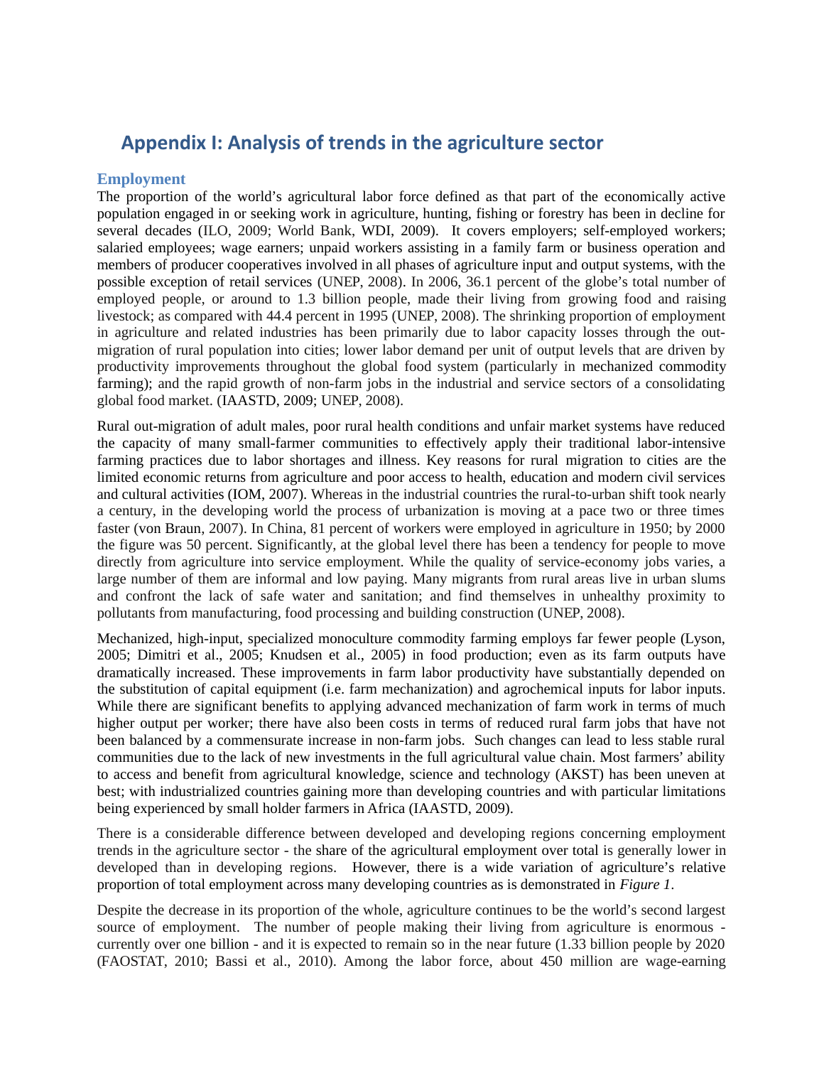# Appendix I: Analysis of trends in the agriculture sector

## Employment

The proportion of the world's agricultural labor force defined as that part of the economically active population engaged in or seeking work in agriculture, hunting, fishing or forestry has been in decline for several decades (ILO, 2009; World Bank, WDI, 2009). It covers employers; self-employed workers; salaried employees; wage earners; unpaid workers assisting in a family farm or business operation and members of producer cooperatives involved in all phases of agriculture input and output systems, with the possible exception of retail services (UNEP, 2008). In 2006, 36.1 percent of the globe's total number of employed people, or around to 1.3 billion people, made their living from growing food and raising livestock; as compared with 44.4 percent in 1995 (UNEP, 2008). The shrinking proportion of employment in agriculture and related industries has been primarily due to labor capacity losses through the out-migration of rural population into cities; lower labor demand per unit of output levels that are driven by productivity improvements throughout the global food system (particularly in mechanized commodity farming); and the rapid growth of non-farm jobs in the industrial and service sectors of a consolidating global food market. (IAASTD, 2009; UNEP, 2008).

Rural out-migration of adult males, poor rural health conditions and unfair market systems have reduced the capacity of many small-farmer communities to effectively apply their traditional labor-intensive farming practices due to labor shortages and illness. Key reasons for rural migration to cities are the limited economic returns from agriculture and poor access to health, education and modern civil services and cultural activities (IOM, 2007). Whereas in the industrial countries the rural-to-urban shift took nearly a century, in the developing world the process of urbanization is moving at a pace two or three times faster (von Braun, 2007). In China, 81 percent of workers were employed in agriculture in 1950; by 2000 the figure was 50 percent. Significantly, at the global level there has been a tendency for people to move directly from agriculture into service employment. While the quality of service-economy jobs varies, a large number of them are informal and low paying. Many migrants from rural areas live in urban slums and confront the lack of safe water and sanitation; and find themselves in unhealthy proximity to pollutants from manufacturing, food processing and building construction (UNEP, 2008).

Mechanized, high-input, specialized monoculture commodity farming employs far fewer people (Lyson, 2005; Dimitri et al., 2005; Knudsen et al., 2005) in food production; even as its farm outputs have dramatically increased. These improvements in farm labor productivity have substantially depended on the substitution of capital equipment (i.e. farm mechanization) and agrochemical inputs for labor inputs. While there are significant benefits to applying advanced mechanization of farm work in terms of much higher output per worker; there have also been costs in terms of reduced rural farm jobs that have not been balanced by a commensurate increase in non-farm jobs. Such changes can lead to less stable rural communities due to the lack of new investments in the full agricultural value chain. Most farmers' ability to access and benefit from agricultural knowledge, science and technology (AKST) has been uneven at best; with industrialized countries gaining more than developing countries and with particular limitations being experienced by small holder farmers in Africa (IAASTD, 2009).

There is a considerable difference between developed and developing regions concerning employment trends in the agriculture sector - the share of the agricultural employment over total is generally lower in developed than in developing regions. However, there is a wide variation of agriculture's relative proportion of total employment across many developing countries as is demonstrated in *Figure 1*.

Despite the decrease in its proportion of the whole, agriculture continues to be the world's second largest source of employment. The number of people making their living from agriculture is enormous - currently over one billion - and it is expected to remain so in the near future (1.33 billion people by 2020 (FAOSTAT, 2010; Bassi et al., 2010). Among the labor force, about 450 million are wage-earning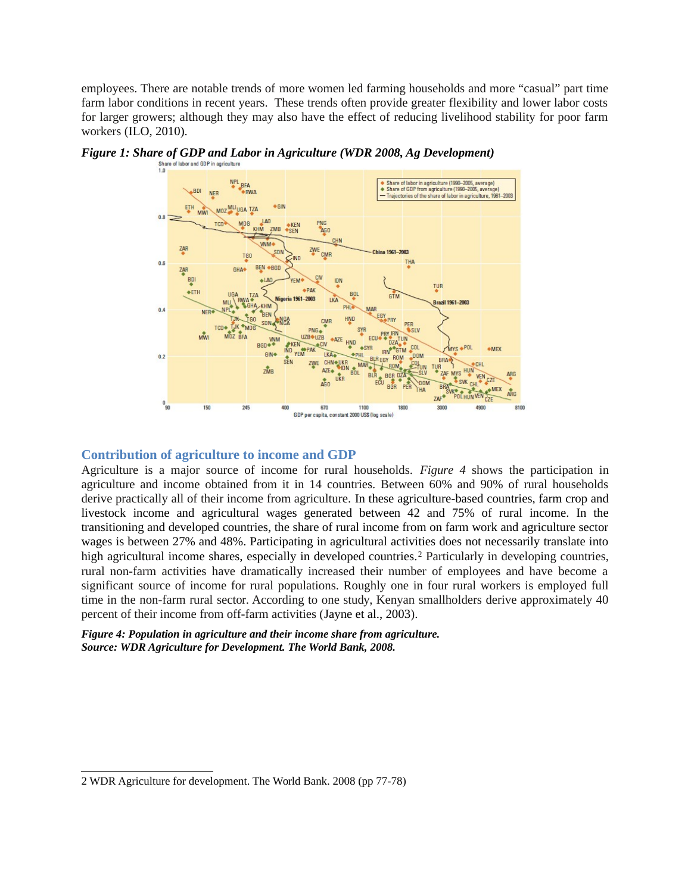employees. There are notable trends of more women led farming households and more "casual" part time farm labor conditions in recent years. These trends often provide greater flexibility and lower labor costs for larger growers; although they may also have the effect of reducing livelihood stability for poor farm workers (ILO, 2010).

***Figure 1: Share of GDP and Labor in Agriculture (WDR 2008, Ag Development)***

## Contribution of agriculture to income and GDP

Agriculture is a major source of income for rural households. *Figure 4* shows the participation in agriculture and income obtained from it in 14 countries. Between 60% and 90% of rural households derive practically all of their income from agriculture. In these agriculture-based countries, farm crop and livestock income and agricultural wages generated between 42 and 75% of rural income. In the transitioning and developed countries, the share of rural income from on farm work and agriculture sector wages is between 27% and 48%. Participating in agricultural activities does not necessarily translate into high agricultural income shares, especially in developed countries.[2] Particularly in developing countries, rural non-farm activities have dramatically increased their number of employees and have become a significant source of income for rural populations. Roughly one in four rural workers is employed full time in the non-farm rural sector. According to one study, Kenyan smallholders derive approximately 40 percent of their income from off-farm activities (Jayne et al., 2003).

***Figure 4: Population in agriculture and their income share from agriculture.***
***Source: WDR Agriculture for Development. The World Bank, 2008.***

---

2 WDR Agriculture for development. The World Bank. 2008 (pp 77-78)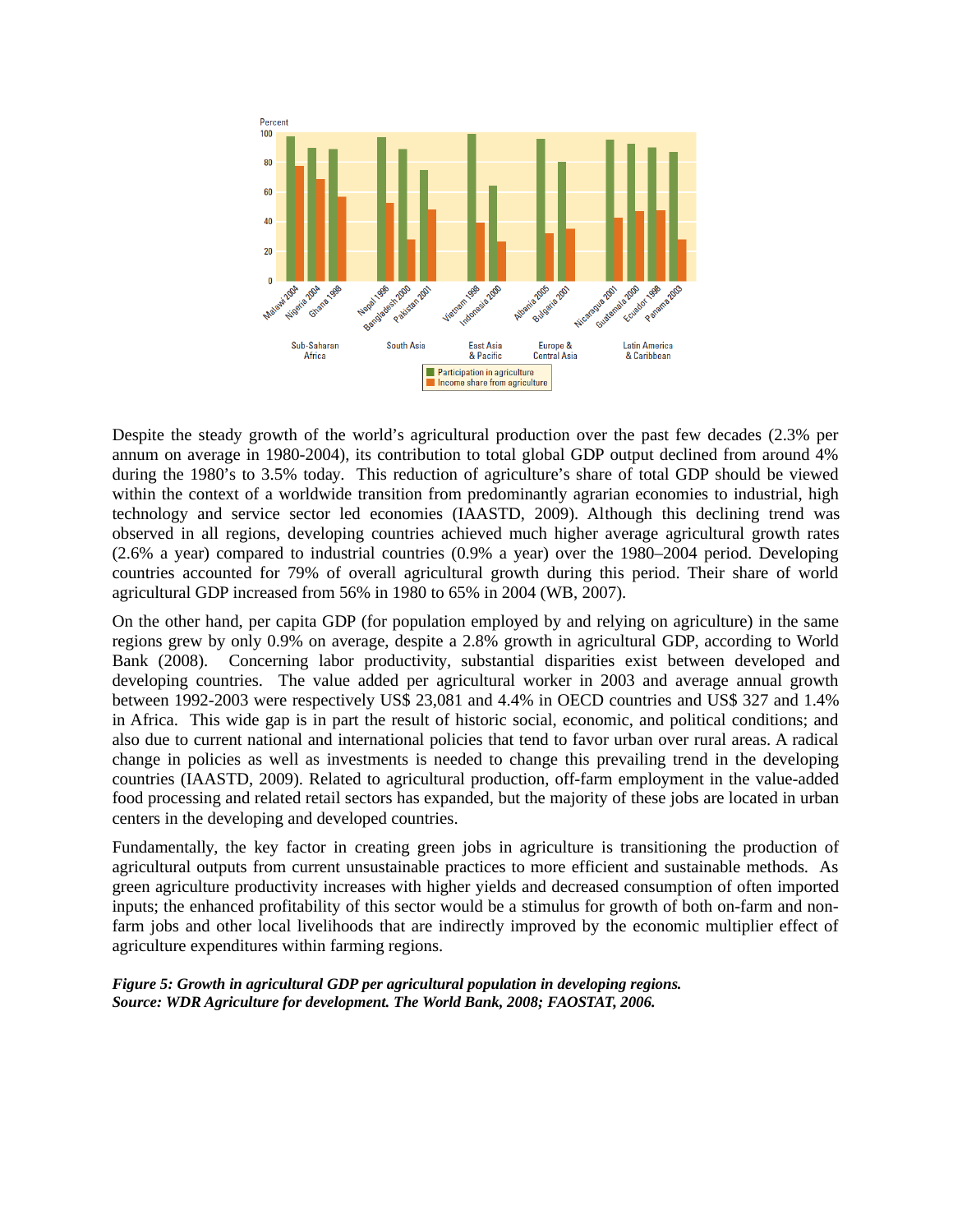Despite the steady growth of the world's agricultural production over the past few decades (2.3% per annum on average in 1980-2004), its contribution to total global GDP output declined from around 4% during the 1980's to 3.5% today. This reduction of agriculture's share of total GDP should be viewed within the context of a worldwide transition from predominantly agrarian economies to industrial, high technology and service sector led economies (IAASTD, 2009). Although this declining trend was observed in all regions, developing countries achieved much higher average agricultural growth rates (2.6% a year) compared to industrial countries (0.9% a year) over the 1980–2004 period. Developing countries accounted for 79% of overall agricultural growth during this period. Their share of world agricultural GDP increased from 56% in 1980 to 65% in 2004 (WB, 2007).

On the other hand, per capita GDP (for population employed by and relying on agriculture) in the same regions grew by only 0.9% on average, despite a 2.8% growth in agricultural GDP, according to World Bank (2008). Concerning labor productivity, substantial disparities exist between developed and developing countries. The value added per agricultural worker in 2003 and average annual growth between 1992-2003 were respectively US$ 23,081 and 4.4% in OECD countries and US$ 327 and 1.4% in Africa. This wide gap is in part the result of historic social, economic, and political conditions; and also due to current national and international policies that tend to favor urban over rural areas. A radical change in policies as well as investments is needed to change this prevailing trend in the developing countries (IAASTD, 2009). Related to agricultural production, off-farm employment in the value-added food processing and related retail sectors has expanded, but the majority of these jobs are located in urban centers in the developing and developed countries.

Fundamentally, the key factor in creating green jobs in agriculture is transitioning the production of agricultural outputs from current unsustainable practices to more efficient and sustainable methods. As green agriculture productivity increases with higher yields and decreased consumption of often imported inputs; the enhanced profitability of this sector would be a stimulus for growth of both on-farm and non-farm jobs and other local livelihoods that are indirectly improved by the economic multiplier effect of agriculture expenditures within farming regions.

***Figure 5: Growth in agricultural GDP per agricultural population in developing regions.***
***Source: WDR Agriculture for development. The World Bank, 2008; FAOSTAT, 2006.***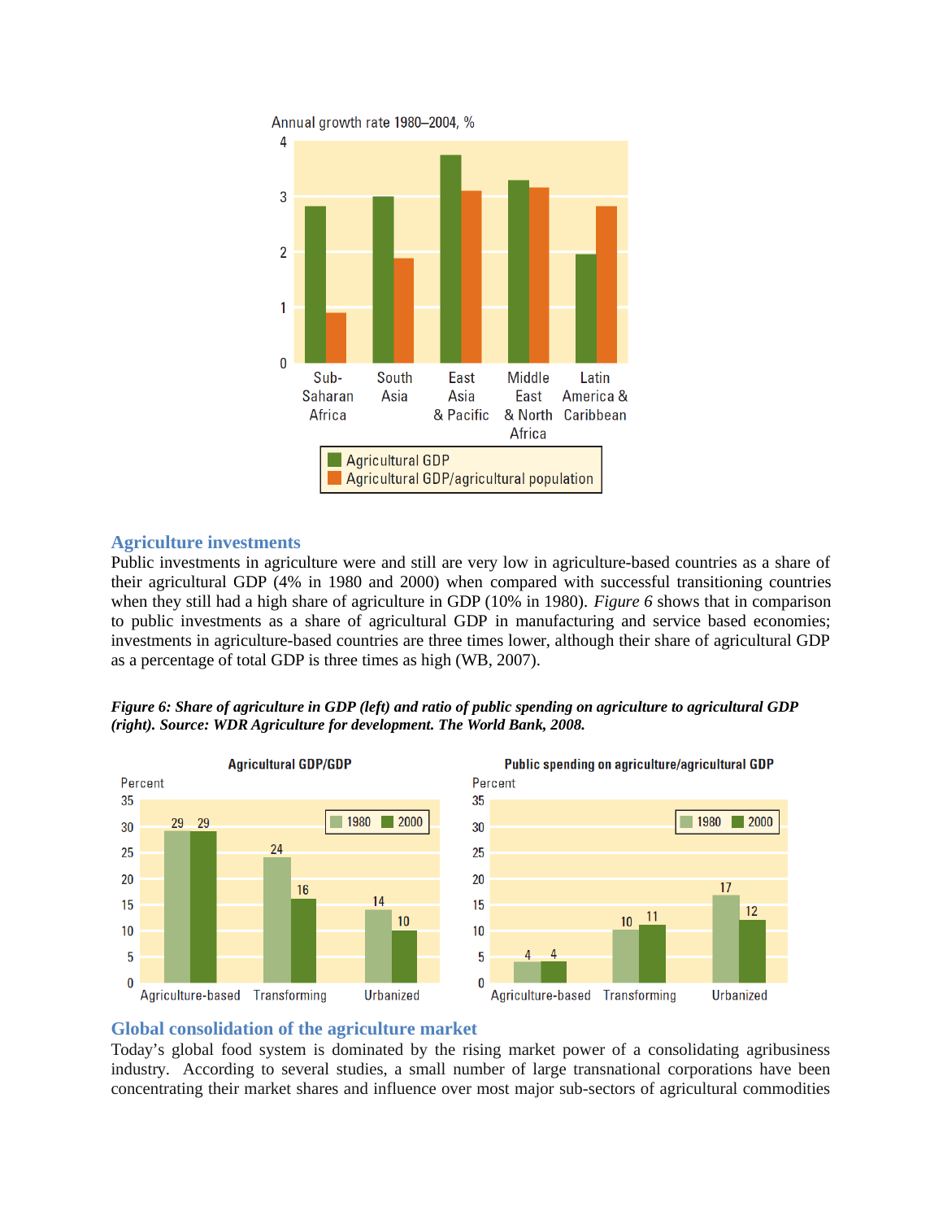Annual growth rate 1980–2004, %

| | Agricultural GDP | Agricultural GDP/agricultural population |
|---|---|---|
| Sub-Saharan Africa | | |
| South Asia | | |
| East Asia & Pacific | | |
| Middle East & North Africa | | |
| Latin America & Caribbean | | |

## Agriculture investments

Public investments in agriculture were and still are very low in agriculture-based countries as a share of their agricultural GDP (4% in 1980 and 2000) when compared with successful transitioning countries when they still had a high share of agriculture in GDP (10% in 1980). *Figure 6* shows that in comparison to public investments as a share of agricultural GDP in manufacturing and service based economies; investments in agriculture-based countries are three times lower, although their share of agricultural GDP as a percentage of total GDP is three times as high (WB, 2007).

***Figure 6: Share of agriculture in GDP (left) and ratio of public spending on agriculture to agricultural GDP (right). Source: WDR Agriculture for development. The World Bank, 2008.***

**Agricultural GDP/GDP** (Percent)

| | 1980 | 2000 |
|---|---|---|
| Agriculture-based | 29 | 29 |
| Transforming | 24 | 16 |
| Urbanized | 14 | 10 |

**Public spending on agriculture/agricultural GDP** (Percent)

| | 1980 | 2000 |
|---|---|---|
| Agriculture-based | 4 | 4 |
| Transforming | 10 | 11 |
| Urbanized | 17 | 12 |

## Global consolidation of the agriculture market

Today's global food system is dominated by the rising market power of a consolidating agribusiness industry. According to several studies, a small number of large transnational corporations have been concentrating their market shares and influence over most major sub-sectors of agricultural commodities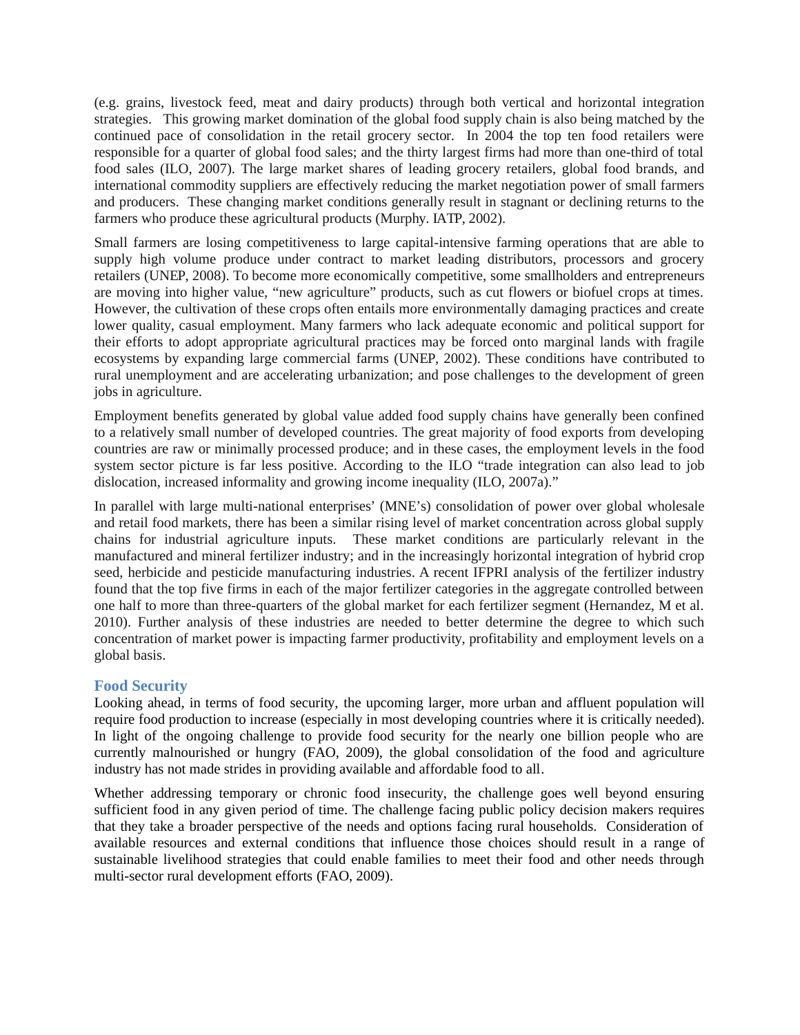(e.g. grains, livestock feed, meat and dairy products) through both vertical and horizontal integration strategies. This growing market domination of the global food supply chain is also being matched by the continued pace of consolidation in the retail grocery sector. In 2004 the top ten food retailers were responsible for a quarter of global food sales; and the thirty largest firms had more than one-third of total food sales (ILO, 2007). The large market shares of leading grocery retailers, global food brands, and international commodity suppliers are effectively reducing the market negotiation power of small farmers and producers. These changing market conditions generally result in stagnant or declining returns to the farmers who produce these agricultural products (Murphy. IATP, 2002).

Small farmers are losing competitiveness to large capital-intensive farming operations that are able to supply high volume produce under contract to market leading distributors, processors and grocery retailers (UNEP, 2008). To become more economically competitive, some smallholders and entrepreneurs are moving into higher value, "new agriculture" products, such as cut flowers or biofuel crops at times. However, the cultivation of these crops often entails more environmentally damaging practices and create lower quality, casual employment. Many farmers who lack adequate economic and political support for their efforts to adopt appropriate agricultural practices may be forced onto marginal lands with fragile ecosystems by expanding large commercial farms (UNEP, 2002). These conditions have contributed to rural unemployment and are accelerating urbanization; and pose challenges to the development of green jobs in agriculture.

Employment benefits generated by global value added food supply chains have generally been confined to a relatively small number of developed countries. The great majority of food exports from developing countries are raw or minimally processed produce; and in these cases, the employment levels in the food system sector picture is far less positive. According to the ILO "trade integration can also lead to job dislocation, increased informality and growing income inequality (ILO, 2007a)."

In parallel with large multi-national enterprises' (MNE's) consolidation of power over global wholesale and retail food markets, there has been a similar rising level of market concentration across global supply chains for industrial agriculture inputs. These market conditions are particularly relevant in the manufactured and mineral fertilizer industry; and in the increasingly horizontal integration of hybrid crop seed, herbicide and pesticide manufacturing industries. A recent IFPRI analysis of the fertilizer industry found that the top five firms in each of the major fertilizer categories in the aggregate controlled between one half to more than three-quarters of the global market for each fertilizer segment (Hernandez, M et al. 2010). Further analysis of these industries are needed to better determine the degree to which such concentration of market power is impacting farmer productivity, profitability and employment levels on a global basis.

### Food Security

Looking ahead, in terms of food security, the upcoming larger, more urban and affluent population will require food production to increase (especially in most developing countries where it is critically needed). In light of the ongoing challenge to provide food security for the nearly one billion people who are currently malnourished or hungry (FAO, 2009), the global consolidation of the food and agriculture industry has not made strides in providing available and affordable food to all.

Whether addressing temporary or chronic food insecurity, the challenge goes well beyond ensuring sufficient food in any given period of time. The challenge facing public policy decision makers requires that they take a broader perspective of the needs and options facing rural households. Consideration of available resources and external conditions that influence those choices should result in a range of sustainable livelihood strategies that could enable families to meet their food and other needs through multi-sector rural development efforts (FAO, 2009).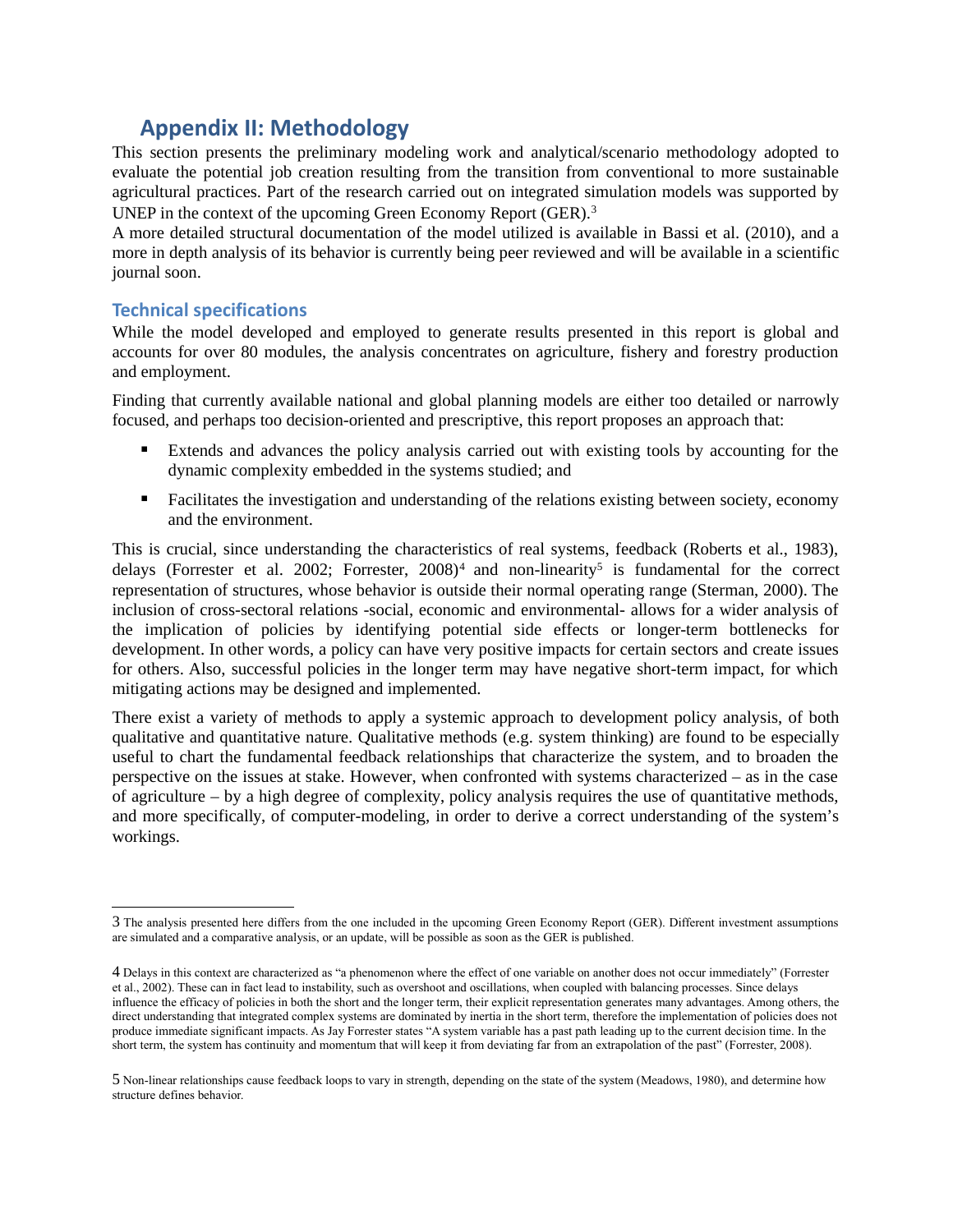## Appendix II: Methodology

This section presents the preliminary modeling work and analytical/scenario methodology adopted to evaluate the potential job creation resulting from the transition from conventional to more sustainable agricultural practices. Part of the research carried out on integrated simulation models was supported by UNEP in the context of the upcoming Green Economy Report (GER).[3]

A more detailed structural documentation of the model utilized is available in Bassi et al. (2010), and a more in depth analysis of its behavior is currently being peer reviewed and will be available in a scientific journal soon.

### Technical specifications

While the model developed and employed to generate results presented in this report is global and accounts for over 80 modules, the analysis concentrates on agriculture, fishery and forestry production and employment.

Finding that currently available national and global planning models are either too detailed or narrowly focused, and perhaps too decision-oriented and prescriptive, this report proposes an approach that:

- Extends and advances the policy analysis carried out with existing tools by accounting for the dynamic complexity embedded in the systems studied; and
- Facilitates the investigation and understanding of the relations existing between society, economy and the environment.

This is crucial, since understanding the characteristics of real systems, feedback (Roberts et al., 1983), delays (Forrester et al. 2002; Forrester, 2008)[4] and non-linearity[5] is fundamental for the correct representation of structures, whose behavior is outside their normal operating range (Sterman, 2000). The inclusion of cross-sectoral relations -social, economic and environmental- allows for a wider analysis of the implication of policies by identifying potential side effects or longer-term bottlenecks for development. In other words, a policy can have very positive impacts for certain sectors and create issues for others. Also, successful policies in the longer term may have negative short-term impact, for which mitigating actions may be designed and implemented.

There exist a variety of methods to apply a systemic approach to development policy analysis, of both qualitative and quantitative nature. Qualitative methods (e.g. system thinking) are found to be especially useful to chart the fundamental feedback relationships that characterize the system, and to broaden the perspective on the issues at stake. However, when confronted with systems characterized – as in the case of agriculture – by a high degree of complexity, policy analysis requires the use of quantitative methods, and more specifically, of computer-modeling, in order to derive a correct understanding of the system's workings.

---

3 The analysis presented here differs from the one included in the upcoming Green Economy Report (GER). Different investment assumptions are simulated and a comparative analysis, or an update, will be possible as soon as the GER is published.

4 Delays in this context are characterized as "a phenomenon where the effect of one variable on another does not occur immediately" (Forrester et al., 2002). These can in fact lead to instability, such as overshoot and oscillations, when coupled with balancing processes. Since delays influence the efficacy of policies in both the short and the longer term, their explicit representation generates many advantages. Among others, the direct understanding that integrated complex systems are dominated by inertia in the short term, therefore the implementation of policies does not produce immediate significant impacts. As Jay Forrester states "A system variable has a past path leading up to the current decision time. In the short term, the system has continuity and momentum that will keep it from deviating far from an extrapolation of the past" (Forrester, 2008).

5 Non-linear relationships cause feedback loops to vary in strength, depending on the state of the system (Meadows, 1980), and determine how structure defines behavior.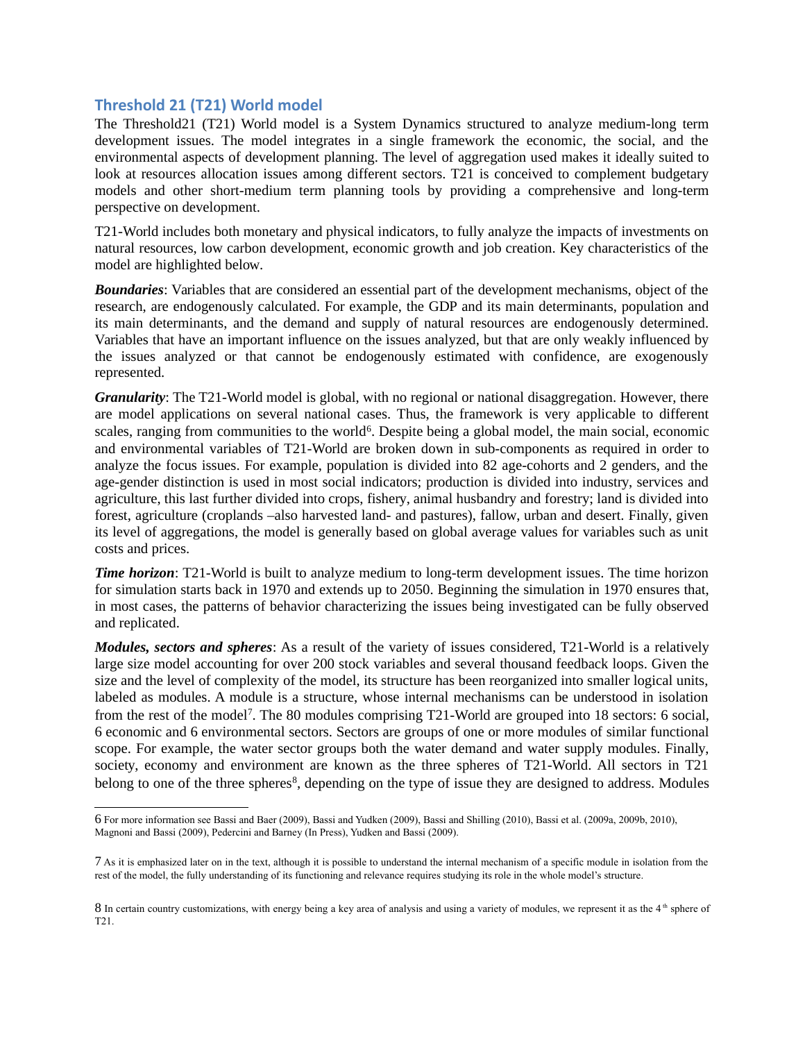## Threshold 21 (T21) World model

The Threshold21 (T21) World model is a System Dynamics structured to analyze medium-long term development issues. The model integrates in a single framework the economic, the social, and the environmental aspects of development planning. The level of aggregation used makes it ideally suited to look at resources allocation issues among different sectors. T21 is conceived to complement budgetary models and other short-medium term planning tools by providing a comprehensive and long-term perspective on development.

T21-World includes both monetary and physical indicators, to fully analyze the impacts of investments on natural resources, low carbon development, economic growth and job creation. Key characteristics of the model are highlighted below.

***Boundaries***: Variables that are considered an essential part of the development mechanisms, object of the research, are endogenously calculated. For example, the GDP and its main determinants, population and its main determinants, and the demand and supply of natural resources are endogenously determined. Variables that have an important influence on the issues analyzed, but that are only weakly influenced by the issues analyzed or that cannot be endogenously estimated with confidence, are exogenously represented.

***Granularity***: The T21-World model is global, with no regional or national disaggregation. However, there are model applications on several national cases. Thus, the framework is very applicable to different scales, ranging from communities to the world[6]. Despite being a global model, the main social, economic and environmental variables of T21-World are broken down in sub-components as required in order to analyze the focus issues. For example, population is divided into 82 age-cohorts and 2 genders, and the age-gender distinction is used in most social indicators; production is divided into industry, services and agriculture, this last further divided into crops, fishery, animal husbandry and forestry; land is divided into forest, agriculture (croplands –also harvested land- and pastures), fallow, urban and desert. Finally, given its level of aggregations, the model is generally based on global average values for variables such as unit costs and prices.

***Time horizon***: T21-World is built to analyze medium to long-term development issues. The time horizon for simulation starts back in 1970 and extends up to 2050. Beginning the simulation in 1970 ensures that, in most cases, the patterns of behavior characterizing the issues being investigated can be fully observed and replicated.

***Modules, sectors and spheres***: As a result of the variety of issues considered, T21-World is a relatively large size model accounting for over 200 stock variables and several thousand feedback loops. Given the size and the level of complexity of the model, its structure has been reorganized into smaller logical units, labeled as modules. A module is a structure, whose internal mechanisms can be understood in isolation from the rest of the model[7]. The 80 modules comprising T21-World are grouped into 18 sectors: 6 social, 6 economic and 6 environmental sectors. Sectors are groups of one or more modules of similar functional scope. For example, the water sector groups both the water demand and water supply modules. Finally, society, economy and environment are known as the three spheres of T21-World. All sectors in T21 belong to one of the three spheres[8], depending on the type of issue they are designed to address. Modules

---

6 For more information see Bassi and Baer (2009), Bassi and Yudken (2009), Bassi and Shilling (2010), Bassi et al. (2009a, 2009b, 2010), Magnoni and Bassi (2009), Pedercini and Barney (In Press), Yudken and Bassi (2009).

7 As it is emphasized later on in the text, although it is possible to understand the internal mechanism of a specific module in isolation from the rest of the model, the fully understanding of its functioning and relevance requires studying its role in the whole model's structure.

8 In certain country customizations, with energy being a key area of analysis and using a variety of modules, we represent it as the 4th sphere of T21.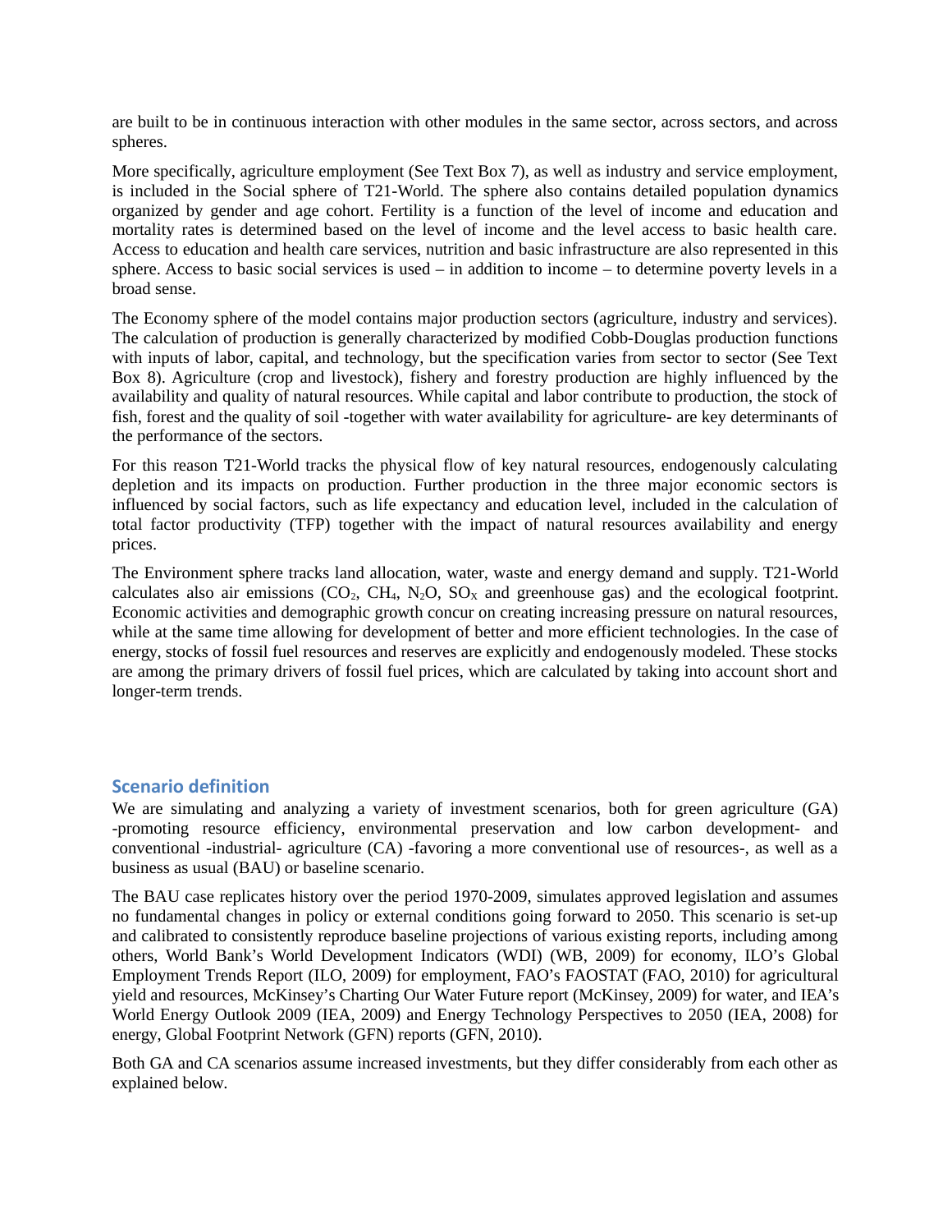are built to be in continuous interaction with other modules in the same sector, across sectors, and across spheres.

More specifically, agriculture employment (See Text Box 7), as well as industry and service employment, is included in the Social sphere of T21-World. The sphere also contains detailed population dynamics organized by gender and age cohort. Fertility is a function of the level of income and education and mortality rates is determined based on the level of income and the level access to basic health care. Access to education and health care services, nutrition and basic infrastructure are also represented in this sphere. Access to basic social services is used – in addition to income – to determine poverty levels in a broad sense.

The Economy sphere of the model contains major production sectors (agriculture, industry and services). The calculation of production is generally characterized by modified Cobb-Douglas production functions with inputs of labor, capital, and technology, but the specification varies from sector to sector (See Text Box 8). Agriculture (crop and livestock), fishery and forestry production are highly influenced by the availability and quality of natural resources. While capital and labor contribute to production, the stock of fish, forest and the quality of soil -together with water availability for agriculture- are key determinants of the performance of the sectors.

For this reason T21-World tracks the physical flow of key natural resources, endogenously calculating depletion and its impacts on production. Further production in the three major economic sectors is influenced by social factors, such as life expectancy and education level, included in the calculation of total factor productivity (TFP) together with the impact of natural resources availability and energy prices.

The Environment sphere tracks land allocation, water, waste and energy demand and supply. T21-World calculates also air emissions ($CO_2$, $CH_4$, $N_2O$, $SO_X$ and greenhouse gas) and the ecological footprint. Economic activities and demographic growth concur on creating increasing pressure on natural resources, while at the same time allowing for development of better and more efficient technologies. In the case of energy, stocks of fossil fuel resources and reserves are explicitly and endogenously modeled. These stocks are among the primary drivers of fossil fuel prices, which are calculated by taking into account short and longer-term trends.

## Scenario definition

We are simulating and analyzing a variety of investment scenarios, both for green agriculture (GA) -promoting resource efficiency, environmental preservation and low carbon development- and conventional -industrial- agriculture (CA) -favoring a more conventional use of resources-, as well as a business as usual (BAU) or baseline scenario.

The BAU case replicates history over the period 1970-2009, simulates approved legislation and assumes no fundamental changes in policy or external conditions going forward to 2050. This scenario is set-up and calibrated to consistently reproduce baseline projections of various existing reports, including among others, World Bank's World Development Indicators (WDI) (WB, 2009) for economy, ILO's Global Employment Trends Report (ILO, 2009) for employment, FAO's FAOSTAT (FAO, 2010) for agricultural yield and resources, McKinsey's Charting Our Water Future report (McKinsey, 2009) for water, and IEA's World Energy Outlook 2009 (IEA, 2009) and Energy Technology Perspectives to 2050 (IEA, 2008) for energy, Global Footprint Network (GFN) reports (GFN, 2010).

Both GA and CA scenarios assume increased investments, but they differ considerably from each other as explained below.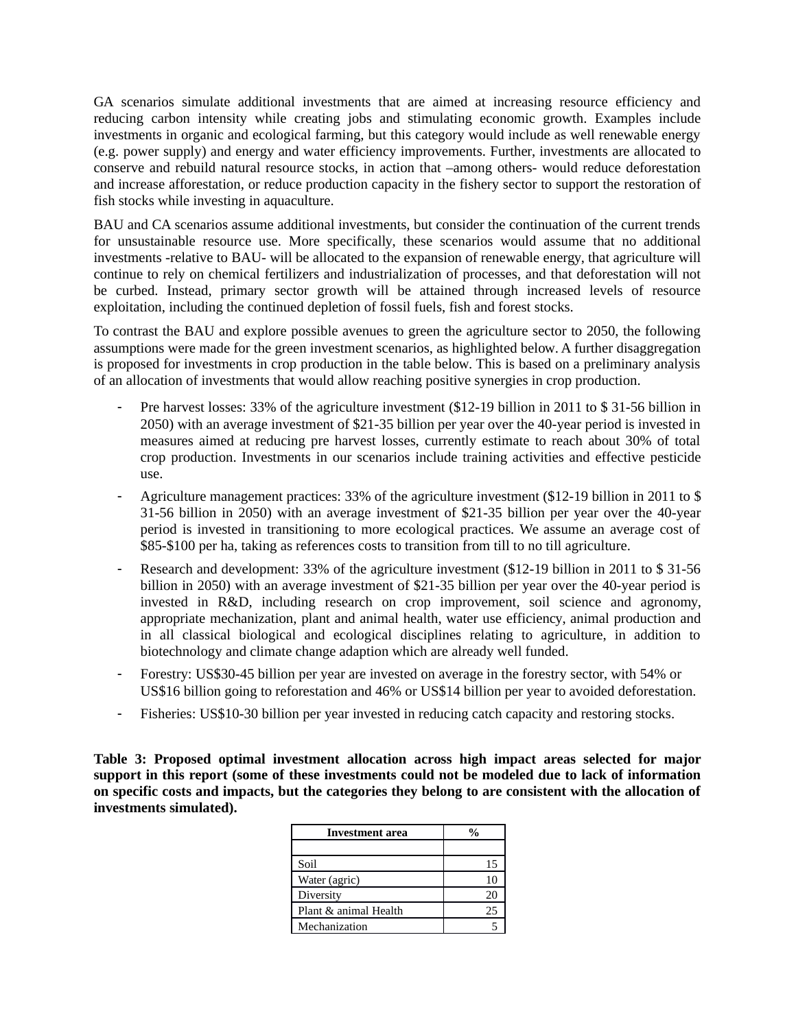GA scenarios simulate additional investments that are aimed at increasing resource efficiency and reducing carbon intensity while creating jobs and stimulating economic growth. Examples include investments in organic and ecological farming, but this category would include as well renewable energy (e.g. power supply) and energy and water efficiency improvements. Further, investments are allocated to conserve and rebuild natural resource stocks, in action that –among others- would reduce deforestation and increase afforestation, or reduce production capacity in the fishery sector to support the restoration of fish stocks while investing in aquaculture.

BAU and CA scenarios assume additional investments, but consider the continuation of the current trends for unsustainable resource use. More specifically, these scenarios would assume that no additional investments -relative to BAU- will be allocated to the expansion of renewable energy, that agriculture will continue to rely on chemical fertilizers and industrialization of processes, and that deforestation will not be curbed. Instead, primary sector growth will be attained through increased levels of resource exploitation, including the continued depletion of fossil fuels, fish and forest stocks.

To contrast the BAU and explore possible avenues to green the agriculture sector to 2050, the following assumptions were made for the green investment scenarios, as highlighted below. A further disaggregation is proposed for investments in crop production in the table below. This is based on a preliminary analysis of an allocation of investments that would allow reaching positive synergies in crop production.

- Pre harvest losses: 33% of the agriculture investment ($12-19 billion in 2011 to $ 31-56 billion in 2050) with an average investment of $21-35 billion per year over the 40-year period is invested in measures aimed at reducing pre harvest losses, currently estimate to reach about 30% of total crop production. Investments in our scenarios include training activities and effective pesticide use.
- Agriculture management practices: 33% of the agriculture investment ($12-19 billion in 2011 to $ 31-56 billion in 2050) with an average investment of $21-35 billion per year over the 40-year period is invested in transitioning to more ecological practices. We assume an average cost of $85-$100 per ha, taking as references costs to transition from till to no till agriculture.
- Research and development: 33% of the agriculture investment ($12-19 billion in 2011 to $ 31-56 billion in 2050) with an average investment of $21-35 billion per year over the 40-year period is invested in R&D, including research on crop improvement, soil science and agronomy, appropriate mechanization, plant and animal health, water use efficiency, animal production and in all classical biological and ecological disciplines relating to agriculture, in addition to biotechnology and climate change adaption which are already well funded.
- Forestry: US$30-45 billion per year are invested on average in the forestry sector, with 54% or US$16 billion going to reforestation and 46% or US$14 billion per year to avoided deforestation.
- Fisheries: US$10-30 billion per year invested in reducing catch capacity and restoring stocks.

**Table 3: Proposed optimal investment allocation across high impact areas selected for major support in this report (some of these investments could not be modeled due to lack of information on specific costs and impacts, but the categories they belong to are consistent with the allocation of investments simulated).**

| Investment area | % |
|---|---|
| | |
| Soil | 15 |
| Water (agric) | 10 |
| Diversity | 20 |
| Plant & animal Health | 25 |
| Mechanization | 5 |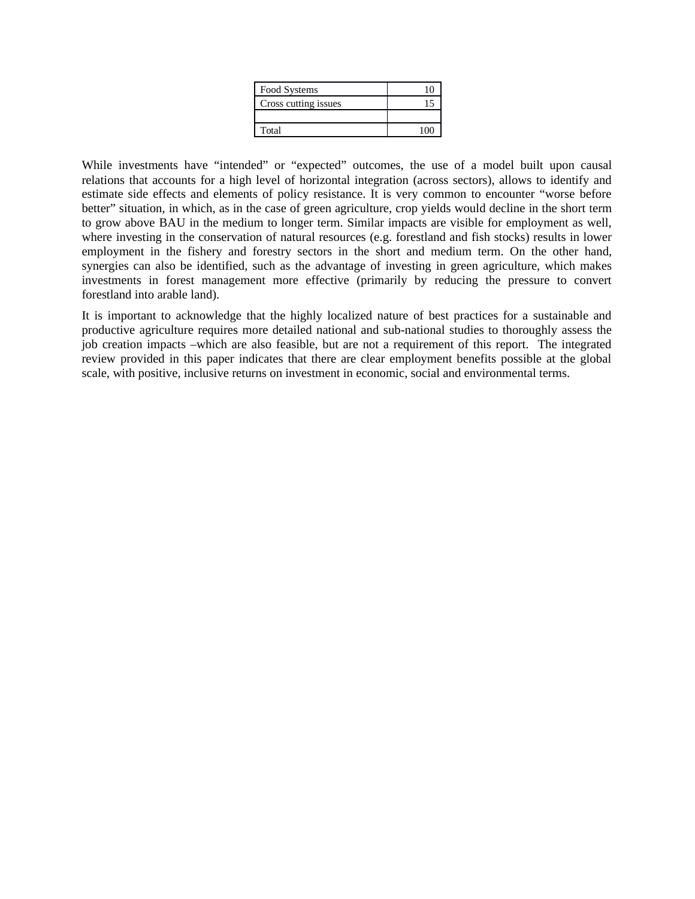| Food Systems | 10 |
|---|---|
| Cross cutting issues | 15 |
| | |
| Total | 100 |

While investments have “intended” or “expected” outcomes, the use of a model built upon causal relations that accounts for a high level of horizontal integration (across sectors), allows to identify and estimate side effects and elements of policy resistance. It is very common to encounter “worse before better” situation, in which, as in the case of green agriculture, crop yields would decline in the short term to grow above BAU in the medium to longer term. Similar impacts are visible for employment as well, where investing in the conservation of natural resources (e.g. forestland and fish stocks) results in lower employment in the fishery and forestry sectors in the short and medium term. On the other hand, synergies can also be identified, such as the advantage of investing in green agriculture, which makes investments in forest management more effective (primarily by reducing the pressure to convert forestland into arable land).

It is important to acknowledge that the highly localized nature of best practices for a sustainable and productive agriculture requires more detailed national and sub-national studies to thoroughly assess the job creation impacts –which are also feasible, but are not a requirement of this report. The integrated review provided in this paper indicates that there are clear employment benefits possible at the global scale, with positive, inclusive returns on investment in economic, social and environmental terms.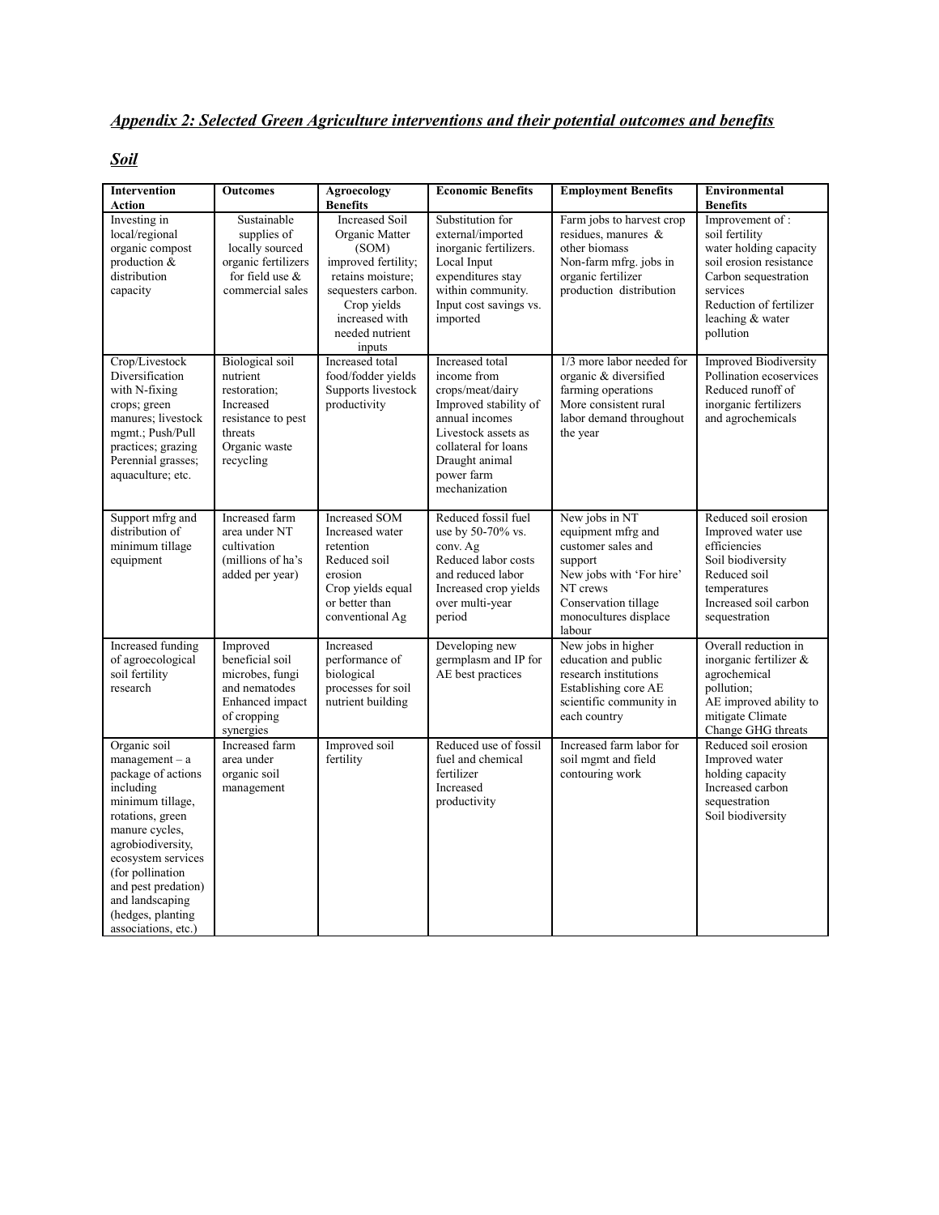***Appendix 2: Selected Green Agriculture interventions and their potential outcomes and benefits***

***Soil***

| Intervention Action | Outcomes | Agroecology Benefits | Economic Benefits | Employment Benefits | Environmental Benefits |
|---|---|---|---|---|---|
| Investing in local/regional organic compost production & distribution capacity | Sustainable supplies of locally sourced organic fertilizers for field use & commercial sales | Increased Soil Organic Matter (SOM) improved fertility; retains moisture; sequesters carbon. Crop yields increased with needed nutrient inputs | Substitution for external/imported inorganic fertilizers. Local Input expenditures stay within community. Input cost savings vs. imported | Farm jobs to harvest crop residues, manures & other biomass Non-farm mfrg. jobs in organic fertilizer production distribution | Improvement of : soil fertility water holding capacity soil erosion resistance Carbon sequestration services Reduction of fertilizer leaching & water pollution |
| Crop/Livestock Diversification with N-fixing crops; green manures; livestock mgmt.; Push/Pull practices; grazing Perennial grasses; aquaculture; etc. | Biological soil nutrient restoration; Increased resistance to pest threats Organic waste recycling | Increased total food/fodder yields Supports livestock productivity | Increased total income from crops/meat/dairy Improved stability of annual incomes Livestock assets as collateral for loans Draught animal power farm mechanization | 1/3 more labor needed for organic & diversified farming operations More consistent rural labor demand throughout the year | Improved Biodiversity Pollination ecoservices Reduced runoff of inorganic fertilizers and agrochemicals |
| Support mfrg and distribution of minimum tillage equipment | Increased farm area under NT cultivation (millions of ha's added per year) | Increased SOM Increased water retention Reduced soil erosion Crop yields equal or better than conventional Ag | Reduced fossil fuel use by 50-70% vs. conv. Ag Reduced labor costs and reduced labor Increased crop yields over multi-year period | New jobs in NT equipment mfrg and customer sales and support New jobs with 'For hire' NT crews Conservation tillage monocultures displace labour | Reduced soil erosion Improved water use efficiencies Soil biodiversity Reduced soil temperatures Increased soil carbon sequestration |
| Increased funding of agroecological soil fertility research | Improved beneficial soil microbes, fungi and nematodes Enhanced impact of cropping synergies | Increased performance of biological processes for soil nutrient building | Developing new germplasm and IP for AE best practices | New jobs in higher education and public research institutions Establishing core AE scientific community in each country | Overall reduction in inorganic fertilizer & agrochemical pollution; AE improved ability to mitigate Climate Change GHG threats |
| Organic soil management – a package of actions including minimum tillage, rotations, green manure cycles, agrobiodiversity, ecosystem services (for pollination and pest predation) and landscaping (hedges, planting associations, etc.) | Increased farm area under organic soil management | Improved soil fertility | Reduced use of fossil fuel and chemical fertilizer Increased productivity | Increased farm labor for soil mgmt and field contouring work | Reduced soil erosion Improved water holding capacity Increased carbon sequestration Soil biodiversity |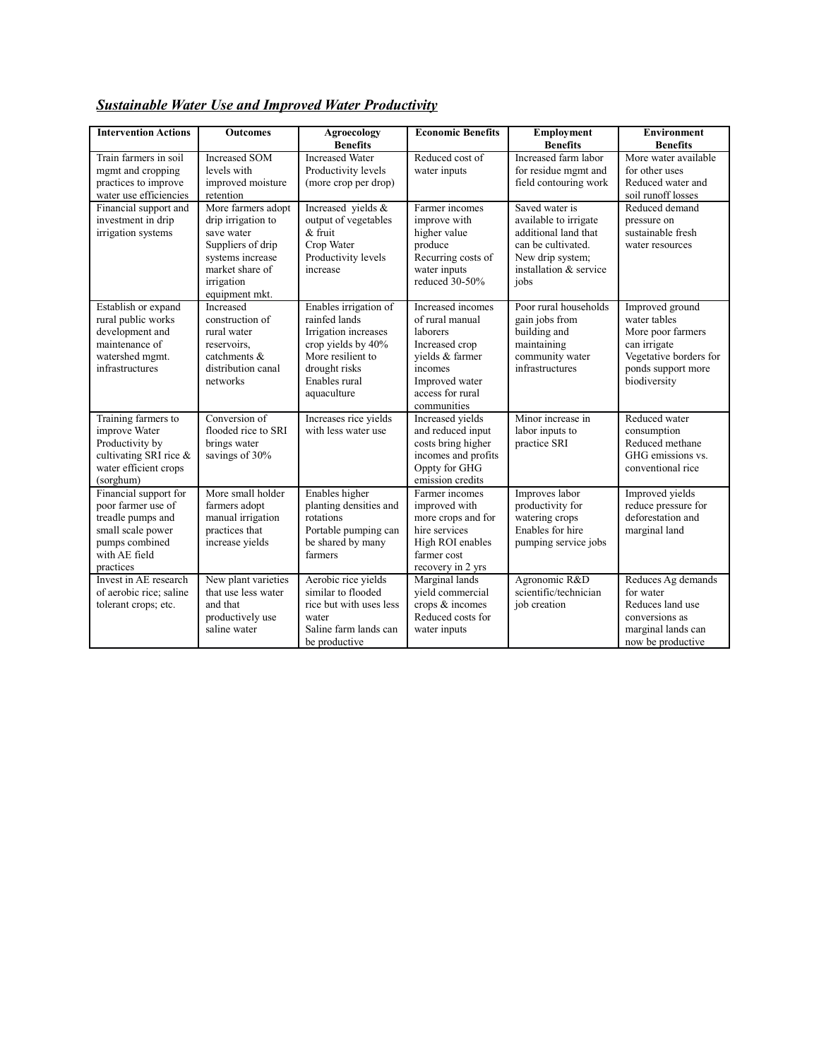***Sustainable Water Use and Improved Water Productivity***

| Intervention Actions | Outcomes | Agroecology Benefits | Economic Benefits | Employment Benefits | Environment Benefits |
|---|---|---|---|---|---|
| Train farmers in soil mgmt and cropping practices to improve water use efficiencies | Increased SOM levels with improved moisture retention | Increased Water Productivity levels (more crop per drop) | Reduced cost of water inputs | Increased farm labor for residue mgmt and field contouring work | More water available for other uses<br>Reduced water and soil runoff losses |
| Financial support and investment in drip irrigation systems | More farmers adopt drip irrigation to save water<br>Suppliers of drip systems increase market share of irrigation equipment mkt. | Increased yields & output of vegetables & fruit<br>Crop Water Productivity levels increase | Farmer incomes improve with higher value produce<br>Recurring costs of water inputs reduced 30-50% | Saved water is available to irrigate additional land that can be cultivated.<br>New drip system; installation & service jobs | Reduced demand pressure on sustainable fresh water resources |
| Establish or expand rural public works development and maintenance of watershed mgmt. infrastructures | Increased construction of rural water reservoirs, catchments & distribution canal networks | Enables irrigation of rainfed lands<br>Irrigation increases crop yields by 40%<br>More resilient to drought risks<br>Enables rural aquaculture | Increased incomes of rural manual laborers<br>Increased crop yields & farmer incomes<br>Improved water access for rural communities | Poor rural households gain jobs from building and maintaining community water infrastructures | Improved ground water tables<br>More poor farmers can irrigate<br>Vegetative borders for ponds support more biodiversity |
| Training farmers to improve Water Productivity by cultivating SRI rice & water efficient crops (sorghum) | Conversion of flooded rice to SRI brings water savings of 30% | Increases rice yields with less water use | Increased yields and reduced input costs bring higher incomes and profits<br>Oppty for GHG emission credits | Minor increase in labor inputs to practice SRI | Reduced water consumption<br>Reduced methane GHG emissions vs. conventional rice |
| Financial support for poor farmer use of treadle pumps and small scale power pumps combined with AE field practices | More small holder farmers adopt manual irrigation practices that increase yields | Enables higher planting densities and rotations<br>Portable pumping can be shared by many farmers | Farmer incomes improved with more crops and for hire services<br>High ROI enables farmer cost recovery in 2 yrs | Improves labor productivity for watering crops<br>Enables for hire pumping service jobs | Improved yields reduce pressure for deforestation and marginal land |
| Invest in AE research of aerobic rice; saline tolerant crops; etc. | New plant varieties that use less water and that productively use saline water | Aerobic rice yields similar to flooded rice but with uses less water<br>Saline farm lands can be productive | Marginal lands yield commercial crops & incomes<br>Reduced costs for water inputs | Agronomic R&D scientific/technician job creation | Reduces Ag demands for water<br>Reduces land use conversions as marginal lands can now be productive |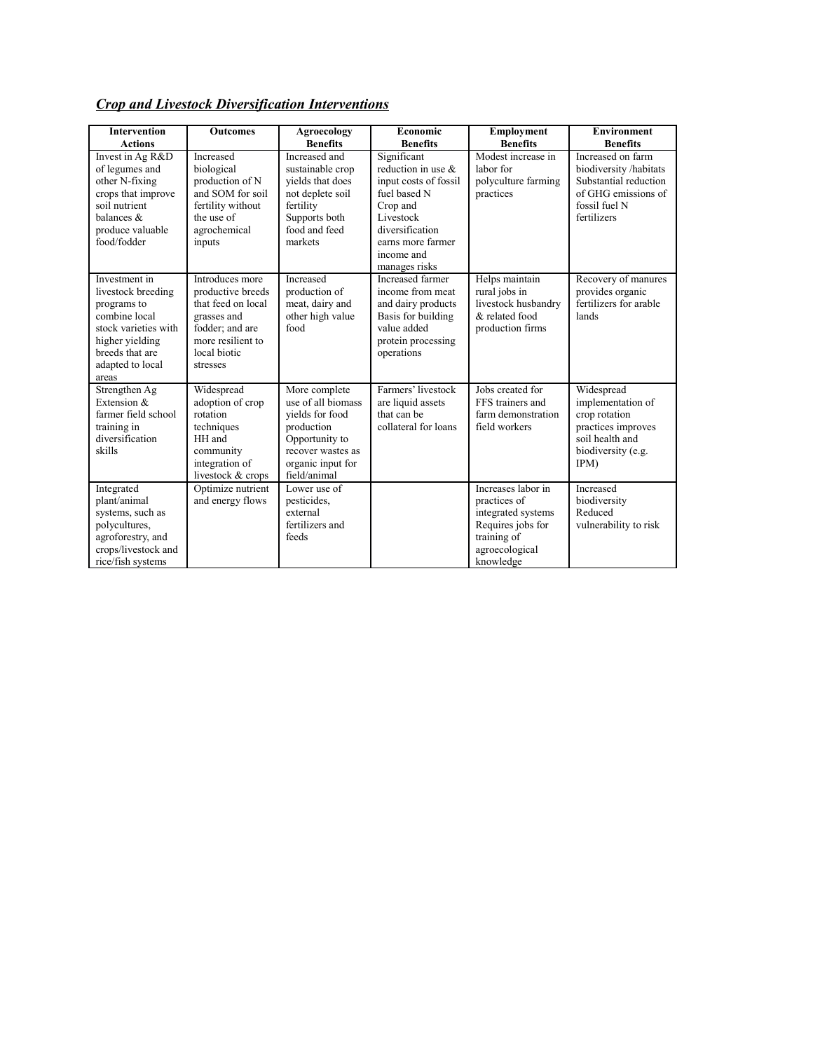***Crop and Livestock Diversification Interventions***

| Intervention Actions | Outcomes | Agroecology Benefits | Economic Benefits | Employment Benefits | Environment Benefits |
|---|---|---|---|---|---|
| Invest in Ag R&D of legumes and other N-fixing crops that improve soil nutrient balances & produce valuable food/fodder | Increased biological production of N and SOM for soil fertility without the use of agrochemical inputs | Increased and sustainable crop yields that does not deplete soil fertility<br>Supports both food and feed markets | Significant reduction in use & input costs of fossil fuel based N<br>Crop and Livestock diversification earns more farmer income and manages risks | Modest increase in labor for polyculture farming practices | Increased on farm biodiversity /habitats<br>Substantial reduction of GHG emissions of fossil fuel N fertilizers |
| Investment in livestock breeding programs to combine local stock varieties with higher yielding breeds that are adapted to local areas | Introduces more productive breeds that feed on local grasses and fodder; and are more resilient to local biotic stresses | Increased production of meat, dairy and other high value food | Increased farmer income from meat and dairy products<br>Basis for building value added protein processing operations | Helps maintain rural jobs in livestock husbandry & related food production firms | Recovery of manures provides organic fertilizers for arable lands |
| Strengthen Ag Extension & farmer field school training in diversification skills | Widespread adoption of crop rotation techniques<br>HH and community integration of livestock & crops | More complete use of all biomass yields for food production<br>Opportunity to recover wastes as organic input for field/animal | Farmers' livestock are liquid assets that can be collateral for loans | Jobs created for FFS trainers and farm demonstration field workers | Widespread implementation of crop rotation practices improves soil health and biodiversity (e.g. IPM) |
| Integrated plant/animal systems, such as polycultures, agroforestry, and crops/livestock and rice/fish systems | Optimize nutrient and energy flows | Lower use of pesticides, external fertilizers and feeds | | Increases labor in practices of integrated systems<br>Requires jobs for training of agroecological knowledge | Increased biodiversity<br>Reduced vulnerability to risk |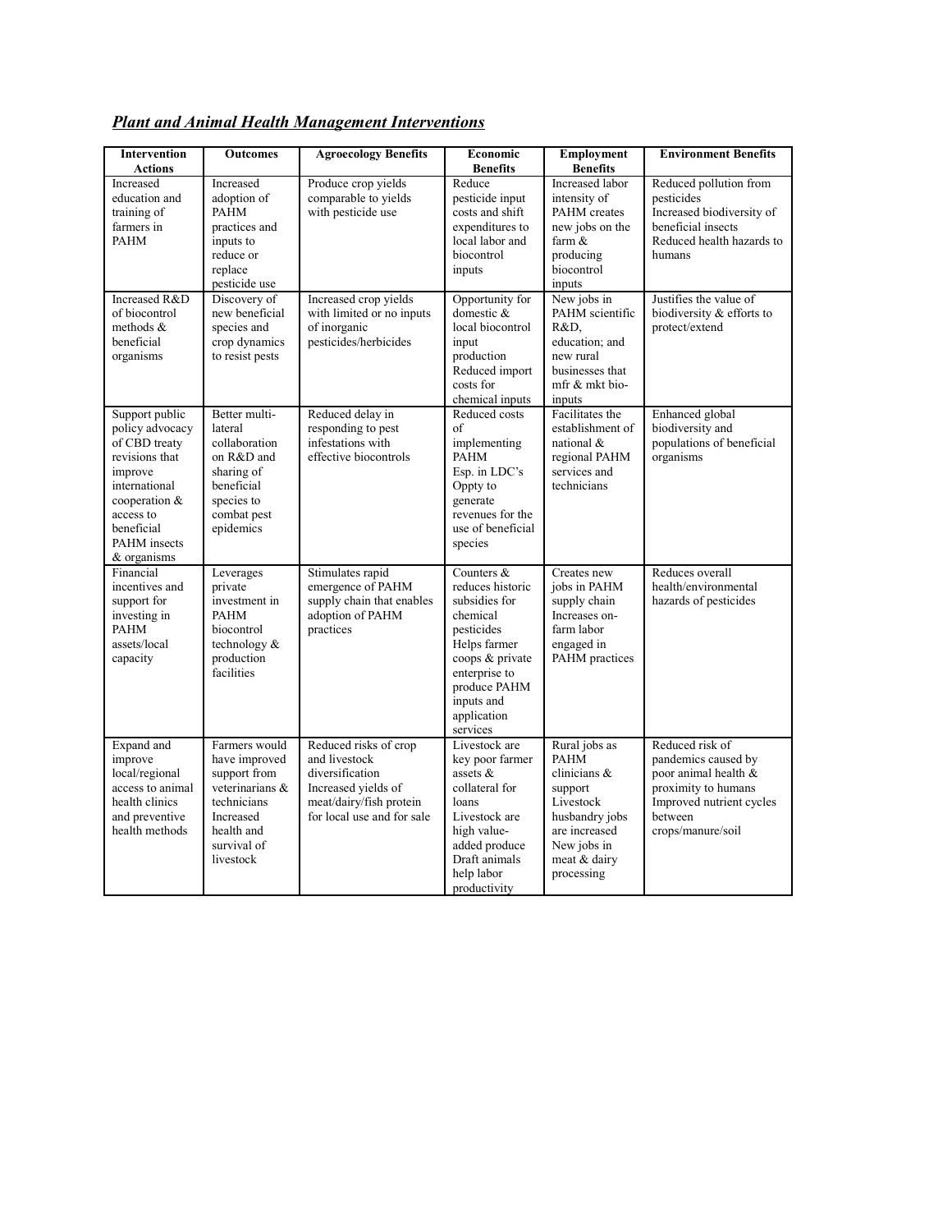***Plant and Animal Health Management Interventions***

| Intervention Actions | Outcomes | Agroecology Benefits | Economic Benefits | Employment Benefits | Environment Benefits |
|---|---|---|---|---|---|
| Increased education and training of farmers in PAHM | Increased adoption of PAHM practices and inputs to reduce or replace pesticide use | Produce crop yields comparable to yields with pesticide use | Reduce pesticide input costs and shift expenditures to local labor and biocontrol inputs | Increased labor intensity of PAHM creates new jobs on the farm & producing biocontrol inputs | Reduced pollution from pesticides<br>Increased biodiversity of beneficial insects<br>Reduced health hazards to humans |
| Increased R&D of biocontrol methods & beneficial organisms | Discovery of new beneficial species and crop dynamics to resist pests | Increased crop yields with limited or no inputs of inorganic pesticides/herbicides | Opportunity for domestic & local biocontrol input production<br>Reduced import costs for chemical inputs | New jobs in PAHM scientific R&D, education; and new rural businesses that mfr & mkt bio-inputs | Justifies the value of biodiversity & efforts to protect/extend |
| Support public policy advocacy of CBD treaty revisions that improve international cooperation & access to beneficial PAHM insects & organisms | Better multi-lateral collaboration on R&D and sharing of beneficial species to combat pest epidemics | Reduced delay in responding to pest infestations with effective biocontrols | Reduced costs of implementing PAHM Esp. in LDC's<br>Oppty to generate revenues for the use of beneficial species | Facilitates the establishment of national & regional PAHM services and technicians | Enhanced global biodiversity and populations of beneficial organisms |
| Financial incentives and support for investing in PAHM assets/local capacity | Leverages private investment in PAHM biocontrol technology & production facilities | Stimulates rapid emergence of PAHM supply chain that enables adoption of PAHM practices | Counters & reduces historic subsidies for chemical pesticides<br>Helps farmer coops & private enterprise to produce PAHM inputs and application services | Creates new jobs in PAHM supply chain<br>Increases on-farm labor engaged in PAHM practices | Reduces overall health/environmental hazards of pesticides |
| Expand and improve local/regional access to animal health clinics and preventive health methods | Farmers would have improved support from veterinarians & technicians<br>Increased health and survival of livestock | Reduced risks of crop and livestock diversification<br>Increased yields of meat/dairy/fish protein for local use and for sale | Livestock are key poor farmer assets & collateral for loans<br>Livestock are high value-added produce<br>Draft animals help labor productivity | Rural jobs as PAHM clinicians & support<br>Livestock husbandry jobs are increased<br>New jobs in meat & dairy processing | Reduced risk of pandemics caused by poor animal health & proximity to humans<br>Improved nutrient cycles between crops/manure/soil |